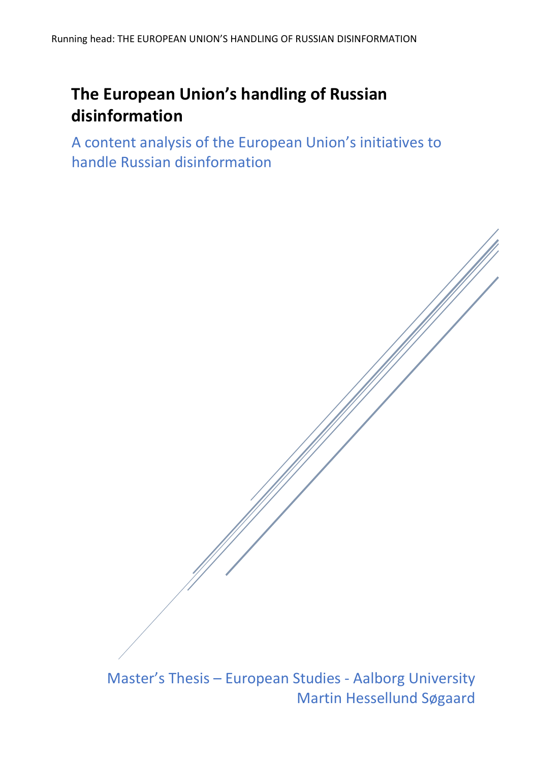# The European Union's handling of Russian disinformation

## A content analysis of the European Union's initiatives to handle Russian disinformation

Master's Thesis – European Studies - Aalborg University

Martin Hessellund Søgaard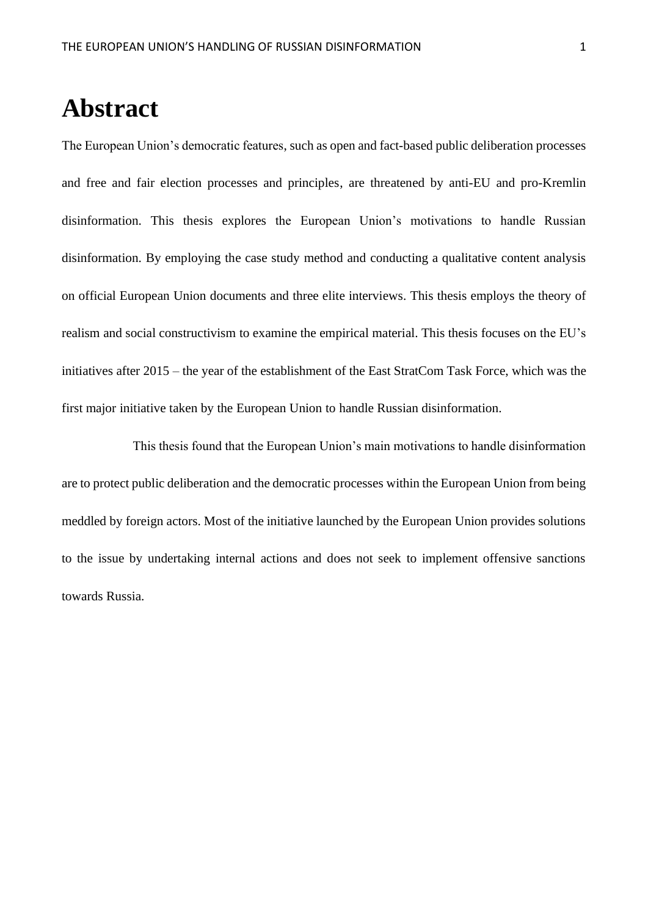# Abstract

The European Union's democratic features, such as open and fact-based public deliberation processes and free and fair election processes and principles, are threatened by anti-EU and pro-Kremlin disinformation. This thesis explores the European Union's motivations to handle Russian disinformation. By employing the case study method and conducting a qualitative content analysis on official European Union documents and three elite interviews. This thesis employs the theory of realism and social constructivism to examine the empirical material. This thesis focuses on the EU's initiatives after 2015 – the year of the establishment of the East StratCom Task Force, which was the first major initiative taken by the European Union to handle Russian disinformation.

This thesis found that the European Union's main motivations to handle disinformation are to protect public deliberation and the democratic processes within the European Union from being meddled by foreign actors. Most of the initiative launched by the European Union provides solutions to the issue by undertaking internal actions and does not seek to implement offensive sanctions towards Russia.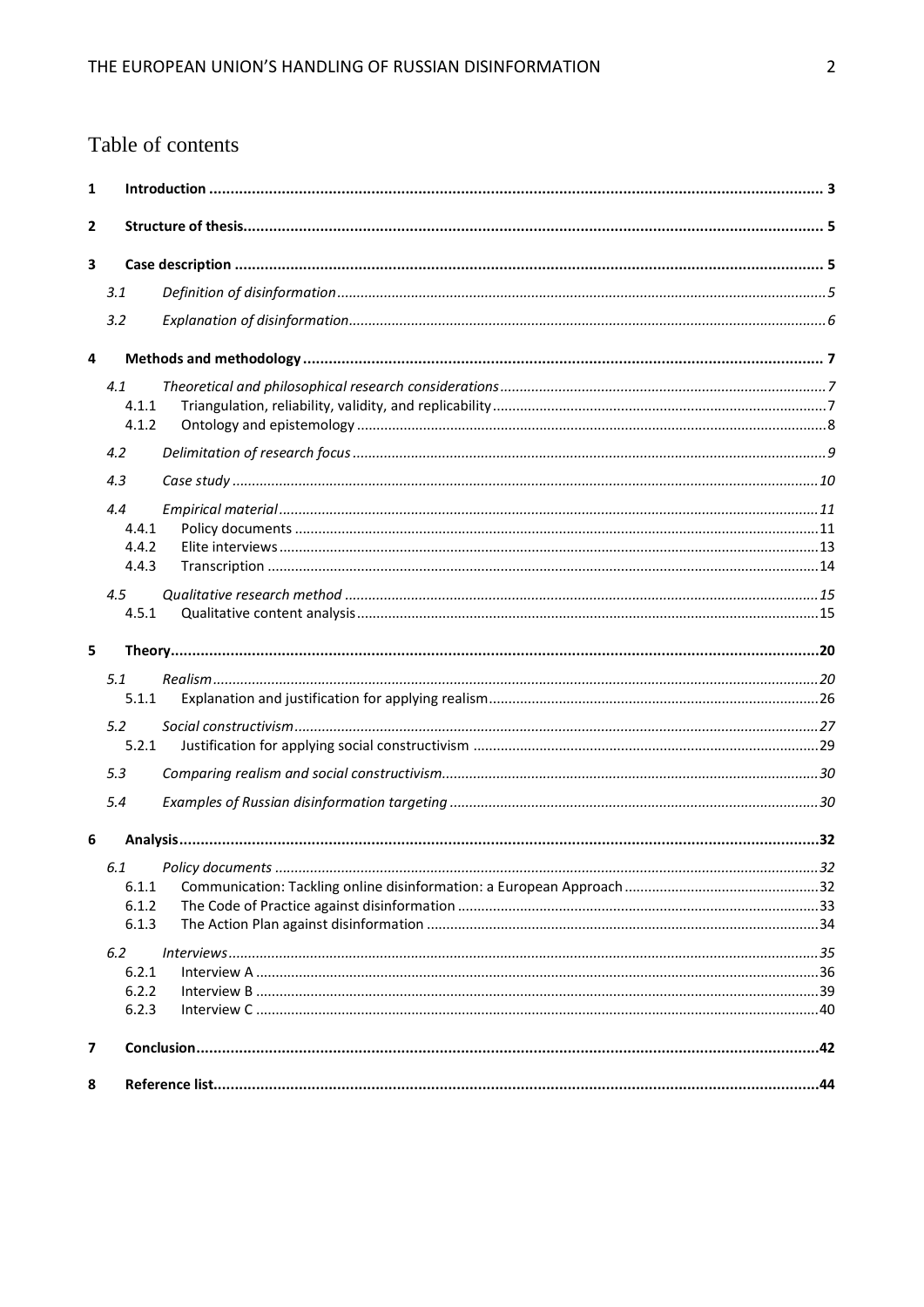# Table of contents

**1 Introduction** ..... 3

**2 Structure of thesis** ..... 5

**3 Case description** ..... 5

- 3.1 *Definition of disinformation* ..... 5
- 3.2 *Explanation of disinformation* ..... 6

**4 Methods and methodology** ..... 7

- 4.1 *Theoretical and philosophical research considerations* ..... 7
  - 4.1.1 Triangulation, reliability, validity, and replicability ..... 7
  - 4.1.2 Ontology and epistemology ..... 8
- 4.2 *Delimitation of research focus* ..... 9
- 4.3 *Case study* ..... 10
- 4.4 *Empirical material* ..... 11
  - 4.4.1 Policy documents ..... 11
  - 4.4.2 Elite interviews ..... 13
  - 4.4.3 Transcription ..... 14
- 4.5 *Qualitative research method* ..... 15
  - 4.5.1 Qualitative content analysis ..... 15

**5 Theory** ..... 20

- 5.1 *Realism* ..... 20
  - 5.1.1 Explanation and justification for applying realism ..... 26
- 5.2 *Social constructivism* ..... 27
  - 5.2.1 Justification for applying social constructivism ..... 29
- 5.3 *Comparing realism and social constructivism* ..... 30
- 5.4 *Examples of Russian disinformation targeting* ..... 30

**6 Analysis** ..... 32

- 6.1 *Policy documents* ..... 32
  - 6.1.1 Communication: Tackling online disinformation: a European Approach ..... 32
  - 6.1.2 The Code of Practice against disinformation ..... 33
  - 6.1.3 The Action Plan against disinformation ..... 34
- 6.2 *Interviews* ..... 35
  - 6.2.1 Interview A ..... 36
  - 6.2.2 Interview B ..... 39
  - 6.2.3 Interview C ..... 40

**7 Conclusion** ..... 42

**8 Reference list** ..... 44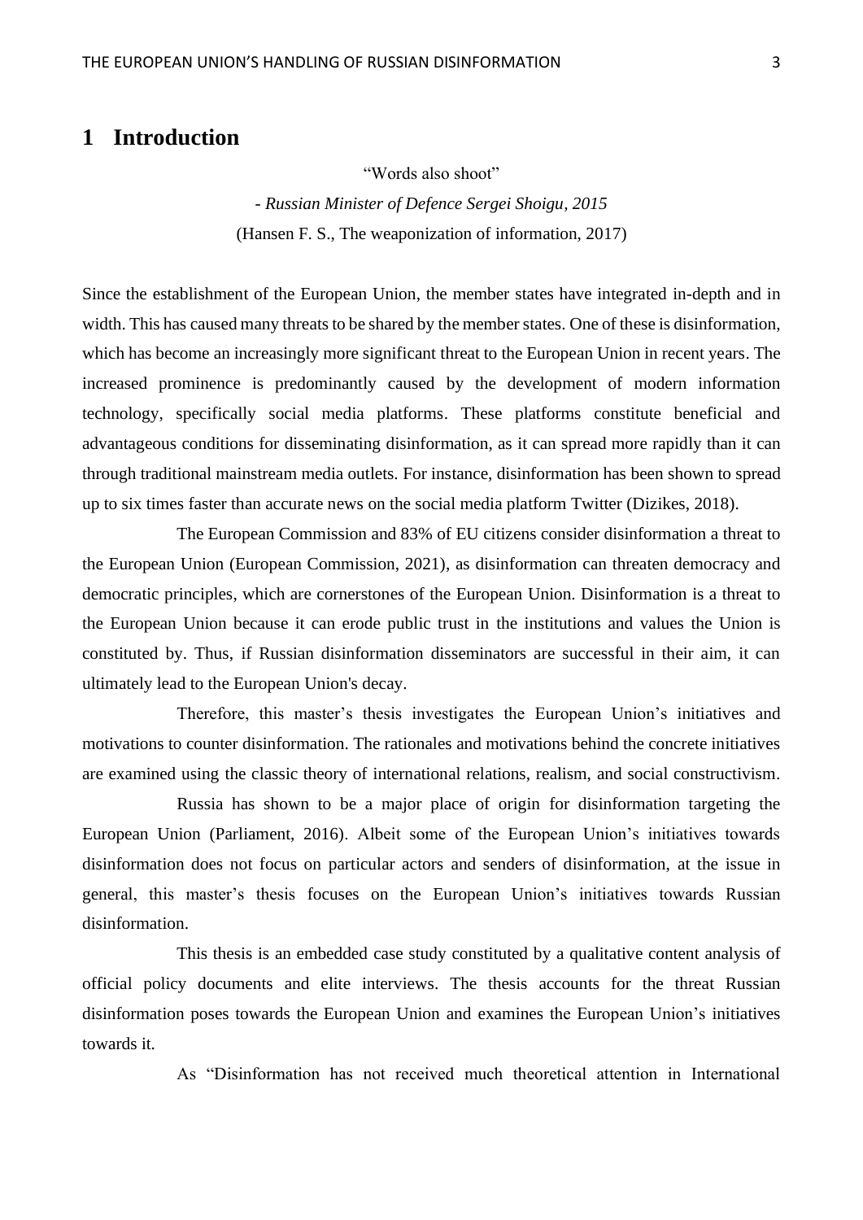# 1 Introduction

"Words also shoot"

- *Russian Minister of Defence Sergei Shoigu, 2015*

(Hansen F. S., The weaponization of information, 2017)

Since the establishment of the European Union, the member states have integrated in-depth and in width. This has caused many threats to be shared by the member states. One of these is disinformation, which has become an increasingly more significant threat to the European Union in recent years. The increased prominence is predominantly caused by the development of modern information technology, specifically social media platforms. These platforms constitute beneficial and advantageous conditions for disseminating disinformation, as it can spread more rapidly than it can through traditional mainstream media outlets. For instance, disinformation has been shown to spread up to six times faster than accurate news on the social media platform Twitter (Dizikes, 2018).

The European Commission and 83% of EU citizens consider disinformation a threat to the European Union (European Commission, 2021), as disinformation can threaten democracy and democratic principles, which are cornerstones of the European Union. Disinformation is a threat to the European Union because it can erode public trust in the institutions and values the Union is constituted by. Thus, if Russian disinformation disseminators are successful in their aim, it can ultimately lead to the European Union's decay.

Therefore, this master's thesis investigates the European Union's initiatives and motivations to counter disinformation. The rationales and motivations behind the concrete initiatives are examined using the classic theory of international relations, realism, and social constructivism.

Russia has shown to be a major place of origin for disinformation targeting the European Union (Parliament, 2016). Albeit some of the European Union's initiatives towards disinformation does not focus on particular actors and senders of disinformation, at the issue in general, this master's thesis focuses on the European Union's initiatives towards Russian disinformation.

This thesis is an embedded case study constituted by a qualitative content analysis of official policy documents and elite interviews. The thesis accounts for the threat Russian disinformation poses towards the European Union and examines the European Union's initiatives towards it.

As "Disinformation has not received much theoretical attention in International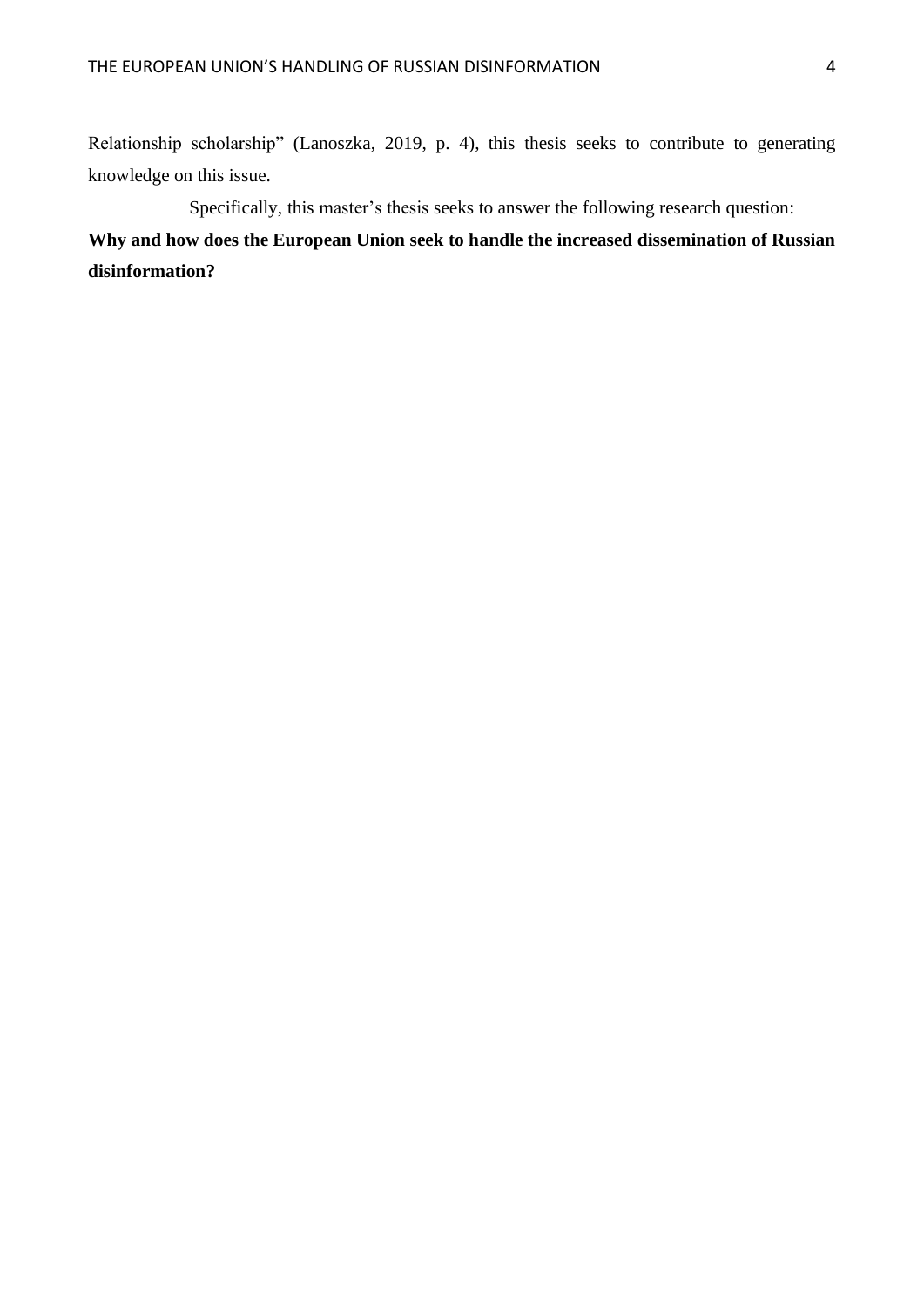Relationship scholarship" (Lanoszka, 2019, p. 4), this thesis seeks to contribute to generating knowledge on this issue.

Specifically, this master's thesis seeks to answer the following research question:

**Why and how does the European Union seek to handle the increased dissemination of Russian disinformation?**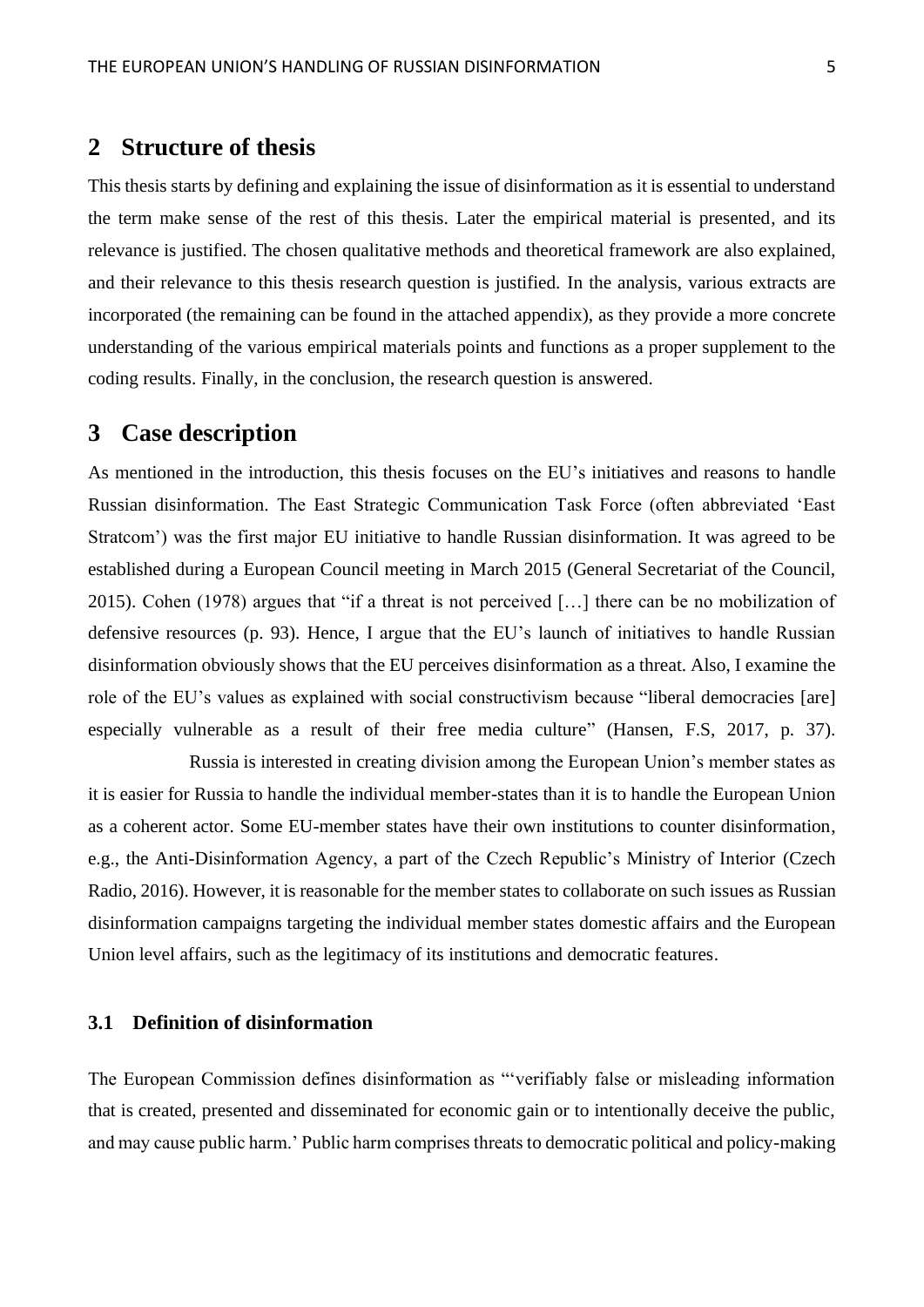## 2 Structure of thesis

This thesis starts by defining and explaining the issue of disinformation as it is essential to understand the term make sense of the rest of this thesis. Later the empirical material is presented, and its relevance is justified. The chosen qualitative methods and theoretical framework are also explained, and their relevance to this thesis research question is justified. In the analysis, various extracts are incorporated (the remaining can be found in the attached appendix), as they provide a more concrete understanding of the various empirical materials points and functions as a proper supplement to the coding results. Finally, in the conclusion, the research question is answered.

## 3 Case description

As mentioned in the introduction, this thesis focuses on the EU's initiatives and reasons to handle Russian disinformation. The East Strategic Communication Task Force (often abbreviated 'East Stratcom') was the first major EU initiative to handle Russian disinformation. It was agreed to be established during a European Council meeting in March 2015 (General Secretariat of the Council, 2015). Cohen (1978) argues that "if a threat is not perceived […] there can be no mobilization of defensive resources (p. 93). Hence, I argue that the EU's launch of initiatives to handle Russian disinformation obviously shows that the EU perceives disinformation as a threat. Also, I examine the role of the EU's values as explained with social constructivism because "liberal democracies [are] especially vulnerable as a result of their free media culture" (Hansen, F.S, 2017, p. 37).

Russia is interested in creating division among the European Union's member states as it is easier for Russia to handle the individual member-states than it is to handle the European Union as a coherent actor. Some EU-member states have their own institutions to counter disinformation, e.g., the Anti-Disinformation Agency, a part of the Czech Republic's Ministry of Interior (Czech Radio, 2016). However, it is reasonable for the member states to collaborate on such issues as Russian disinformation campaigns targeting the individual member states domestic affairs and the European Union level affairs, such as the legitimacy of its institutions and democratic features.

### 3.1 Definition of disinformation

The European Commission defines disinformation as "'verifiably false or misleading information that is created, presented and disseminated for economic gain or to intentionally deceive the public, and may cause public harm.' Public harm comprises threats to democratic political and policy-making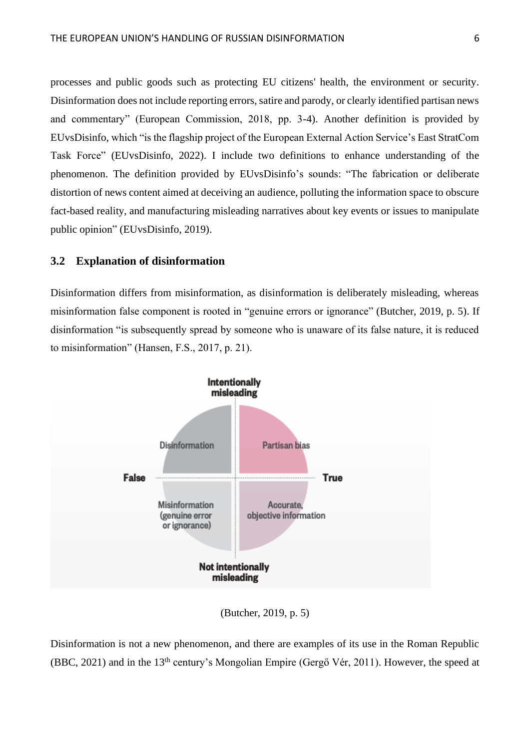processes and public goods such as protecting EU citizens' health, the environment or security. Disinformation does not include reporting errors, satire and parody, or clearly identified partisan news and commentary" (European Commission, 2018, pp. 3-4). Another definition is provided by EUvsDisinfo, which "is the flagship project of the European External Action Service's East StratCom Task Force" (EUvsDisinfo, 2022). I include two definitions to enhance understanding of the phenomenon. The definition provided by EUvsDisinfo's sounds: "The fabrication or deliberate distortion of news content aimed at deceiving an audience, polluting the information space to obscure fact-based reality, and manufacturing misleading narratives about key events or issues to manipulate public opinion" (EUvsDisinfo, 2019).

### 3.2 Explanation of disinformation

Disinformation differs from misinformation, as disinformation is deliberately misleading, whereas misinformation false component is rooted in "genuine errors or ignorance" (Butcher, 2019, p. 5). If disinformation "is subsequently spread by someone who is unaware of its false nature, it is reduced to misinformation" (Hansen, F.S., 2017, p. 21).

(Butcher, 2019, p. 5)

Disinformation is not a new phenomenon, and there are examples of its use in the Roman Republic (BBC, 2021) and in the 13th century's Mongolian Empire (Gergő Vér, 2011). However, the speed at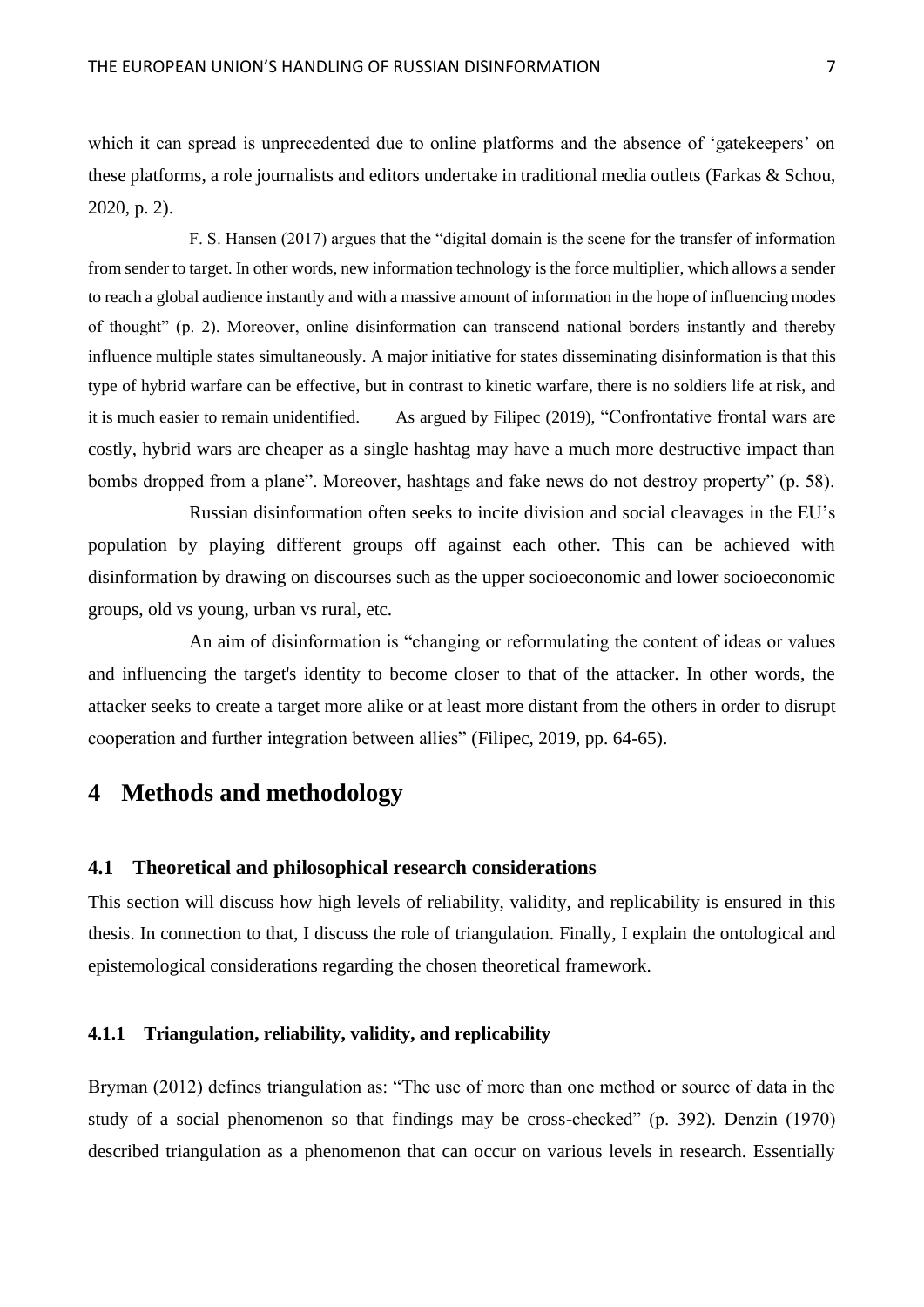which it can spread is unprecedented due to online platforms and the absence of 'gatekeepers' on these platforms, a role journalists and editors undertake in traditional media outlets (Farkas & Schou, 2020, p. 2).

F. S. Hansen (2017) argues that the "digital domain is the scene for the transfer of information from sender to target. In other words, new information technology is the force multiplier, which allows a sender to reach a global audience instantly and with a massive amount of information in the hope of influencing modes of thought" (p. 2). Moreover, online disinformation can transcend national borders instantly and thereby influence multiple states simultaneously. A major initiative for states disseminating disinformation is that this type of hybrid warfare can be effective, but in contrast to kinetic warfare, there is no soldiers life at risk, and it is much easier to remain unidentified. As argued by Filipec (2019), "Confrontative frontal wars are costly, hybrid wars are cheaper as a single hashtag may have a much more destructive impact than bombs dropped from a plane". Moreover, hashtags and fake news do not destroy property" (p. 58).

Russian disinformation often seeks to incite division and social cleavages in the EU's population by playing different groups off against each other. This can be achieved with disinformation by drawing on discourses such as the upper socioeconomic and lower socioeconomic groups, old vs young, urban vs rural, etc.

An aim of disinformation is "changing or reformulating the content of ideas or values and influencing the target's identity to become closer to that of the attacker. In other words, the attacker seeks to create a target more alike or at least more distant from the others in order to disrupt cooperation and further integration between allies" (Filipec, 2019, pp. 64-65).

# 4 Methods and methodology

## 4.1 Theoretical and philosophical research considerations

This section will discuss how high levels of reliability, validity, and replicability is ensured in this thesis. In connection to that, I discuss the role of triangulation. Finally, I explain the ontological and epistemological considerations regarding the chosen theoretical framework.

### 4.1.1 Triangulation, reliability, validity, and replicability

Bryman (2012) defines triangulation as: "The use of more than one method or source of data in the study of a social phenomenon so that findings may be cross-checked" (p. 392). Denzin (1970) described triangulation as a phenomenon that can occur on various levels in research. Essentially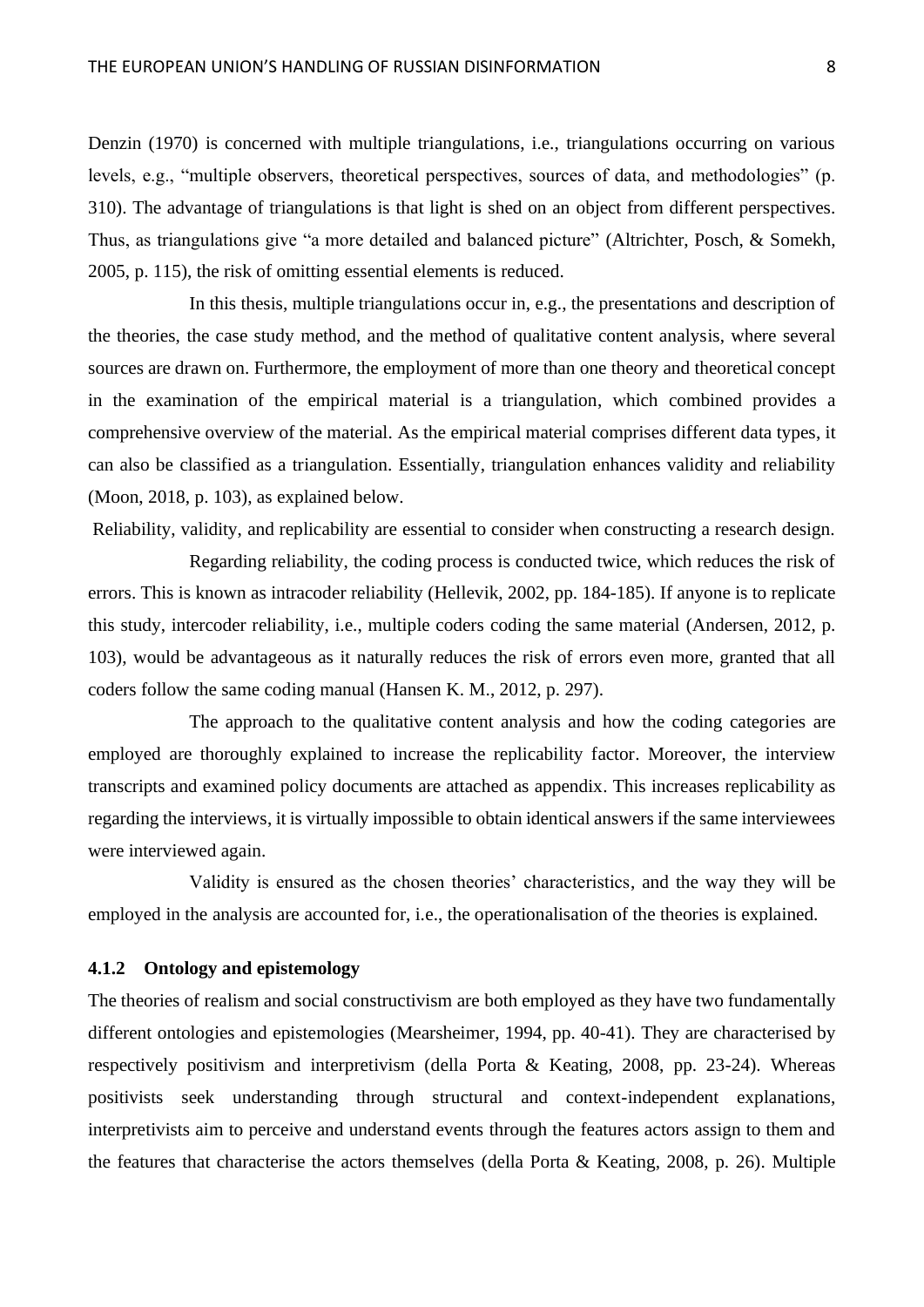Denzin (1970) is concerned with multiple triangulations, i.e., triangulations occurring on various levels, e.g., "multiple observers, theoretical perspectives, sources of data, and methodologies" (p. 310). The advantage of triangulations is that light is shed on an object from different perspectives. Thus, as triangulations give "a more detailed and balanced picture" (Altrichter, Posch, & Somekh, 2005, p. 115), the risk of omitting essential elements is reduced.

In this thesis, multiple triangulations occur in, e.g., the presentations and description of the theories, the case study method, and the method of qualitative content analysis, where several sources are drawn on. Furthermore, the employment of more than one theory and theoretical concept in the examination of the empirical material is a triangulation, which combined provides a comprehensive overview of the material. As the empirical material comprises different data types, it can also be classified as a triangulation. Essentially, triangulation enhances validity and reliability (Moon, 2018, p. 103), as explained below.

Reliability, validity, and replicability are essential to consider when constructing a research design.

Regarding reliability, the coding process is conducted twice, which reduces the risk of errors. This is known as intracoder reliability (Hellevik, 2002, pp. 184-185). If anyone is to replicate this study, intercoder reliability, i.e., multiple coders coding the same material (Andersen, 2012, p. 103), would be advantageous as it naturally reduces the risk of errors even more, granted that all coders follow the same coding manual (Hansen K. M., 2012, p. 297).

The approach to the qualitative content analysis and how the coding categories are employed are thoroughly explained to increase the replicability factor. Moreover, the interview transcripts and examined policy documents are attached as appendix. This increases replicability as regarding the interviews, it is virtually impossible to obtain identical answers if the same interviewees were interviewed again.

Validity is ensured as the chosen theories' characteristics, and the way they will be employed in the analysis are accounted for, i.e., the operationalisation of the theories is explained.

### 4.1.2 Ontology and epistemology

The theories of realism and social constructivism are both employed as they have two fundamentally different ontologies and epistemologies (Mearsheimer, 1994, pp. 40-41). They are characterised by respectively positivism and interpretivism (della Porta & Keating, 2008, pp. 23-24). Whereas positivists seek understanding through structural and context-independent explanations, interpretivists aim to perceive and understand events through the features actors assign to them and the features that characterise the actors themselves (della Porta & Keating, 2008, p. 26). Multiple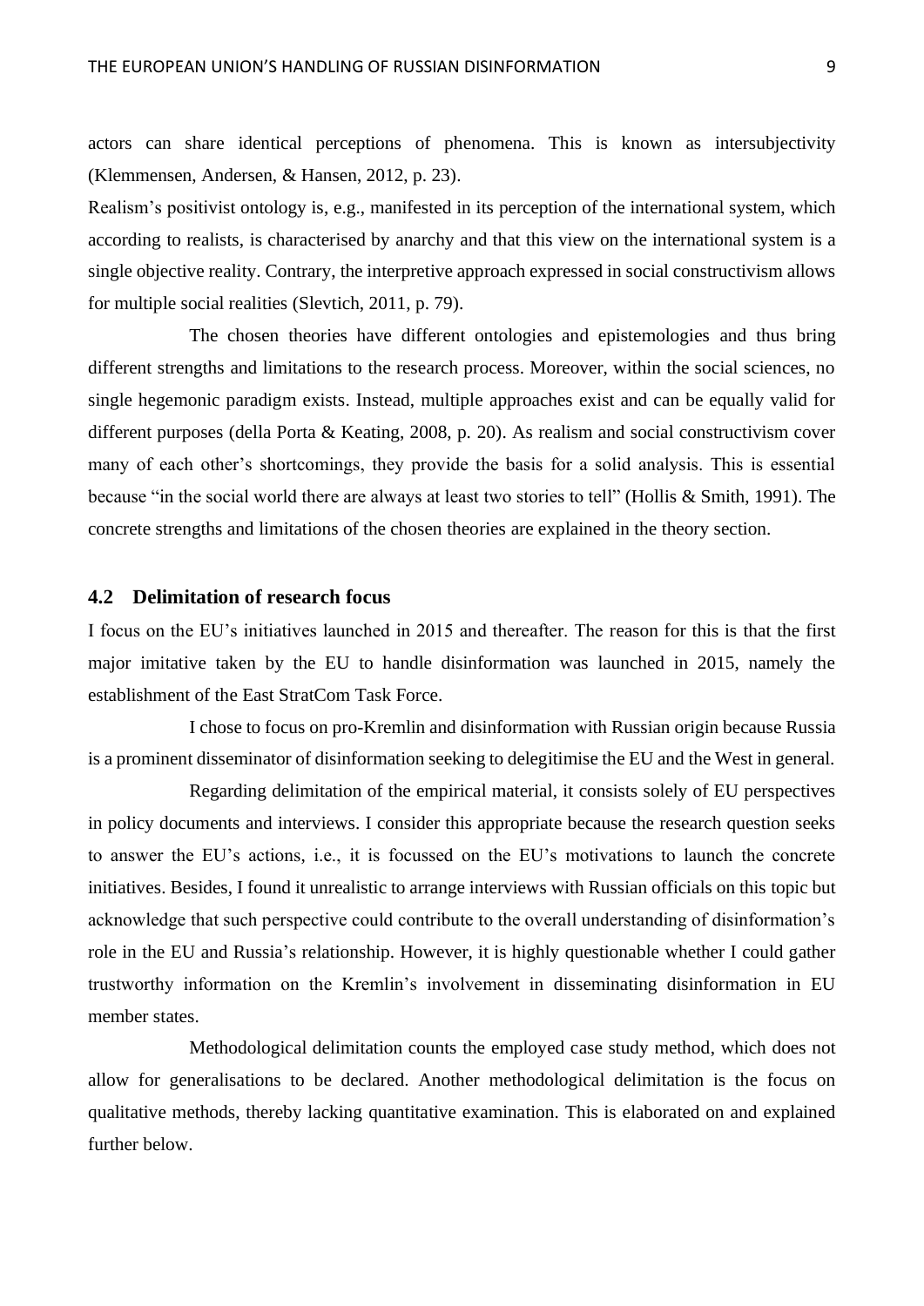actors can share identical perceptions of phenomena. This is known as intersubjectivity (Klemmensen, Andersen, & Hansen, 2012, p. 23).

Realism's positivist ontology is, e.g., manifested in its perception of the international system, which according to realists, is characterised by anarchy and that this view on the international system is a single objective reality. Contrary, the interpretive approach expressed in social constructivism allows for multiple social realities (Slevtich, 2011, p. 79).

The chosen theories have different ontologies and epistemologies and thus bring different strengths and limitations to the research process. Moreover, within the social sciences, no single hegemonic paradigm exists. Instead, multiple approaches exist and can be equally valid for different purposes (della Porta & Keating, 2008, p. 20). As realism and social constructivism cover many of each other's shortcomings, they provide the basis for a solid analysis. This is essential because "in the social world there are always at least two stories to tell" (Hollis & Smith, 1991). The concrete strengths and limitations of the chosen theories are explained in the theory section.

## 4.2 Delimitation of research focus

I focus on the EU's initiatives launched in 2015 and thereafter. The reason for this is that the first major imitative taken by the EU to handle disinformation was launched in 2015, namely the establishment of the East StratCom Task Force.

I chose to focus on pro-Kremlin and disinformation with Russian origin because Russia is a prominent disseminator of disinformation seeking to delegitimise the EU and the West in general.

Regarding delimitation of the empirical material, it consists solely of EU perspectives in policy documents and interviews. I consider this appropriate because the research question seeks to answer the EU's actions, i.e., it is focussed on the EU's motivations to launch the concrete initiatives. Besides, I found it unrealistic to arrange interviews with Russian officials on this topic but acknowledge that such perspective could contribute to the overall understanding of disinformation's role in the EU and Russia's relationship. However, it is highly questionable whether I could gather trustworthy information on the Kremlin's involvement in disseminating disinformation in EU member states.

Methodological delimitation counts the employed case study method, which does not allow for generalisations to be declared. Another methodological delimitation is the focus on qualitative methods, thereby lacking quantitative examination. This is elaborated on and explained further below.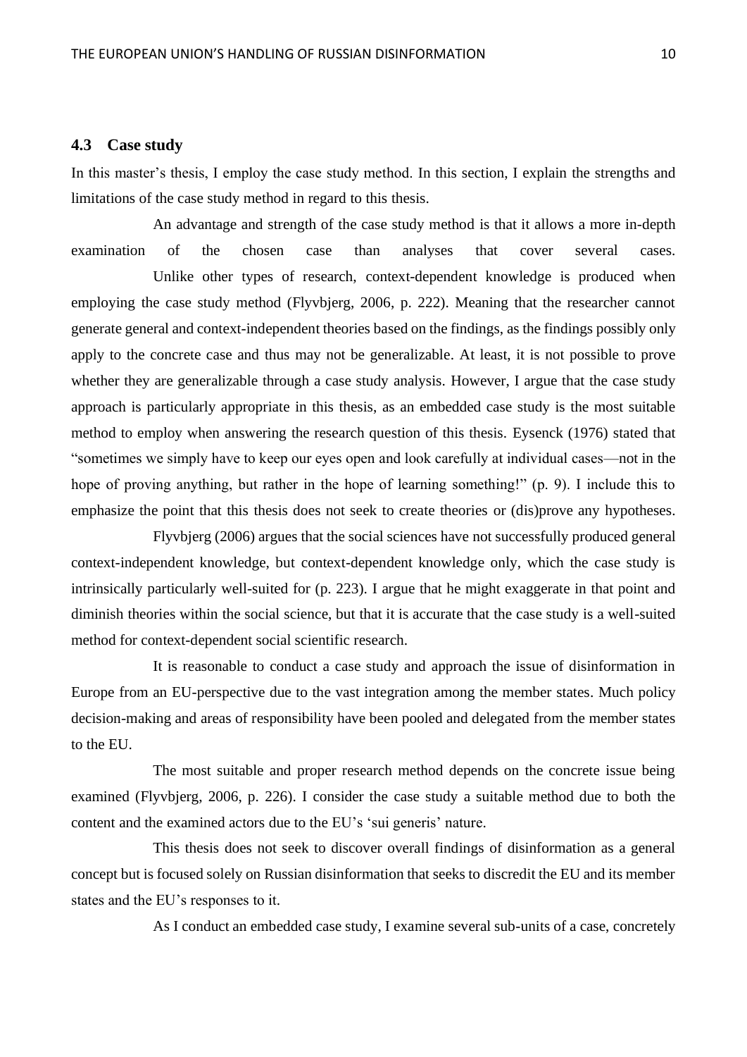## 4.3 Case study

In this master's thesis, I employ the case study method. In this section, I explain the strengths and limitations of the case study method in regard to this thesis.

An advantage and strength of the case study method is that it allows a more in-depth examination of the chosen case than analyses that cover several cases.

Unlike other types of research, context-dependent knowledge is produced when employing the case study method (Flyvbjerg, 2006, p. 222). Meaning that the researcher cannot generate general and context-independent theories based on the findings, as the findings possibly only apply to the concrete case and thus may not be generalizable. At least, it is not possible to prove whether they are generalizable through a case study analysis. However, I argue that the case study approach is particularly appropriate in this thesis, as an embedded case study is the most suitable method to employ when answering the research question of this thesis. Eysenck (1976) stated that "sometimes we simply have to keep our eyes open and look carefully at individual cases—not in the hope of proving anything, but rather in the hope of learning something!" (p. 9). I include this to emphasize the point that this thesis does not seek to create theories or (dis)prove any hypotheses.

Flyvbjerg (2006) argues that the social sciences have not successfully produced general context-independent knowledge, but context-dependent knowledge only, which the case study is intrinsically particularly well-suited for (p. 223). I argue that he might exaggerate in that point and diminish theories within the social science, but that it is accurate that the case study is a well-suited method for context-dependent social scientific research.

It is reasonable to conduct a case study and approach the issue of disinformation in Europe from an EU-perspective due to the vast integration among the member states. Much policy decision-making and areas of responsibility have been pooled and delegated from the member states to the EU.

The most suitable and proper research method depends on the concrete issue being examined (Flyvbjerg, 2006, p. 226). I consider the case study a suitable method due to both the content and the examined actors due to the EU's 'sui generis' nature.

This thesis does not seek to discover overall findings of disinformation as a general concept but is focused solely on Russian disinformation that seeks to discredit the EU and its member states and the EU's responses to it.

As I conduct an embedded case study, I examine several sub-units of a case, concretely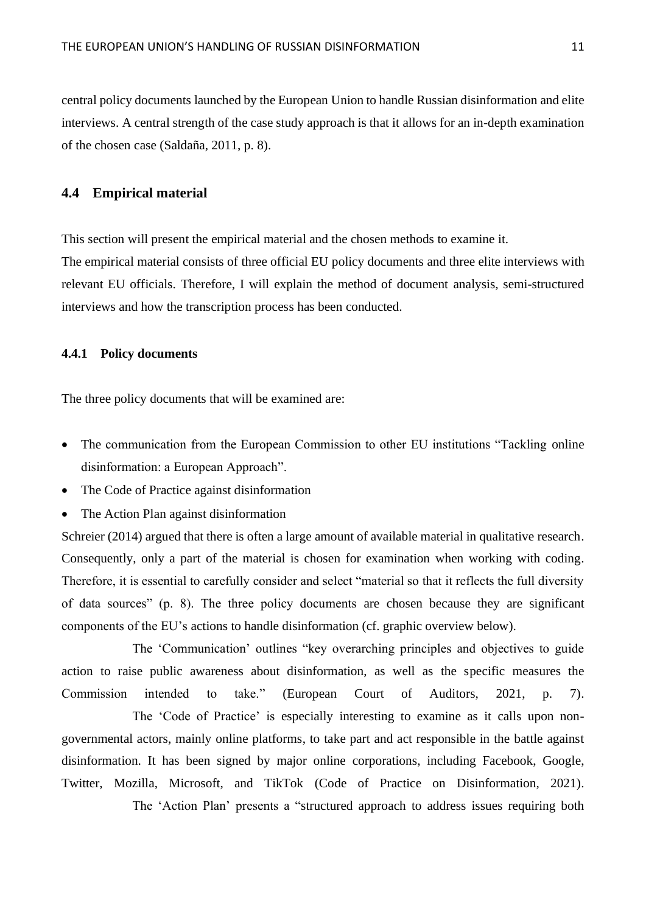central policy documents launched by the European Union to handle Russian disinformation and elite interviews. A central strength of the case study approach is that it allows for an in-depth examination of the chosen case (Saldaña, 2011, p. 8).

## 4.4 Empirical material

This section will present the empirical material and the chosen methods to examine it.
The empirical material consists of three official EU policy documents and three elite interviews with relevant EU officials. Therefore, I will explain the method of document analysis, semi-structured interviews and how the transcription process has been conducted.

### 4.4.1 Policy documents

The three policy documents that will be examined are:

- The communication from the European Commission to other EU institutions "Tackling online disinformation: a European Approach".
- The Code of Practice against disinformation
- The Action Plan against disinformation

Schreier (2014) argued that there is often a large amount of available material in qualitative research. Consequently, only a part of the material is chosen for examination when working with coding. Therefore, it is essential to carefully consider and select "material so that it reflects the full diversity of data sources" (p. 8). The three policy documents are chosen because they are significant components of the EU's actions to handle disinformation (cf. graphic overview below).

The 'Communication' outlines "key overarching principles and objectives to guide action to raise public awareness about disinformation, as well as the specific measures the Commission intended to take." (European Court of Auditors, 2021, p. 7).

The 'Code of Practice' is especially interesting to examine as it calls upon non-governmental actors, mainly online platforms, to take part and act responsible in the battle against disinformation. It has been signed by major online corporations, including Facebook, Google, Twitter, Mozilla, Microsoft, and TikTok (Code of Practice on Disinformation, 2021).

The 'Action Plan' presents a "structured approach to address issues requiring both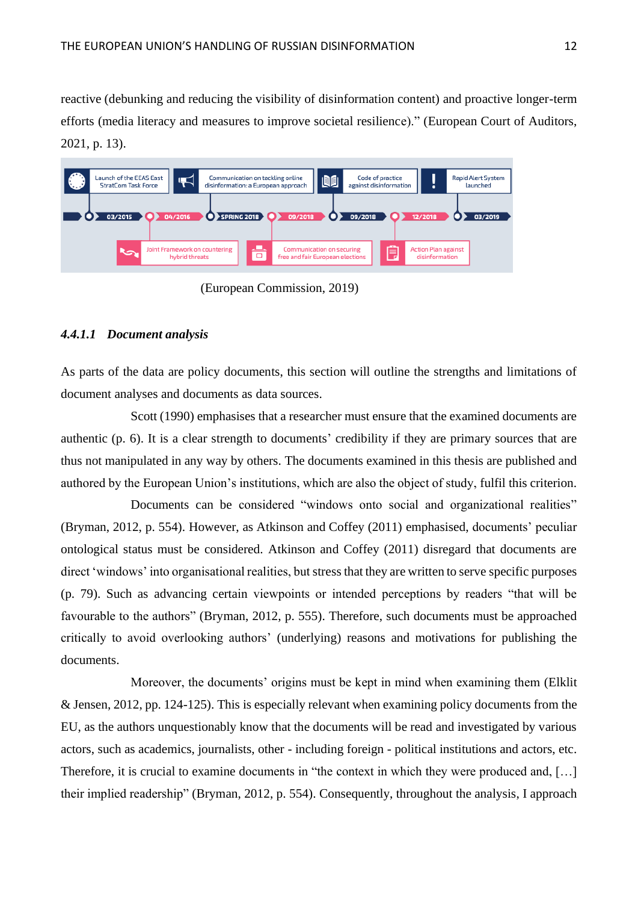reactive (debunking and reducing the visibility of disinformation content) and proactive longer-term efforts (media literacy and measures to improve societal resilience).” (European Court of Auditors, 2021, p. 13).

- 03/2015 – Launch of the EEAS East StratCom Task Force
- 04/2016 – Joint Framework on countering hybrid threats
- SPRING 2018 – Communication on tackling online disinformation: a European approach
- 09/2018 – Communication on securing free and fair European elections
- 09/2018 – Code of practice against disinformation
- 12/2018 – Action Plan against disinformation
- 03/2019 – Rapid Alert System launched

(European Commission, 2019)

#### 4.4.1.1 *Document analysis*

As parts of the data are policy documents, this section will outline the strengths and limitations of document analyses and documents as data sources.

Scott (1990) emphasises that a researcher must ensure that the examined documents are authentic (p. 6). It is a clear strength to documents’ credibility if they are primary sources that are thus not manipulated in any way by others. The documents examined in this thesis are published and authored by the European Union’s institutions, which are also the object of study, fulfil this criterion.

Documents can be considered “windows onto social and organizational realities” (Bryman, 2012, p. 554). However, as Atkinson and Coffey (2011) emphasised, documents’ peculiar ontological status must be considered. Atkinson and Coffey (2011) disregard that documents are direct ‘windows’ into organisational realities, but stress that they are written to serve specific purposes (p. 79). Such as advancing certain viewpoints or intended perceptions by readers “that will be favourable to the authors” (Bryman, 2012, p. 555). Therefore, such documents must be approached critically to avoid overlooking authors’ (underlying) reasons and motivations for publishing the documents.

Moreover, the documents’ origins must be kept in mind when examining them (Elklit & Jensen, 2012, pp. 124-125). This is especially relevant when examining policy documents from the EU, as the authors unquestionably know that the documents will be read and investigated by various actors, such as academics, journalists, other - including foreign - political institutions and actors, etc. Therefore, it is crucial to examine documents in “the context in which they were produced and, […] their implied readership” (Bryman, 2012, p. 554). Consequently, throughout the analysis, I approach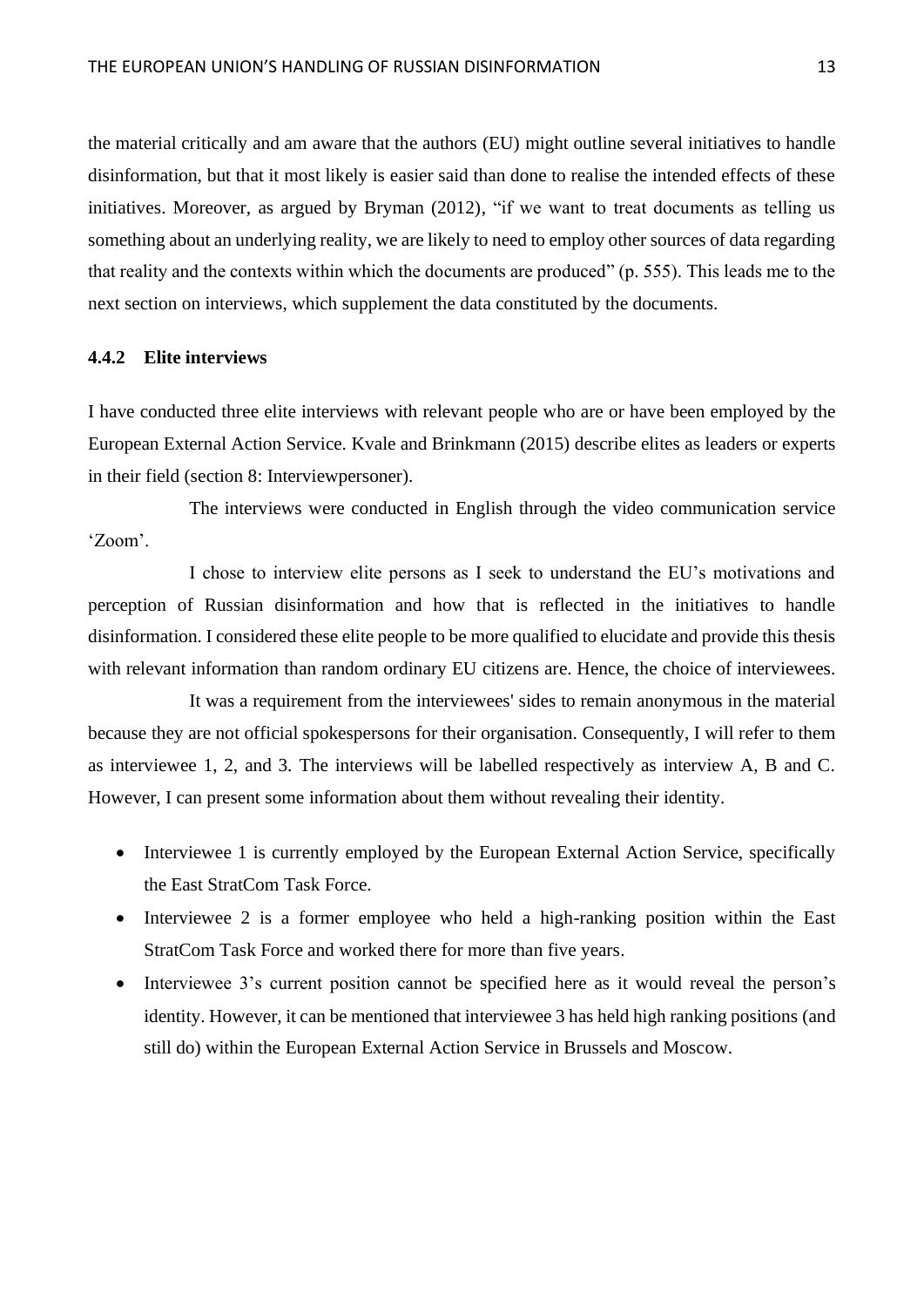the material critically and am aware that the authors (EU) might outline several initiatives to handle disinformation, but that it most likely is easier said than done to realise the intended effects of these initiatives. Moreover, as argued by Bryman (2012), "if we want to treat documents as telling us something about an underlying reality, we are likely to need to employ other sources of data regarding that reality and the contexts within which the documents are produced" (p. 555). This leads me to the next section on interviews, which supplement the data constituted by the documents.

### 4.4.2 Elite interviews

I have conducted three elite interviews with relevant people who are or have been employed by the European External Action Service. Kvale and Brinkmann (2015) describe elites as leaders or experts in their field (section 8: Interviewpersoner).

The interviews were conducted in English through the video communication service 'Zoom'.

I chose to interview elite persons as I seek to understand the EU's motivations and perception of Russian disinformation and how that is reflected in the initiatives to handle disinformation. I considered these elite people to be more qualified to elucidate and provide this thesis with relevant information than random ordinary EU citizens are. Hence, the choice of interviewees.

It was a requirement from the interviewees' sides to remain anonymous in the material because they are not official spokespersons for their organisation. Consequently, I will refer to them as interviewee 1, 2, and 3. The interviews will be labelled respectively as interview A, B and C. However, I can present some information about them without revealing their identity.

- Interviewee 1 is currently employed by the European External Action Service, specifically the East StratCom Task Force.
- Interviewee 2 is a former employee who held a high-ranking position within the East StratCom Task Force and worked there for more than five years.
- Interviewee 3's current position cannot be specified here as it would reveal the person's identity. However, it can be mentioned that interviewee 3 has held high ranking positions (and still do) within the European External Action Service in Brussels and Moscow.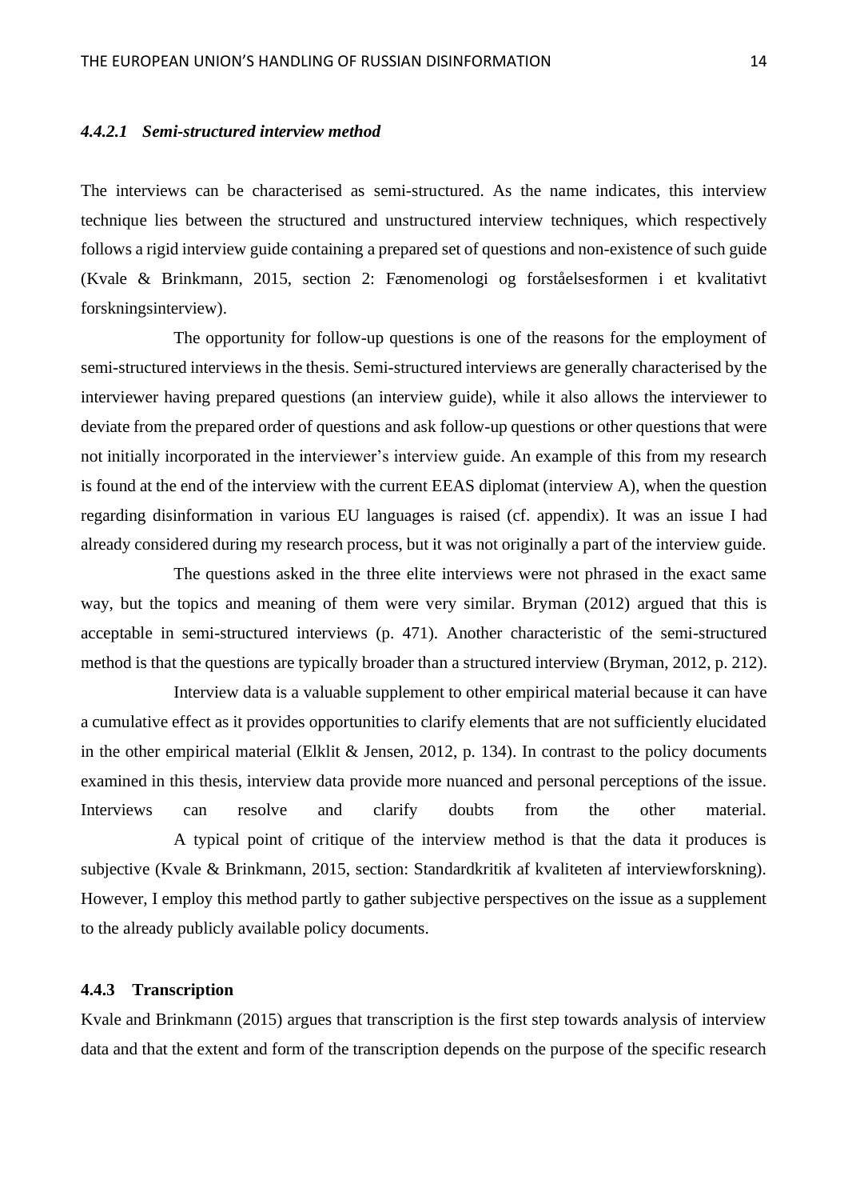#### *4.4.2.1 Semi-structured interview method*

The interviews can be characterised as semi-structured. As the name indicates, this interview technique lies between the structured and unstructured interview techniques, which respectively follows a rigid interview guide containing a prepared set of questions and non-existence of such guide (Kvale & Brinkmann, 2015, section 2: Fænomenologi og forståelsesformen i et kvalitativt forskningsinterview).

The opportunity for follow-up questions is one of the reasons for the employment of semi-structured interviews in the thesis. Semi-structured interviews are generally characterised by the interviewer having prepared questions (an interview guide), while it also allows the interviewer to deviate from the prepared order of questions and ask follow-up questions or other questions that were not initially incorporated in the interviewer's interview guide. An example of this from my research is found at the end of the interview with the current EEAS diplomat (interview A), when the question regarding disinformation in various EU languages is raised (cf. appendix). It was an issue I had already considered during my research process, but it was not originally a part of the interview guide.

The questions asked in the three elite interviews were not phrased in the exact same way, but the topics and meaning of them were very similar. Bryman (2012) argued that this is acceptable in semi-structured interviews (p. 471). Another characteristic of the semi-structured method is that the questions are typically broader than a structured interview (Bryman, 2012, p. 212).

Interview data is a valuable supplement to other empirical material because it can have a cumulative effect as it provides opportunities to clarify elements that are not sufficiently elucidated in the other empirical material (Elklit & Jensen, 2012, p. 134). In contrast to the policy documents examined in this thesis, interview data provide more nuanced and personal perceptions of the issue. Interviews can resolve and clarify doubts from the other material.

A typical point of critique of the interview method is that the data it produces is subjective (Kvale & Brinkmann, 2015, section: Standardkritik af kvaliteten af interviewforskning). However, I employ this method partly to gather subjective perspectives on the issue as a supplement to the already publicly available policy documents.

### 4.4.3 Transcription

Kvale and Brinkmann (2015) argues that transcription is the first step towards analysis of interview data and that the extent and form of the transcription depends on the purpose of the specific research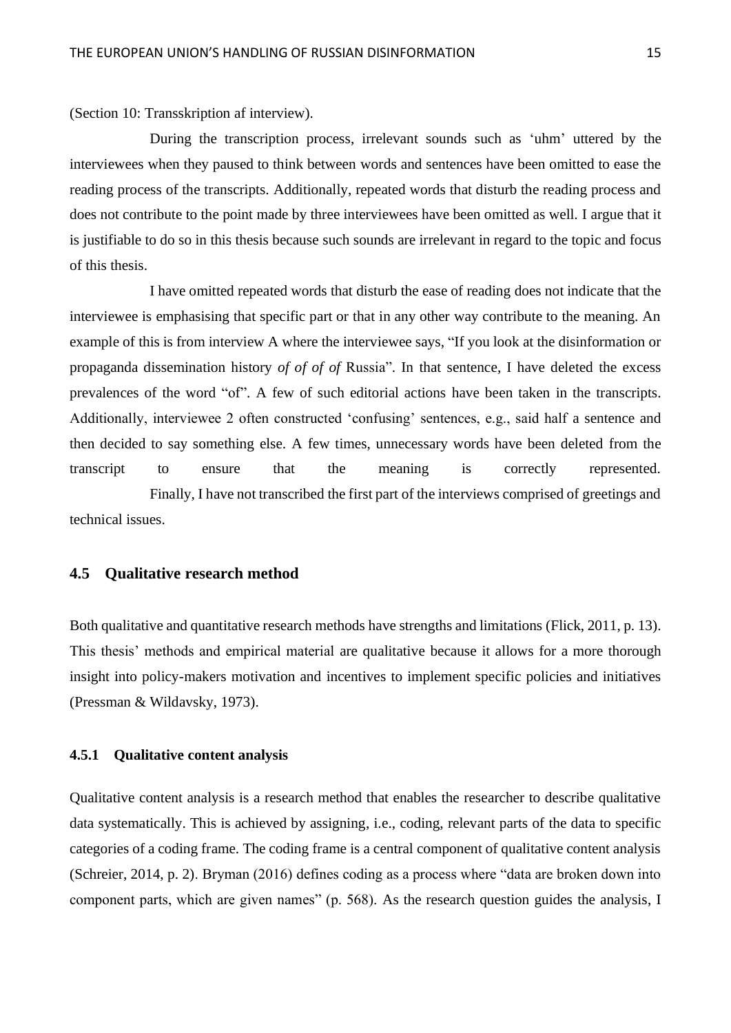(Section 10: Transskription af interview).

During the transcription process, irrelevant sounds such as 'uhm' uttered by the interviewees when they paused to think between words and sentences have been omitted to ease the reading process of the transcripts. Additionally, repeated words that disturb the reading process and does not contribute to the point made by three interviewees have been omitted as well. I argue that it is justifiable to do so in this thesis because such sounds are irrelevant in regard to the topic and focus of this thesis.

I have omitted repeated words that disturb the ease of reading does not indicate that the interviewee is emphasising that specific part or that in any other way contribute to the meaning. An example of this is from interview A where the interviewee says, "If you look at the disinformation or propaganda dissemination history *of of of of* Russia". In that sentence, I have deleted the excess prevalences of the word "of". A few of such editorial actions have been taken in the transcripts. Additionally, interviewee 2 often constructed 'confusing' sentences, e.g., said half a sentence and then decided to say something else. A few times, unnecessary words have been deleted from the transcript to ensure that the meaning is correctly represented.

Finally, I have not transcribed the first part of the interviews comprised of greetings and technical issues.

## 4.5 Qualitative research method

Both qualitative and quantitative research methods have strengths and limitations (Flick, 2011, p. 13). This thesis' methods and empirical material are qualitative because it allows for a more thorough insight into policy-makers motivation and incentives to implement specific policies and initiatives (Pressman & Wildavsky, 1973).

### 4.5.1 Qualitative content analysis

Qualitative content analysis is a research method that enables the researcher to describe qualitative data systematically. This is achieved by assigning, i.e., coding, relevant parts of the data to specific categories of a coding frame. The coding frame is a central component of qualitative content analysis (Schreier, 2014, p. 2). Bryman (2016) defines coding as a process where "data are broken down into component parts, which are given names" (p. 568). As the research question guides the analysis, I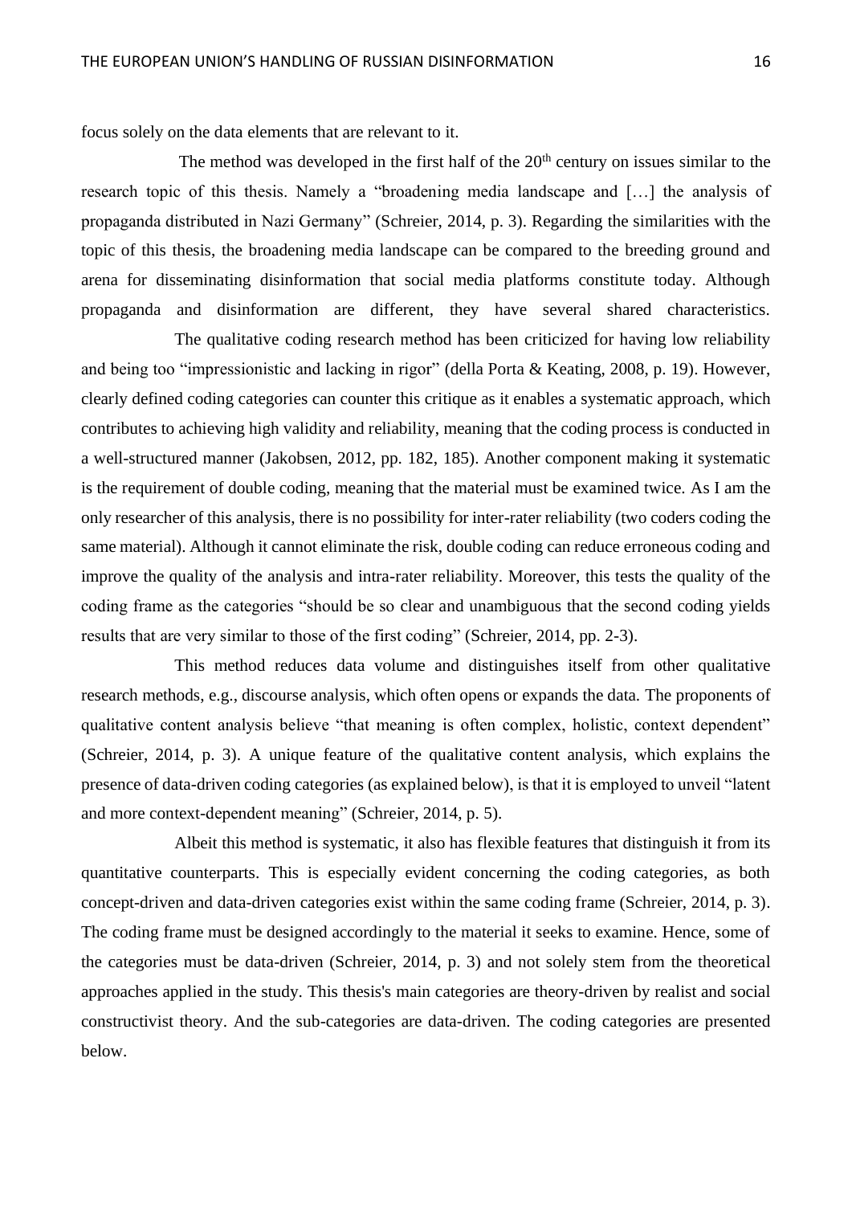focus solely on the data elements that are relevant to it.

The method was developed in the first half of the 20th century on issues similar to the research topic of this thesis. Namely a "broadening media landscape and […] the analysis of propaganda distributed in Nazi Germany" (Schreier, 2014, p. 3). Regarding the similarities with the topic of this thesis, the broadening media landscape can be compared to the breeding ground and arena for disseminating disinformation that social media platforms constitute today. Although propaganda and disinformation are different, they have several shared characteristics.

The qualitative coding research method has been criticized for having low reliability and being too "impressionistic and lacking in rigor" (della Porta & Keating, 2008, p. 19). However, clearly defined coding categories can counter this critique as it enables a systematic approach, which contributes to achieving high validity and reliability, meaning that the coding process is conducted in a well-structured manner (Jakobsen, 2012, pp. 182, 185). Another component making it systematic is the requirement of double coding, meaning that the material must be examined twice. As I am the only researcher of this analysis, there is no possibility for inter-rater reliability (two coders coding the same material). Although it cannot eliminate the risk, double coding can reduce erroneous coding and improve the quality of the analysis and intra-rater reliability. Moreover, this tests the quality of the coding frame as the categories "should be so clear and unambiguous that the second coding yields results that are very similar to those of the first coding" (Schreier, 2014, pp. 2-3).

This method reduces data volume and distinguishes itself from other qualitative research methods, e.g., discourse analysis, which often opens or expands the data. The proponents of qualitative content analysis believe "that meaning is often complex, holistic, context dependent" (Schreier, 2014, p. 3). A unique feature of the qualitative content analysis, which explains the presence of data-driven coding categories (as explained below), is that it is employed to unveil "latent and more context-dependent meaning" (Schreier, 2014, p. 5).

Albeit this method is systematic, it also has flexible features that distinguish it from its quantitative counterparts. This is especially evident concerning the coding categories, as both concept-driven and data-driven categories exist within the same coding frame (Schreier, 2014, p. 3). The coding frame must be designed accordingly to the material it seeks to examine. Hence, some of the categories must be data-driven (Schreier, 2014, p. 3) and not solely stem from the theoretical approaches applied in the study. This thesis's main categories are theory-driven by realist and social constructivist theory. And the sub-categories are data-driven. The coding categories are presented below.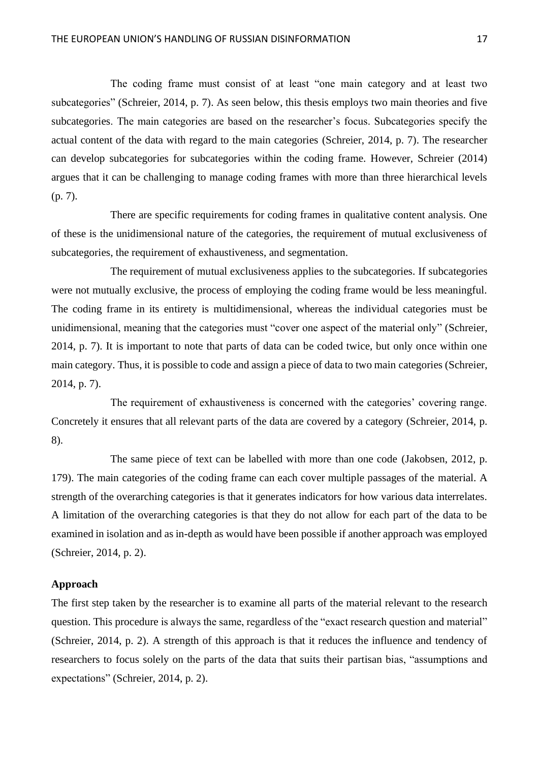The coding frame must consist of at least "one main category and at least two subcategories" (Schreier, 2014, p. 7). As seen below, this thesis employs two main theories and five subcategories. The main categories are based on the researcher's focus. Subcategories specify the actual content of the data with regard to the main categories (Schreier, 2014, p. 7). The researcher can develop subcategories for subcategories within the coding frame. However, Schreier (2014) argues that it can be challenging to manage coding frames with more than three hierarchical levels (p. 7).

There are specific requirements for coding frames in qualitative content analysis. One of these is the unidimensional nature of the categories, the requirement of mutual exclusiveness of subcategories, the requirement of exhaustiveness, and segmentation.

The requirement of mutual exclusiveness applies to the subcategories. If subcategories were not mutually exclusive, the process of employing the coding frame would be less meaningful. The coding frame in its entirety is multidimensional, whereas the individual categories must be unidimensional, meaning that the categories must "cover one aspect of the material only" (Schreier, 2014, p. 7). It is important to note that parts of data can be coded twice, but only once within one main category. Thus, it is possible to code and assign a piece of data to two main categories (Schreier, 2014, p. 7).

The requirement of exhaustiveness is concerned with the categories' covering range. Concretely it ensures that all relevant parts of the data are covered by a category (Schreier, 2014, p. 8).

The same piece of text can be labelled with more than one code (Jakobsen, 2012, p. 179). The main categories of the coding frame can each cover multiple passages of the material. A strength of the overarching categories is that it generates indicators for how various data interrelates. A limitation of the overarching categories is that they do not allow for each part of the data to be examined in isolation and as in-depth as would have been possible if another approach was employed (Schreier, 2014, p. 2).

**Approach**

The first step taken by the researcher is to examine all parts of the material relevant to the research question. This procedure is always the same, regardless of the "exact research question and material" (Schreier, 2014, p. 2). A strength of this approach is that it reduces the influence and tendency of researchers to focus solely on the parts of the data that suits their partisan bias, "assumptions and expectations" (Schreier, 2014, p. 2).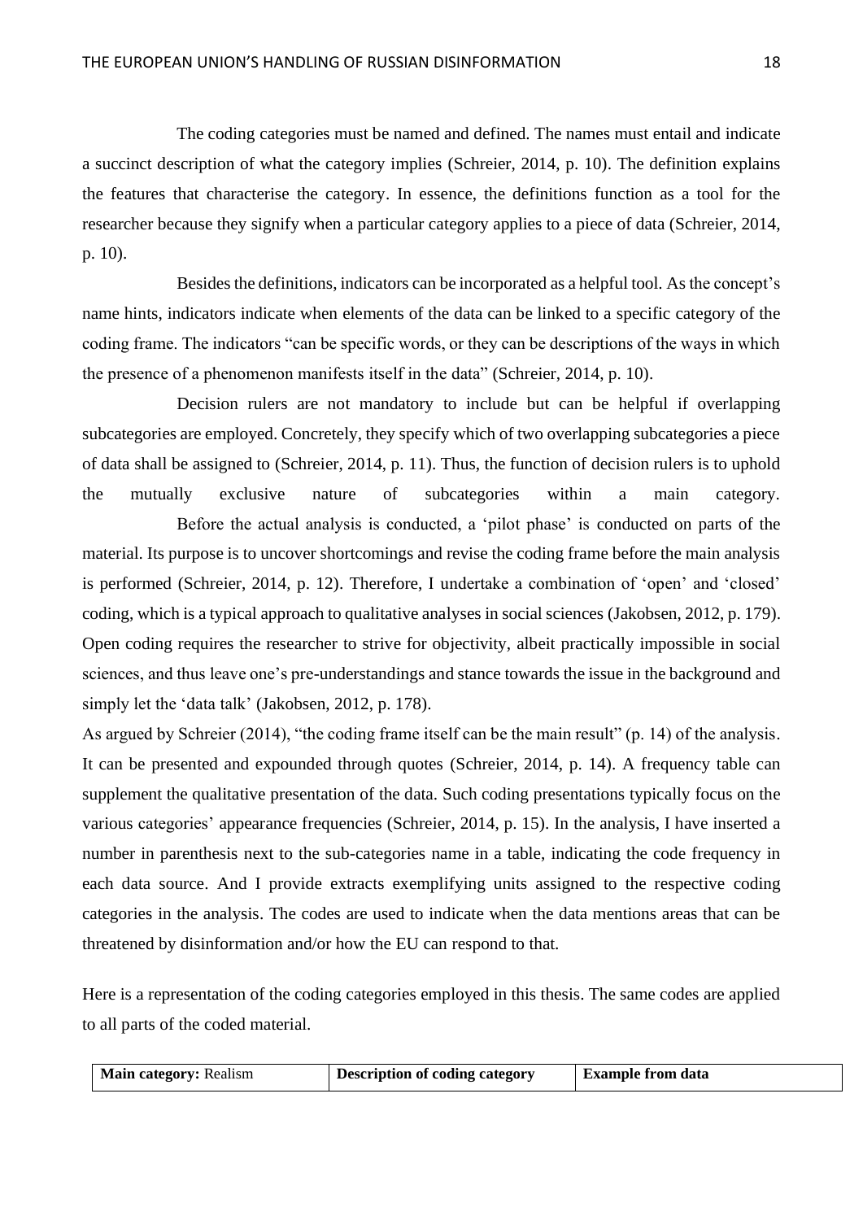The coding categories must be named and defined. The names must entail and indicate a succinct description of what the category implies (Schreier, 2014, p. 10). The definition explains the features that characterise the category. In essence, the definitions function as a tool for the researcher because they signify when a particular category applies to a piece of data (Schreier, 2014, p. 10).

Besides the definitions, indicators can be incorporated as a helpful tool. As the concept's name hints, indicators indicate when elements of the data can be linked to a specific category of the coding frame. The indicators "can be specific words, or they can be descriptions of the ways in which the presence of a phenomenon manifests itself in the data" (Schreier, 2014, p. 10).

Decision rulers are not mandatory to include but can be helpful if overlapping subcategories are employed. Concretely, they specify which of two overlapping subcategories a piece of data shall be assigned to (Schreier, 2014, p. 11). Thus, the function of decision rulers is to uphold the mutually exclusive nature of subcategories within a main category.

Before the actual analysis is conducted, a 'pilot phase' is conducted on parts of the material. Its purpose is to uncover shortcomings and revise the coding frame before the main analysis is performed (Schreier, 2014, p. 12). Therefore, I undertake a combination of 'open' and 'closed' coding, which is a typical approach to qualitative analyses in social sciences (Jakobsen, 2012, p. 179). Open coding requires the researcher to strive for objectivity, albeit practically impossible in social sciences, and thus leave one's pre-understandings and stance towards the issue in the background and simply let the 'data talk' (Jakobsen, 2012, p. 178).

As argued by Schreier (2014), "the coding frame itself can be the main result" (p. 14) of the analysis. It can be presented and expounded through quotes (Schreier, 2014, p. 14). A frequency table can supplement the qualitative presentation of the data. Such coding presentations typically focus on the various categories' appearance frequencies (Schreier, 2014, p. 15). In the analysis, I have inserted a number in parenthesis next to the sub-categories name in a table, indicating the code frequency in each data source. And I provide extracts exemplifying units assigned to the respective coding categories in the analysis. The codes are used to indicate when the data mentions areas that can be threatened by disinformation and/or how the EU can respond to that.

Here is a representation of the coding categories employed in this thesis. The same codes are applied to all parts of the coded material.

| **Main category:** Realism | **Description of coding category** | **Example from data** |
|---|---|---|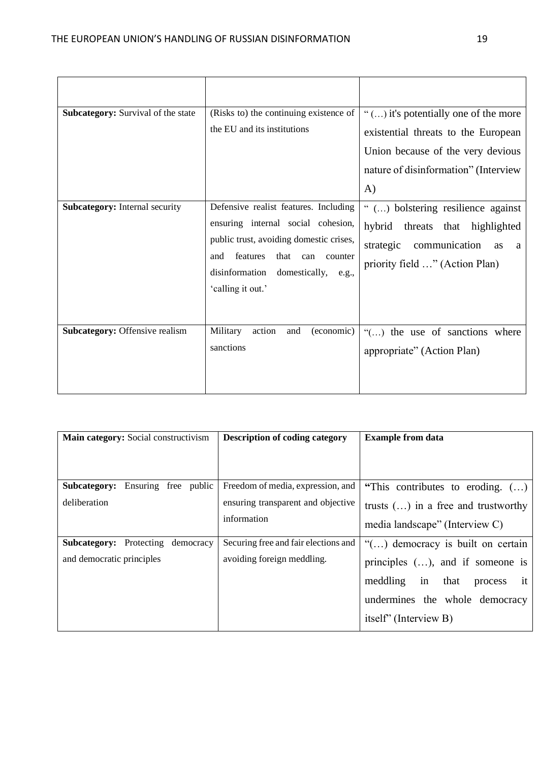| | | |
|---|---|---|
| **Subcategory:** Survival of the state | (Risks to) the continuing existence of the EU and its institutions | " (…) it's potentially one of the more existential threats to the European Union because of the very devious nature of disinformation" (Interview A) |
| **Subcategory:** Internal security | Defensive realist features. Including ensuring internal social cohesion, public trust, avoiding domestic crises, and features that can counter disinformation domestically, e.g., 'calling it out.' | " (…) bolstering resilience against hybrid threats that highlighted strategic communication as a priority field …" (Action Plan) |
| **Subcategory:** Offensive realism | Military action and (economic) sanctions | "(…) the use of sanctions where appropriate" (Action Plan) |

| **Main category:** Social constructivism | **Description of coding category** | **Example from data** |
|---|---|---|
| **Subcategory:** Ensuring free public deliberation | Freedom of media, expression, and ensuring transparent and objective information | **"**This contributes to eroding. (…) trusts (…) in a free and trustworthy media landscape" (Interview C) |
| **Subcategory:** Protecting democracy and democratic principles | Securing free and fair elections and avoiding foreign meddling. | "(…) democracy is built on certain principles (…), and if someone is meddling in that process it undermines the whole democracy itself" (Interview B) |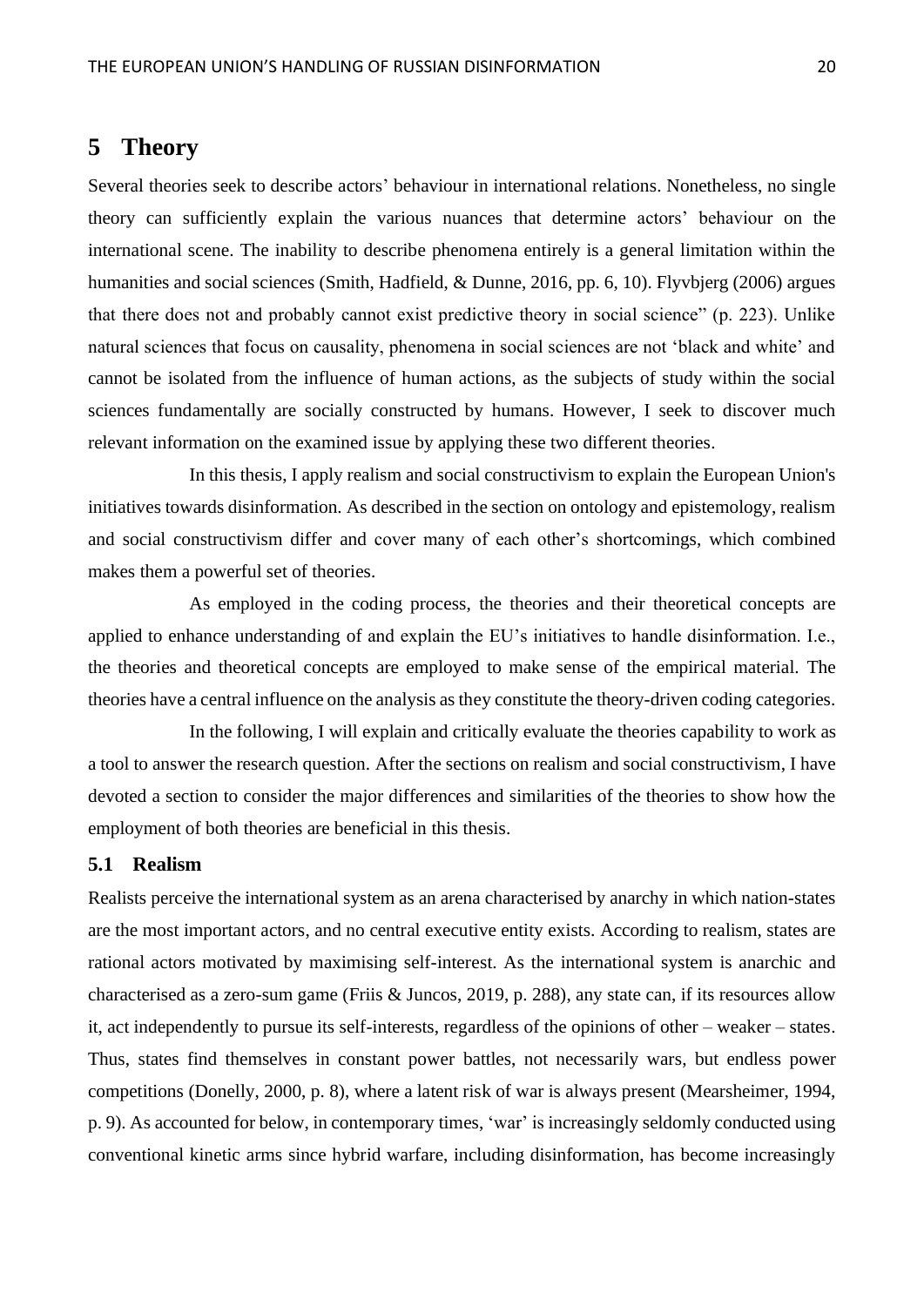# 5 Theory

Several theories seek to describe actors' behaviour in international relations. Nonetheless, no single theory can sufficiently explain the various nuances that determine actors' behaviour on the international scene. The inability to describe phenomena entirely is a general limitation within the humanities and social sciences (Smith, Hadfield, & Dunne, 2016, pp. 6, 10). Flyvbjerg (2006) argues that there does not and probably cannot exist predictive theory in social science" (p. 223). Unlike natural sciences that focus on causality, phenomena in social sciences are not 'black and white' and cannot be isolated from the influence of human actions, as the subjects of study within the social sciences fundamentally are socially constructed by humans. However, I seek to discover much relevant information on the examined issue by applying these two different theories.

In this thesis, I apply realism and social constructivism to explain the European Union's initiatives towards disinformation. As described in the section on ontology and epistemology, realism and social constructivism differ and cover many of each other's shortcomings, which combined makes them a powerful set of theories.

As employed in the coding process, the theories and their theoretical concepts are applied to enhance understanding of and explain the EU's initiatives to handle disinformation. I.e., the theories and theoretical concepts are employed to make sense of the empirical material. The theories have a central influence on the analysis as they constitute the theory-driven coding categories.

In the following, I will explain and critically evaluate the theories capability to work as a tool to answer the research question. After the sections on realism and social constructivism, I have devoted a section to consider the major differences and similarities of the theories to show how the employment of both theories are beneficial in this thesis.

## 5.1 Realism

Realists perceive the international system as an arena characterised by anarchy in which nation-states are the most important actors, and no central executive entity exists. According to realism, states are rational actors motivated by maximising self-interest. As the international system is anarchic and characterised as a zero-sum game (Friis & Juncos, 2019, p. 288), any state can, if its resources allow it, act independently to pursue its self-interests, regardless of the opinions of other – weaker – states. Thus, states find themselves in constant power battles, not necessarily wars, but endless power competitions (Donelly, 2000, p. 8), where a latent risk of war is always present (Mearsheimer, 1994, p. 9). As accounted for below, in contemporary times, 'war' is increasingly seldomly conducted using conventional kinetic arms since hybrid warfare, including disinformation, has become increasingly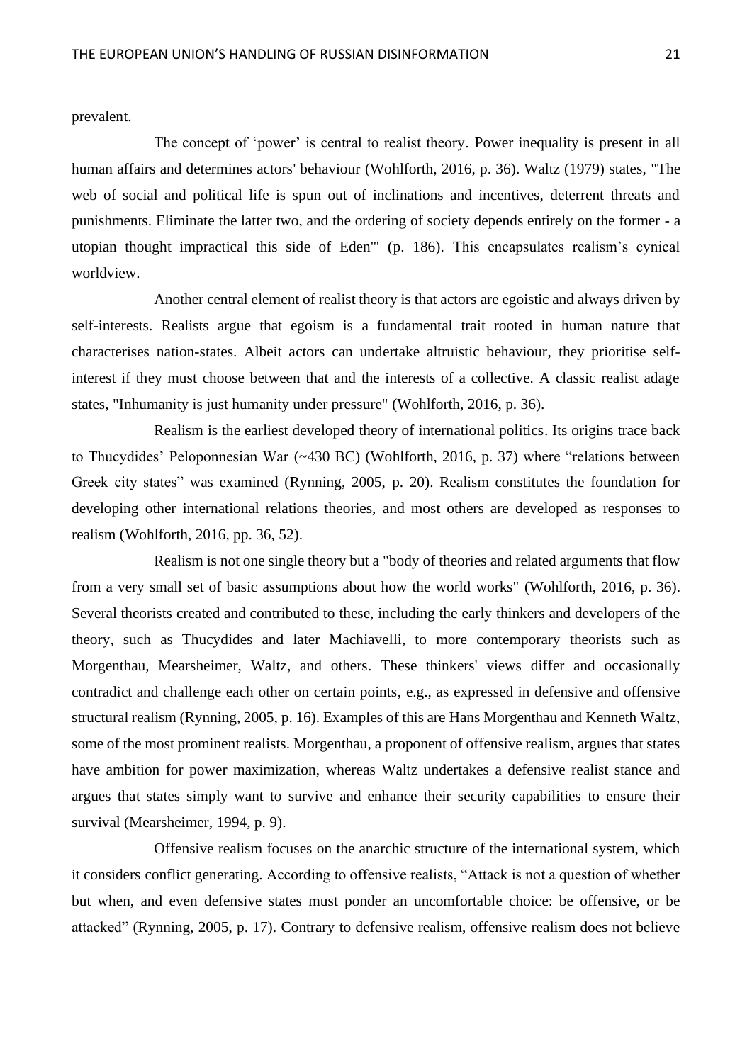prevalent.

The concept of 'power' is central to realist theory. Power inequality is present in all human affairs and determines actors' behaviour (Wohlforth, 2016, p. 36). Waltz (1979) states, "The web of social and political life is spun out of inclinations and incentives, deterrent threats and punishments. Eliminate the latter two, and the ordering of society depends entirely on the former - a utopian thought impractical this side of Eden'" (p. 186). This encapsulates realism's cynical worldview.

Another central element of realist theory is that actors are egoistic and always driven by self-interests. Realists argue that egoism is a fundamental trait rooted in human nature that characterises nation-states. Albeit actors can undertake altruistic behaviour, they prioritise self-interest if they must choose between that and the interests of a collective. A classic realist adage states, "Inhumanity is just humanity under pressure" (Wohlforth, 2016, p. 36).

Realism is the earliest developed theory of international politics. Its origins trace back to Thucydides' Peloponnesian War (~430 BC) (Wohlforth, 2016, p. 37) where "relations between Greek city states" was examined (Rynning, 2005, p. 20). Realism constitutes the foundation for developing other international relations theories, and most others are developed as responses to realism (Wohlforth, 2016, pp. 36, 52).

Realism is not one single theory but a "body of theories and related arguments that flow from a very small set of basic assumptions about how the world works" (Wohlforth, 2016, p. 36). Several theorists created and contributed to these, including the early thinkers and developers of the theory, such as Thucydides and later Machiavelli, to more contemporary theorists such as Morgenthau, Mearsheimer, Waltz, and others. These thinkers' views differ and occasionally contradict and challenge each other on certain points, e.g., as expressed in defensive and offensive structural realism (Rynning, 2005, p. 16). Examples of this are Hans Morgenthau and Kenneth Waltz, some of the most prominent realists. Morgenthau, a proponent of offensive realism, argues that states have ambition for power maximization, whereas Waltz undertakes a defensive realist stance and argues that states simply want to survive and enhance their security capabilities to ensure their survival (Mearsheimer, 1994, p. 9).

Offensive realism focuses on the anarchic structure of the international system, which it considers conflict generating. According to offensive realists, "Attack is not a question of whether but when, and even defensive states must ponder an uncomfortable choice: be offensive, or be attacked" (Rynning, 2005, p. 17). Contrary to defensive realism, offensive realism does not believe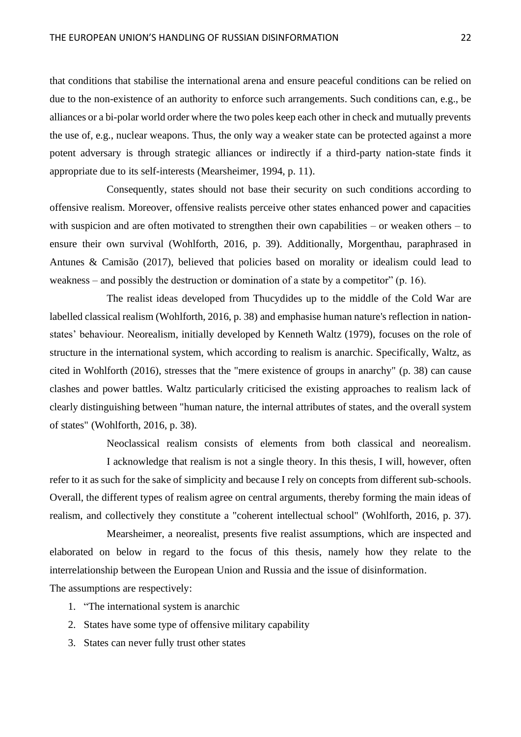that conditions that stabilise the international arena and ensure peaceful conditions can be relied on due to the non-existence of an authority to enforce such arrangements. Such conditions can, e.g., be alliances or a bi-polar world order where the two poles keep each other in check and mutually prevents the use of, e.g., nuclear weapons. Thus, the only way a weaker state can be protected against a more potent adversary is through strategic alliances or indirectly if a third-party nation-state finds it appropriate due to its self-interests (Mearsheimer, 1994, p. 11).

Consequently, states should not base their security on such conditions according to offensive realism. Moreover, offensive realists perceive other states enhanced power and capacities with suspicion and are often motivated to strengthen their own capabilities – or weaken others – to ensure their own survival (Wohlforth, 2016, p. 39). Additionally, Morgenthau, paraphrased in Antunes & Camisão (2017), believed that policies based on morality or idealism could lead to weakness – and possibly the destruction or domination of a state by a competitor" (p. 16).

The realist ideas developed from Thucydides up to the middle of the Cold War are labelled classical realism (Wohlforth, 2016, p. 38) and emphasise human nature's reflection in nation-states' behaviour. Neorealism, initially developed by Kenneth Waltz (1979), focuses on the role of structure in the international system, which according to realism is anarchic. Specifically, Waltz, as cited in Wohlforth (2016), stresses that the "mere existence of groups in anarchy" (p. 38) can cause clashes and power battles. Waltz particularly criticised the existing approaches to realism lack of clearly distinguishing between "human nature, the internal attributes of states, and the overall system of states" (Wohlforth, 2016, p. 38).

Neoclassical realism consists of elements from both classical and neorealism.

I acknowledge that realism is not a single theory. In this thesis, I will, however, often refer to it as such for the sake of simplicity and because I rely on concepts from different sub-schools. Overall, the different types of realism agree on central arguments, thereby forming the main ideas of realism, and collectively they constitute a "coherent intellectual school" (Wohlforth, 2016, p. 37).

Mearsheimer, a neorealist, presents five realist assumptions, which are inspected and elaborated on below in regard to the focus of this thesis, namely how they relate to the interrelationship between the European Union and Russia and the issue of disinformation.

The assumptions are respectively:

1. "The international system is anarchic
2. States have some type of offensive military capability
3. States can never fully trust other states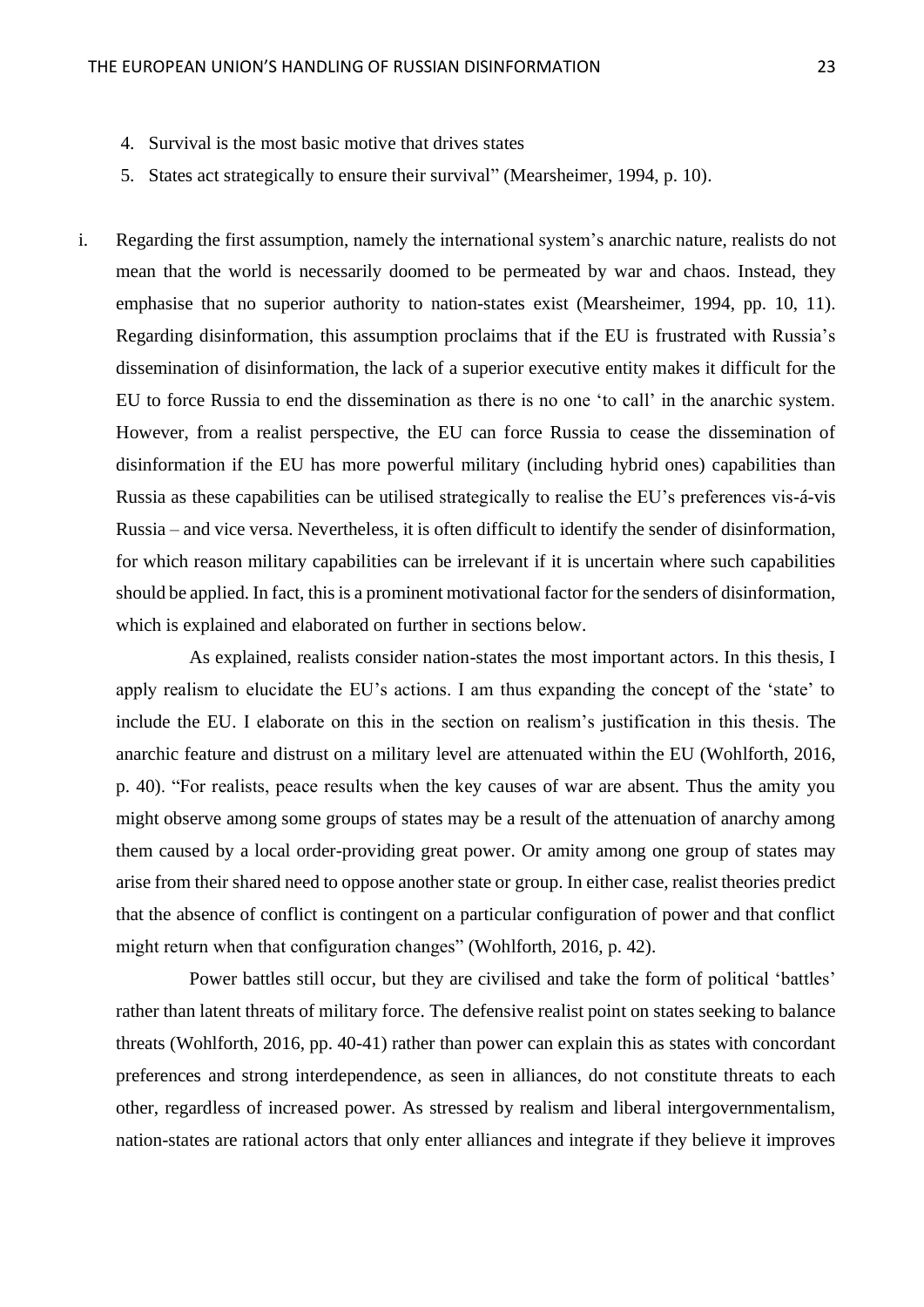4. Survival is the most basic motive that drives states
5. States act strategically to ensure their survival" (Mearsheimer, 1994, p. 10).

i. Regarding the first assumption, namely the international system's anarchic nature, realists do not mean that the world is necessarily doomed to be permeated by war and chaos. Instead, they emphasise that no superior authority to nation-states exist (Mearsheimer, 1994, pp. 10, 11). Regarding disinformation, this assumption proclaims that if the EU is frustrated with Russia's dissemination of disinformation, the lack of a superior executive entity makes it difficult for the EU to force Russia to end the dissemination as there is no one 'to call' in the anarchic system. However, from a realist perspective, the EU can force Russia to cease the dissemination of disinformation if the EU has more powerful military (including hybrid ones) capabilities than Russia as these capabilities can be utilised strategically to realise the EU's preferences vis-á-vis Russia – and vice versa. Nevertheless, it is often difficult to identify the sender of disinformation, for which reason military capabilities can be irrelevant if it is uncertain where such capabilities should be applied. In fact, this is a prominent motivational factor for the senders of disinformation, which is explained and elaborated on further in sections below.

As explained, realists consider nation-states the most important actors. In this thesis, I apply realism to elucidate the EU's actions. I am thus expanding the concept of the 'state' to include the EU. I elaborate on this in the section on realism's justification in this thesis. The anarchic feature and distrust on a military level are attenuated within the EU (Wohlforth, 2016, p. 40). "For realists, peace results when the key causes of war are absent. Thus the amity you might observe among some groups of states may be a result of the attenuation of anarchy among them caused by a local order-providing great power. Or amity among one group of states may arise from their shared need to oppose another state or group. In either case, realist theories predict that the absence of conflict is contingent on a particular configuration of power and that conflict might return when that configuration changes" (Wohlforth, 2016, p. 42).

Power battles still occur, but they are civilised and take the form of political 'battles' rather than latent threats of military force. The defensive realist point on states seeking to balance threats (Wohlforth, 2016, pp. 40-41) rather than power can explain this as states with concordant preferences and strong interdependence, as seen in alliances, do not constitute threats to each other, regardless of increased power. As stressed by realism and liberal intergovernmentalism, nation-states are rational actors that only enter alliances and integrate if they believe it improves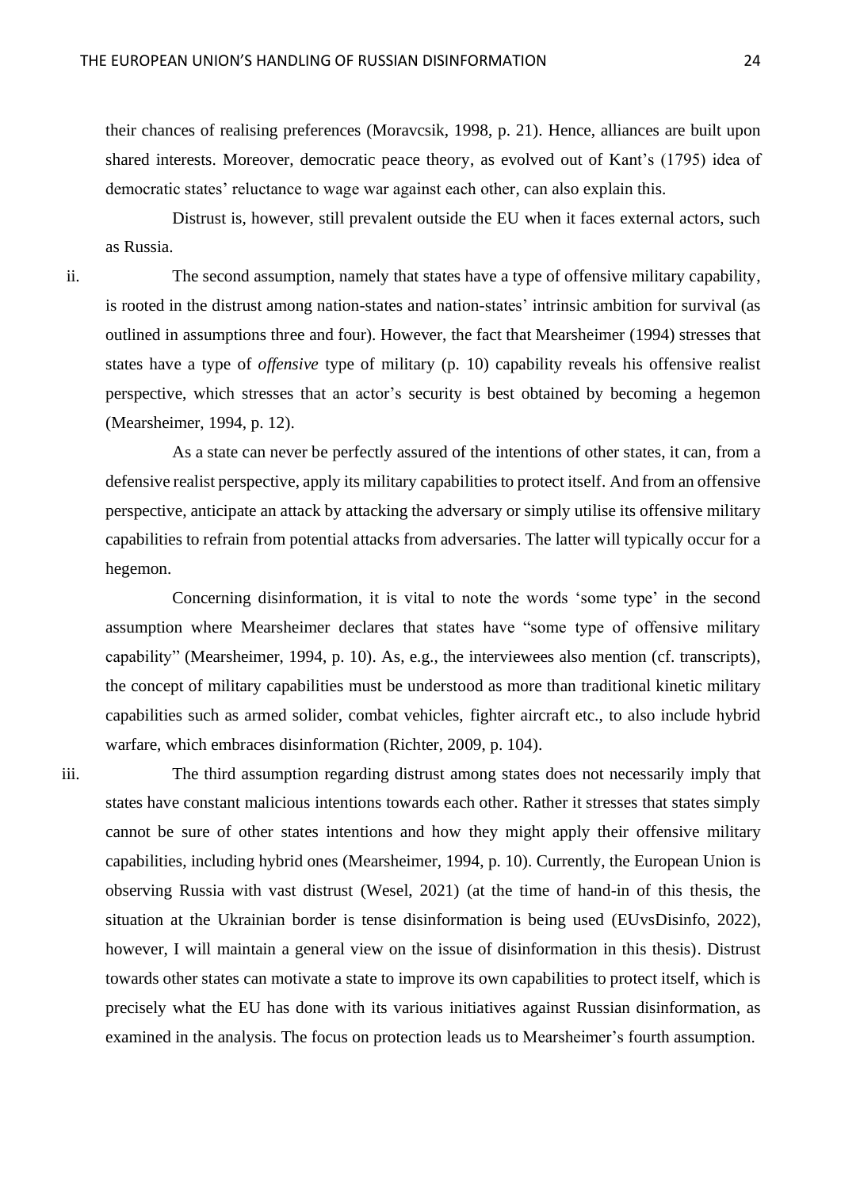their chances of realising preferences (Moravcsik, 1998, p. 21). Hence, alliances are built upon shared interests. Moreover, democratic peace theory, as evolved out of Kant's (1795) idea of democratic states' reluctance to wage war against each other, can also explain this.

Distrust is, however, still prevalent outside the EU when it faces external actors, such as Russia.

ii. The second assumption, namely that states have a type of offensive military capability, is rooted in the distrust among nation-states and nation-states' intrinsic ambition for survival (as outlined in assumptions three and four). However, the fact that Mearsheimer (1994) stresses that states have a type of *offensive* type of military (p. 10) capability reveals his offensive realist perspective, which stresses that an actor's security is best obtained by becoming a hegemon (Mearsheimer, 1994, p. 12).

As a state can never be perfectly assured of the intentions of other states, it can, from a defensive realist perspective, apply its military capabilities to protect itself. And from an offensive perspective, anticipate an attack by attacking the adversary or simply utilise its offensive military capabilities to refrain from potential attacks from adversaries. The latter will typically occur for a hegemon.

Concerning disinformation, it is vital to note the words 'some type' in the second assumption where Mearsheimer declares that states have "some type of offensive military capability" (Mearsheimer, 1994, p. 10). As, e.g., the interviewees also mention (cf. transcripts), the concept of military capabilities must be understood as more than traditional kinetic military capabilities such as armed solider, combat vehicles, fighter aircraft etc., to also include hybrid warfare, which embraces disinformation (Richter, 2009, p. 104).

iii. The third assumption regarding distrust among states does not necessarily imply that states have constant malicious intentions towards each other. Rather it stresses that states simply cannot be sure of other states intentions and how they might apply their offensive military capabilities, including hybrid ones (Mearsheimer, 1994, p. 10). Currently, the European Union is observing Russia with vast distrust (Wesel, 2021) (at the time of hand-in of this thesis, the situation at the Ukrainian border is tense disinformation is being used (EUvsDisinfo, 2022), however, I will maintain a general view on the issue of disinformation in this thesis). Distrust towards other states can motivate a state to improve its own capabilities to protect itself, which is precisely what the EU has done with its various initiatives against Russian disinformation, as examined in the analysis. The focus on protection leads us to Mearsheimer's fourth assumption.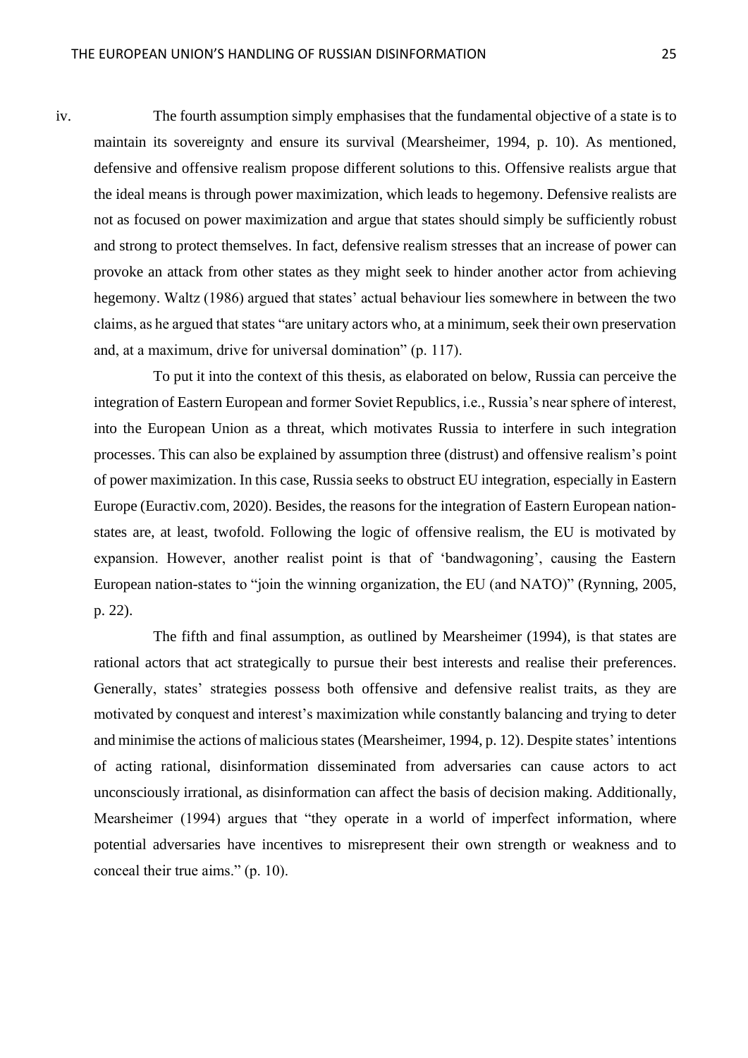iv. The fourth assumption simply emphasises that the fundamental objective of a state is to maintain its sovereignty and ensure its survival (Mearsheimer, 1994, p. 10). As mentioned, defensive and offensive realism propose different solutions to this. Offensive realists argue that the ideal means is through power maximization, which leads to hegemony. Defensive realists are not as focused on power maximization and argue that states should simply be sufficiently robust and strong to protect themselves. In fact, defensive realism stresses that an increase of power can provoke an attack from other states as they might seek to hinder another actor from achieving hegemony. Waltz (1986) argued that states' actual behaviour lies somewhere in between the two claims, as he argued that states "are unitary actors who, at a minimum, seek their own preservation and, at a maximum, drive for universal domination" (p. 117).

To put it into the context of this thesis, as elaborated on below, Russia can perceive the integration of Eastern European and former Soviet Republics, i.e., Russia's near sphere of interest, into the European Union as a threat, which motivates Russia to interfere in such integration processes. This can also be explained by assumption three (distrust) and offensive realism's point of power maximization. In this case, Russia seeks to obstruct EU integration, especially in Eastern Europe (Euractiv.com, 2020). Besides, the reasons for the integration of Eastern European nation-states are, at least, twofold. Following the logic of offensive realism, the EU is motivated by expansion. However, another realist point is that of 'bandwagoning', causing the Eastern European nation-states to "join the winning organization, the EU (and NATO)" (Rynning, 2005, p. 22).

The fifth and final assumption, as outlined by Mearsheimer (1994), is that states are rational actors that act strategically to pursue their best interests and realise their preferences. Generally, states' strategies possess both offensive and defensive realist traits, as they are motivated by conquest and interest's maximization while constantly balancing and trying to deter and minimise the actions of malicious states (Mearsheimer, 1994, p. 12). Despite states' intentions of acting rational, disinformation disseminated from adversaries can cause actors to act unconsciously irrational, as disinformation can affect the basis of decision making. Additionally, Mearsheimer (1994) argues that "they operate in a world of imperfect information, where potential adversaries have incentives to misrepresent their own strength or weakness and to conceal their true aims." (p. 10).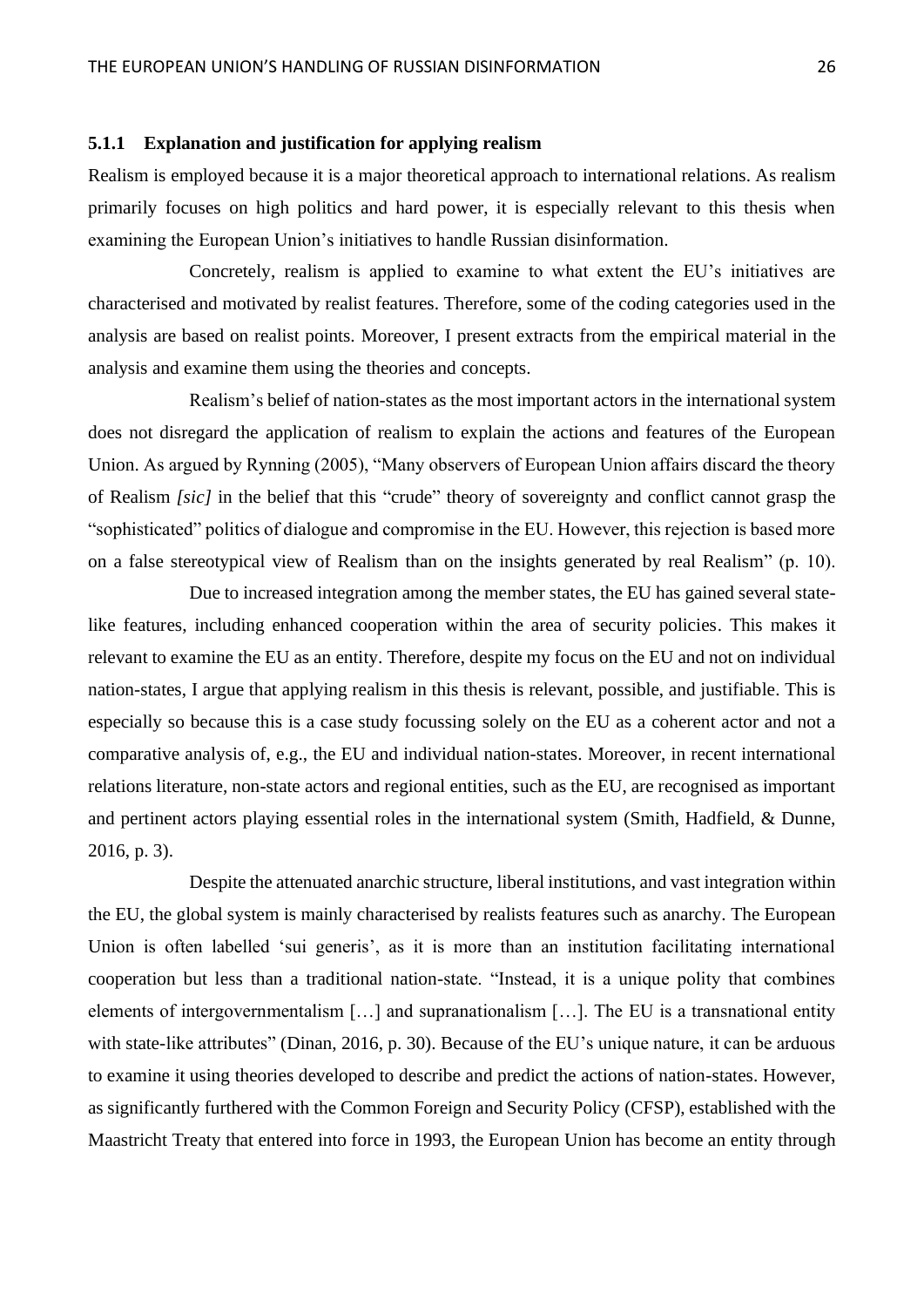### 5.1.1 Explanation and justification for applying realism

Realism is employed because it is a major theoretical approach to international relations. As realism primarily focuses on high politics and hard power, it is especially relevant to this thesis when examining the European Union's initiatives to handle Russian disinformation.

Concretely, realism is applied to examine to what extent the EU's initiatives are characterised and motivated by realist features. Therefore, some of the coding categories used in the analysis are based on realist points. Moreover, I present extracts from the empirical material in the analysis and examine them using the theories and concepts.

Realism's belief of nation-states as the most important actors in the international system does not disregard the application of realism to explain the actions and features of the European Union. As argued by Rynning (2005), "Many observers of European Union affairs discard the theory of Realism *[sic]* in the belief that this "crude" theory of sovereignty and conflict cannot grasp the "sophisticated" politics of dialogue and compromise in the EU. However, this rejection is based more on a false stereotypical view of Realism than on the insights generated by real Realism" (p. 10).

Due to increased integration among the member states, the EU has gained several state-like features, including enhanced cooperation within the area of security policies. This makes it relevant to examine the EU as an entity. Therefore, despite my focus on the EU and not on individual nation-states, I argue that applying realism in this thesis is relevant, possible, and justifiable. This is especially so because this is a case study focussing solely on the EU as a coherent actor and not a comparative analysis of, e.g., the EU and individual nation-states. Moreover, in recent international relations literature, non-state actors and regional entities, such as the EU, are recognised as important and pertinent actors playing essential roles in the international system (Smith, Hadfield, & Dunne, 2016, p. 3).

Despite the attenuated anarchic structure, liberal institutions, and vast integration within the EU, the global system is mainly characterised by realists features such as anarchy. The European Union is often labelled 'sui generis', as it is more than an institution facilitating international cooperation but less than a traditional nation-state. "Instead, it is a unique polity that combines elements of intergovernmentalism […] and supranationalism […]. The EU is a transnational entity with state-like attributes" (Dinan, 2016, p. 30). Because of the EU's unique nature, it can be arduous to examine it using theories developed to describe and predict the actions of nation-states. However, as significantly furthered with the Common Foreign and Security Policy (CFSP), established with the Maastricht Treaty that entered into force in 1993, the European Union has become an entity through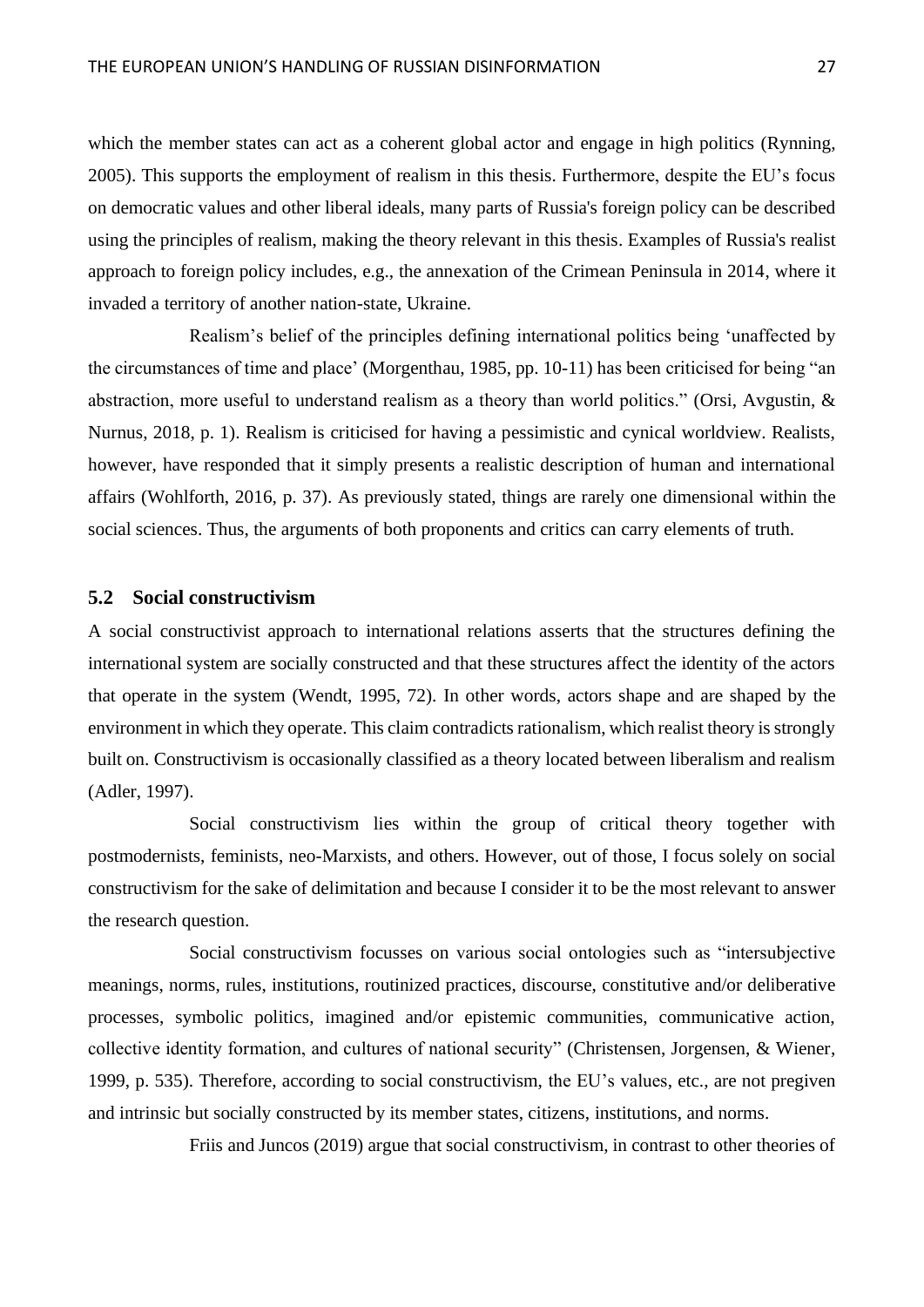which the member states can act as a coherent global actor and engage in high politics (Rynning, 2005). This supports the employment of realism in this thesis. Furthermore, despite the EU's focus on democratic values and other liberal ideals, many parts of Russia's foreign policy can be described using the principles of realism, making the theory relevant in this thesis. Examples of Russia's realist approach to foreign policy includes, e.g., the annexation of the Crimean Peninsula in 2014, where it invaded a territory of another nation-state, Ukraine.

Realism's belief of the principles defining international politics being 'unaffected by the circumstances of time and place' (Morgenthau, 1985, pp. 10-11) has been criticised for being "an abstraction, more useful to understand realism as a theory than world politics." (Orsi, Avgustin, & Nurnus, 2018, p. 1). Realism is criticised for having a pessimistic and cynical worldview. Realists, however, have responded that it simply presents a realistic description of human and international affairs (Wohlforth, 2016, p. 37). As previously stated, things are rarely one dimensional within the social sciences. Thus, the arguments of both proponents and critics can carry elements of truth.

## 5.2 Social constructivism

A social constructivist approach to international relations asserts that the structures defining the international system are socially constructed and that these structures affect the identity of the actors that operate in the system (Wendt, 1995, 72). In other words, actors shape and are shaped by the environment in which they operate. This claim contradicts rationalism, which realist theory is strongly built on. Constructivism is occasionally classified as a theory located between liberalism and realism (Adler, 1997).

Social constructivism lies within the group of critical theory together with postmodernists, feminists, neo-Marxists, and others. However, out of those, I focus solely on social constructivism for the sake of delimitation and because I consider it to be the most relevant to answer the research question.

Social constructivism focusses on various social ontologies such as "intersubjective meanings, norms, rules, institutions, routinized practices, discourse, constitutive and/or deliberative processes, symbolic politics, imagined and/or epistemic communities, communicative action, collective identity formation, and cultures of national security" (Christensen, Jorgensen, & Wiener, 1999, p. 535). Therefore, according to social constructivism, the EU's values, etc., are not pregiven and intrinsic but socially constructed by its member states, citizens, institutions, and norms.

Friis and Juncos (2019) argue that social constructivism, in contrast to other theories of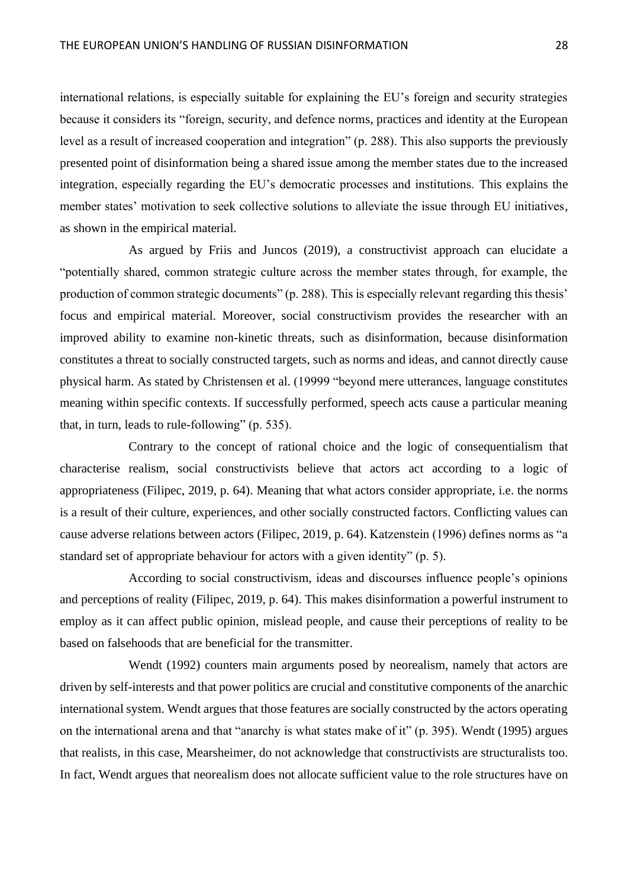international relations, is especially suitable for explaining the EU's foreign and security strategies because it considers its "foreign, security, and defence norms, practices and identity at the European level as a result of increased cooperation and integration" (p. 288). This also supports the previously presented point of disinformation being a shared issue among the member states due to the increased integration, especially regarding the EU's democratic processes and institutions. This explains the member states' motivation to seek collective solutions to alleviate the issue through EU initiatives, as shown in the empirical material.

As argued by Friis and Juncos (2019), a constructivist approach can elucidate a "potentially shared, common strategic culture across the member states through, for example, the production of common strategic documents" (p. 288). This is especially relevant regarding this thesis' focus and empirical material. Moreover, social constructivism provides the researcher with an improved ability to examine non-kinetic threats, such as disinformation, because disinformation constitutes a threat to socially constructed targets, such as norms and ideas, and cannot directly cause physical harm. As stated by Christensen et al. (19999 "beyond mere utterances, language constitutes meaning within specific contexts. If successfully performed, speech acts cause a particular meaning that, in turn, leads to rule-following" (p. 535).

Contrary to the concept of rational choice and the logic of consequentialism that characterise realism, social constructivists believe that actors act according to a logic of appropriateness (Filipec, 2019, p. 64). Meaning that what actors consider appropriate, i.e. the norms is a result of their culture, experiences, and other socially constructed factors. Conflicting values can cause adverse relations between actors (Filipec, 2019, p. 64). Katzenstein (1996) defines norms as "a standard set of appropriate behaviour for actors with a given identity" (p. 5).

According to social constructivism, ideas and discourses influence people's opinions and perceptions of reality (Filipec, 2019, p. 64). This makes disinformation a powerful instrument to employ as it can affect public opinion, mislead people, and cause their perceptions of reality to be based on falsehoods that are beneficial for the transmitter.

Wendt (1992) counters main arguments posed by neorealism, namely that actors are driven by self-interests and that power politics are crucial and constitutive components of the anarchic international system. Wendt argues that those features are socially constructed by the actors operating on the international arena and that "anarchy is what states make of it" (p. 395). Wendt (1995) argues that realists, in this case, Mearsheimer, do not acknowledge that constructivists are structuralists too. In fact, Wendt argues that neorealism does not allocate sufficient value to the role structures have on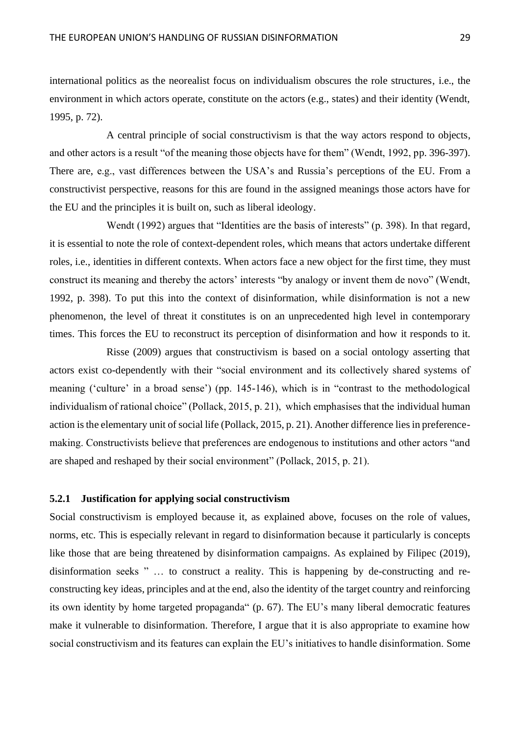international politics as the neorealist focus on individualism obscures the role structures, i.e., the environment in which actors operate, constitute on the actors (e.g., states) and their identity (Wendt, 1995, p. 72).

A central principle of social constructivism is that the way actors respond to objects, and other actors is a result "of the meaning those objects have for them" (Wendt, 1992, pp. 396-397). There are, e.g., vast differences between the USA's and Russia's perceptions of the EU. From a constructivist perspective, reasons for this are found in the assigned meanings those actors have for the EU and the principles it is built on, such as liberal ideology.

Wendt (1992) argues that "Identities are the basis of interests" (p. 398). In that regard, it is essential to note the role of context-dependent roles, which means that actors undertake different roles, i.e., identities in different contexts. When actors face a new object for the first time, they must construct its meaning and thereby the actors' interests "by analogy or invent them de novo" (Wendt, 1992, p. 398). To put this into the context of disinformation, while disinformation is not a new phenomenon, the level of threat it constitutes is on an unprecedented high level in contemporary times. This forces the EU to reconstruct its perception of disinformation and how it responds to it.

Risse (2009) argues that constructivism is based on a social ontology asserting that actors exist co-dependently with their "social environment and its collectively shared systems of meaning ('culture' in a broad sense') (pp. 145-146), which is in "contrast to the methodological individualism of rational choice" (Pollack, 2015, p. 21), which emphasises that the individual human action is the elementary unit of social life (Pollack, 2015, p. 21). Another difference lies in preference-making. Constructivists believe that preferences are endogenous to institutions and other actors "and are shaped and reshaped by their social environment" (Pollack, 2015, p. 21).

### 5.2.1 Justification for applying social constructivism

Social constructivism is employed because it, as explained above, focuses on the role of values, norms, etc. This is especially relevant in regard to disinformation because it particularly is concepts like those that are being threatened by disinformation campaigns. As explained by Filipec (2019), disinformation seeks " … to construct a reality. This is happening by de-constructing and re-constructing key ideas, principles and at the end, also the identity of the target country and reinforcing its own identity by home targeted propaganda" (p. 67). The EU's many liberal democratic features make it vulnerable to disinformation. Therefore, I argue that it is also appropriate to examine how social constructivism and its features can explain the EU's initiatives to handle disinformation. Some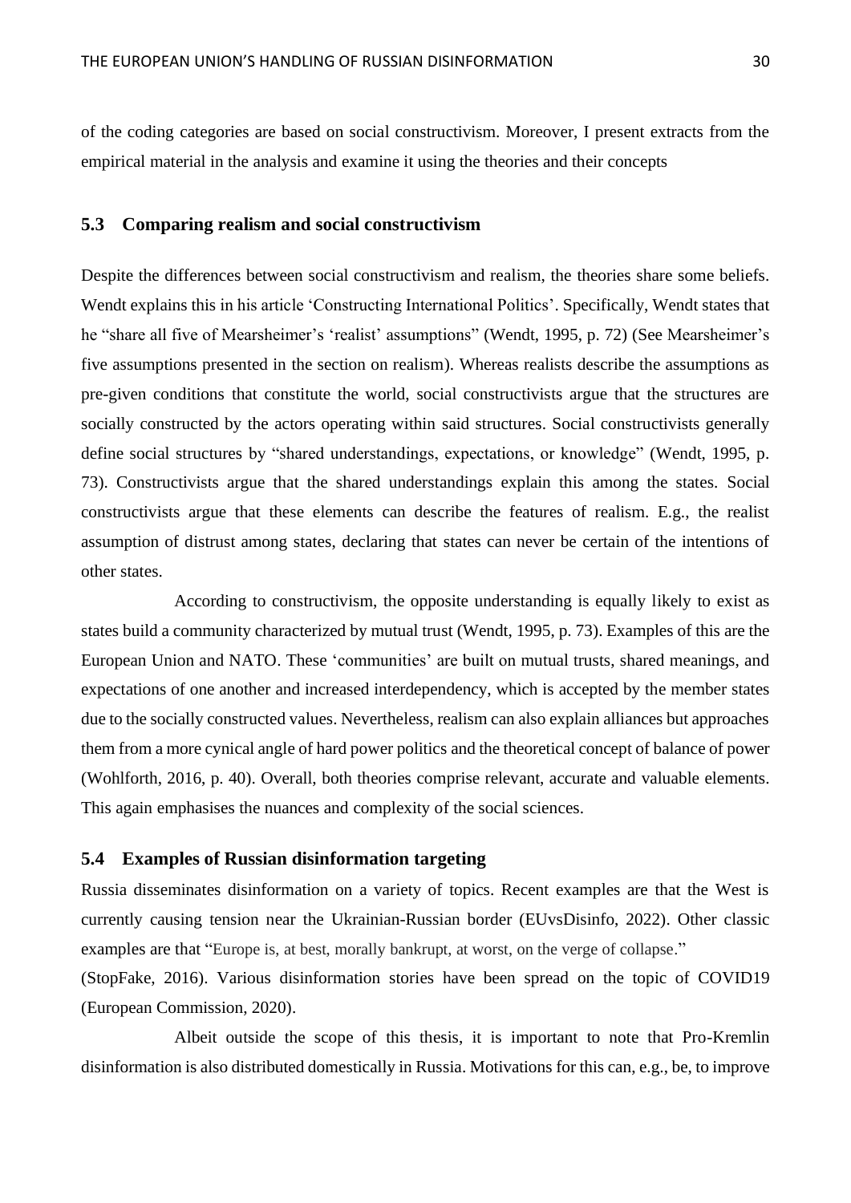of the coding categories are based on social constructivism. Moreover, I present extracts from the empirical material in the analysis and examine it using the theories and their concepts

## 5.3 Comparing realism and social constructivism

Despite the differences between social constructivism and realism, the theories share some beliefs. Wendt explains this in his article 'Constructing International Politics'. Specifically, Wendt states that he "share all five of Mearsheimer's 'realist' assumptions" (Wendt, 1995, p. 72) (See Mearsheimer's five assumptions presented in the section on realism). Whereas realists describe the assumptions as pre-given conditions that constitute the world, social constructivists argue that the structures are socially constructed by the actors operating within said structures. Social constructivists generally define social structures by "shared understandings, expectations, or knowledge" (Wendt, 1995, p. 73). Constructivists argue that the shared understandings explain this among the states. Social constructivists argue that these elements can describe the features of realism. E.g., the realist assumption of distrust among states, declaring that states can never be certain of the intentions of other states.

According to constructivism, the opposite understanding is equally likely to exist as states build a community characterized by mutual trust (Wendt, 1995, p. 73). Examples of this are the European Union and NATO. These 'communities' are built on mutual trusts, shared meanings, and expectations of one another and increased interdependency, which is accepted by the member states due to the socially constructed values. Nevertheless, realism can also explain alliances but approaches them from a more cynical angle of hard power politics and the theoretical concept of balance of power (Wohlforth, 2016, p. 40). Overall, both theories comprise relevant, accurate and valuable elements. This again emphasises the nuances and complexity of the social sciences.

## 5.4 Examples of Russian disinformation targeting

Russia disseminates disinformation on a variety of topics. Recent examples are that the West is currently causing tension near the Ukrainian-Russian border (EUvsDisinfo, 2022). Other classic examples are that "Europe is, at best, morally bankrupt, at worst, on the verge of collapse." (StopFake, 2016). Various disinformation stories have been spread on the topic of COVID19 (European Commission, 2020).

Albeit outside the scope of this thesis, it is important to note that Pro-Kremlin disinformation is also distributed domestically in Russia. Motivations for this can, e.g., be, to improve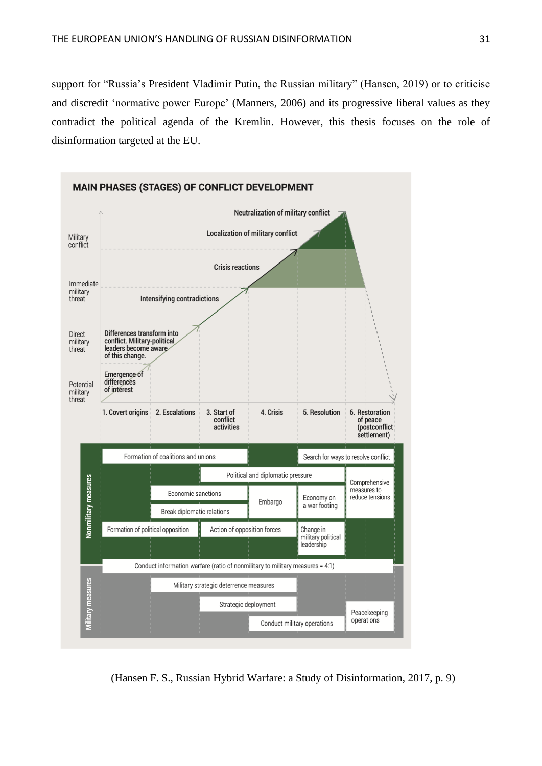support for "Russia's President Vladimir Putin, the Russian military" (Hansen, 2019) or to criticise and discredit 'normative power Europe' (Manners, 2006) and its progressive liberal values as they contradict the political agenda of the Kremlin. However, this thesis focuses on the role of disinformation targeted at the EU.

**MAIN PHASES (STAGES) OF CONFLICT DEVELOPMENT**

Threat levels (vertical axis): Potential military threat; Direct military threat; Immediate military threat; Military conflict

Developments: Emergence of differences of interest; Differences transform into conflict. Military-political leaders become aware of this change.; Intensifying contradictions; Crisis reactions; Localization of military conflict; Neutralization of military conflict

Phases: 1. Covert origins; 2. Escalations; 3. Start of conflict activities; 4. Crisis; 5. Resolution; 6. Restoration of peace (postconflict settlement)

Nonmilitary measures: Formation of coalitions and unions; Search for ways to resolve conflict; Political and diplomatic pressure; Comprehensive measures to reduce tensions; Economic sanctions; Embargo; Economy on a war footing; Break diplomatic relations; Formation of political opposition; Action of opposition forces; Change in military political leadership

Conduct information warfare (ratio of nonmilitary to military measures = 4:1)

Military measures: Military strategic deterrence measures; Strategic deployment; Conduct military operations; Peacekeeping operations

(Hansen F. S., Russian Hybrid Warfare: a Study of Disinformation, 2017, p. 9)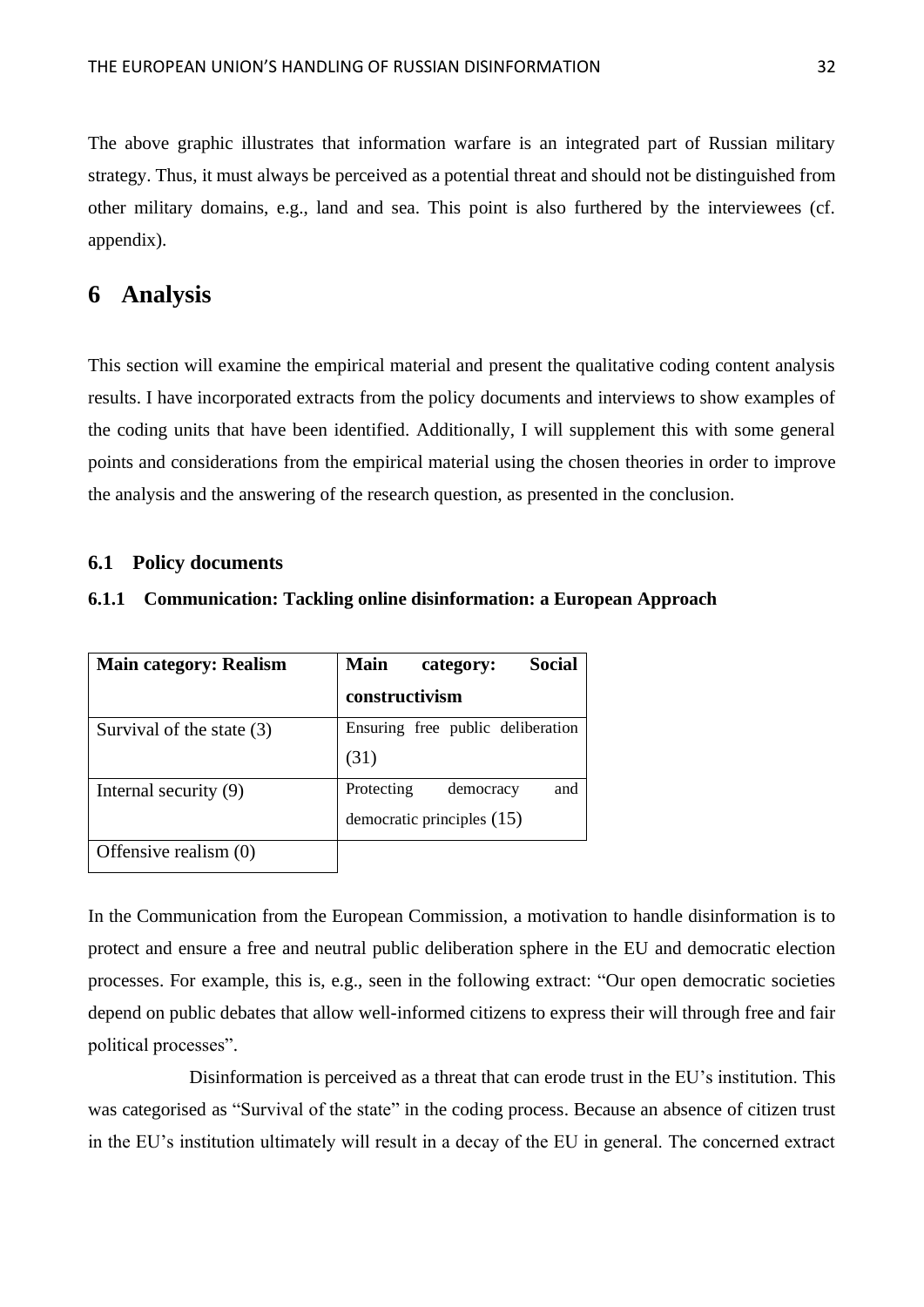The above graphic illustrates that information warfare is an integrated part of Russian military strategy. Thus, it must always be perceived as a potential threat and should not be distinguished from other military domains, e.g., land and sea. This point is also furthered by the interviewees (cf. appendix).

# 6 Analysis

This section will examine the empirical material and present the qualitative coding content analysis results. I have incorporated extracts from the policy documents and interviews to show examples of the coding units that have been identified. Additionally, I will supplement this with some general points and considerations from the empirical material using the chosen theories in order to improve the analysis and the answering of the research question, as presented in the conclusion.

## 6.1 Policy documents

### 6.1.1 Communication: Tackling online disinformation: a European Approach

| **Main category: Realism** | **Main category: Social constructivism** |
| --- | --- |
| Survival of the state (3) | Ensuring free public deliberation (31) |
| Internal security (9) | Protecting democracy and democratic principles (15) |
| Offensive realism (0) | |

In the Communication from the European Commission, a motivation to handle disinformation is to protect and ensure a free and neutral public deliberation sphere in the EU and democratic election processes. For example, this is, e.g., seen in the following extract: "Our open democratic societies depend on public debates that allow well-informed citizens to express their will through free and fair political processes".

Disinformation is perceived as a threat that can erode trust in the EU's institution. This was categorised as "Survival of the state" in the coding process. Because an absence of citizen trust in the EU's institution ultimately will result in a decay of the EU in general. The concerned extract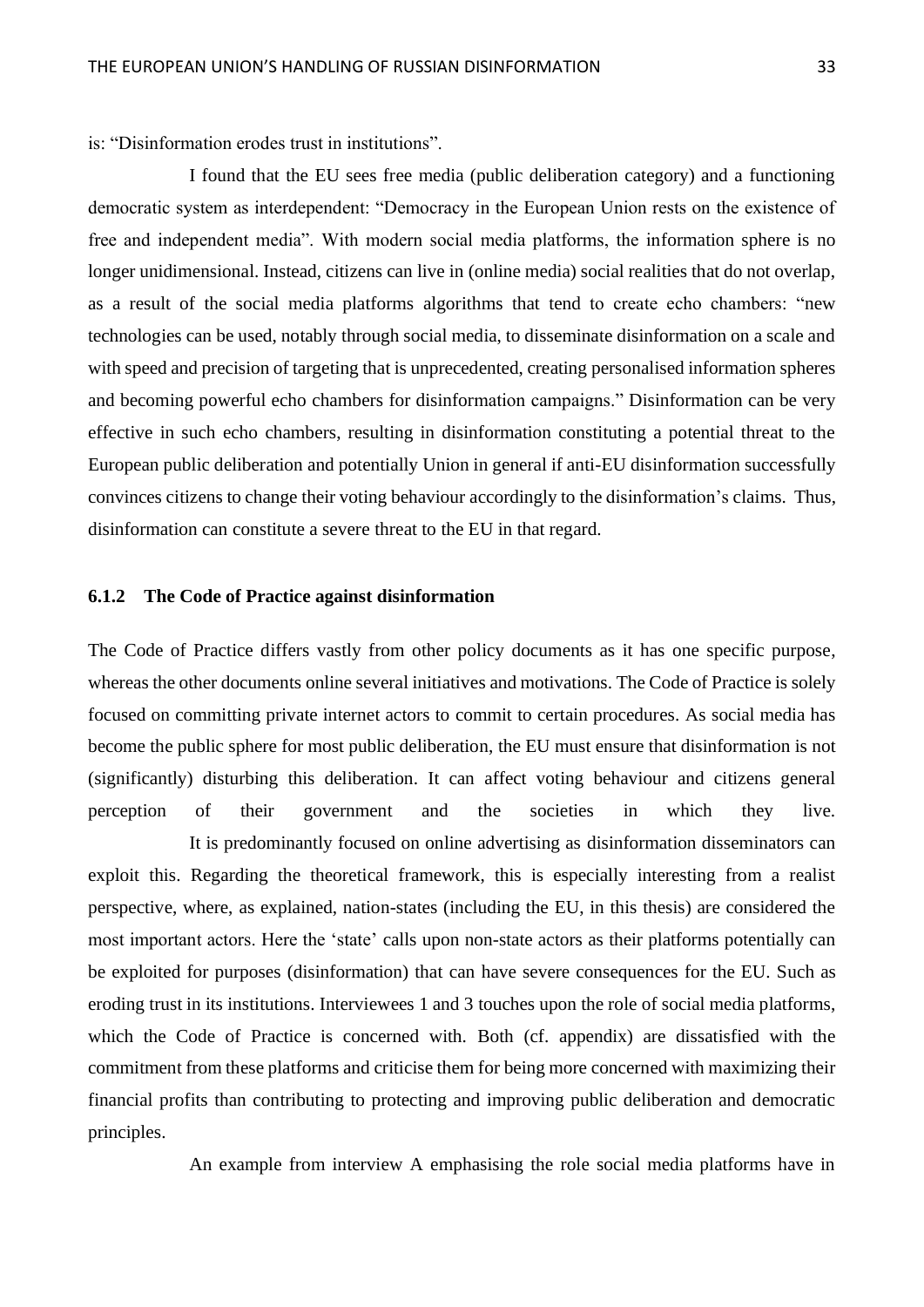is: "Disinformation erodes trust in institutions".

I found that the EU sees free media (public deliberation category) and a functioning democratic system as interdependent: "Democracy in the European Union rests on the existence of free and independent media". With modern social media platforms, the information sphere is no longer unidimensional. Instead, citizens can live in (online media) social realities that do not overlap, as a result of the social media platforms algorithms that tend to create echo chambers: "new technologies can be used, notably through social media, to disseminate disinformation on a scale and with speed and precision of targeting that is unprecedented, creating personalised information spheres and becoming powerful echo chambers for disinformation campaigns." Disinformation can be very effective in such echo chambers, resulting in disinformation constituting a potential threat to the European public deliberation and potentially Union in general if anti-EU disinformation successfully convinces citizens to change their voting behaviour accordingly to the disinformation's claims. Thus, disinformation can constitute a severe threat to the EU in that regard.

### 6.1.2 The Code of Practice against disinformation

The Code of Practice differs vastly from other policy documents as it has one specific purpose, whereas the other documents online several initiatives and motivations. The Code of Practice is solely focused on committing private internet actors to commit to certain procedures. As social media has become the public sphere for most public deliberation, the EU must ensure that disinformation is not (significantly) disturbing this deliberation. It can affect voting behaviour and citizens general perception of their government and the societies in which they live.

It is predominantly focused on online advertising as disinformation disseminators can exploit this. Regarding the theoretical framework, this is especially interesting from a realist perspective, where, as explained, nation-states (including the EU, in this thesis) are considered the most important actors. Here the 'state' calls upon non-state actors as their platforms potentially can be exploited for purposes (disinformation) that can have severe consequences for the EU. Such as eroding trust in its institutions. Interviewees 1 and 3 touches upon the role of social media platforms, which the Code of Practice is concerned with. Both (cf. appendix) are dissatisfied with the commitment from these platforms and criticise them for being more concerned with maximizing their financial profits than contributing to protecting and improving public deliberation and democratic principles.

An example from interview A emphasising the role social media platforms have in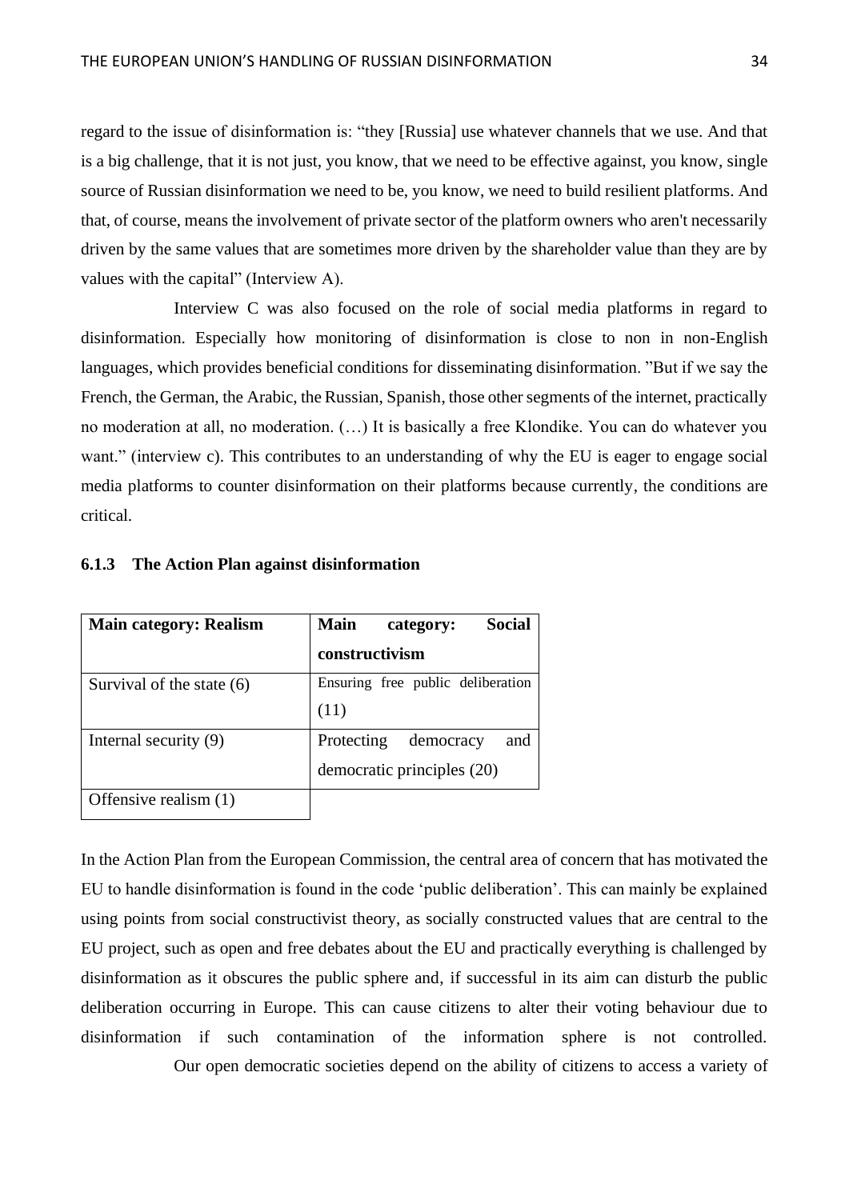regard to the issue of disinformation is: "they [Russia] use whatever channels that we use. And that is a big challenge, that it is not just, you know, that we need to be effective against, you know, single source of Russian disinformation we need to be, you know, we need to build resilient platforms. And that, of course, means the involvement of private sector of the platform owners who aren't necessarily driven by the same values that are sometimes more driven by the shareholder value than they are by values with the capital" (Interview A).

Interview C was also focused on the role of social media platforms in regard to disinformation. Especially how monitoring of disinformation is close to non in non-English languages, which provides beneficial conditions for disseminating disinformation. "But if we say the French, the German, the Arabic, the Russian, Spanish, those other segments of the internet, practically no moderation at all, no moderation. (…) It is basically a free Klondike. You can do whatever you want." (interview c). This contributes to an understanding of why the EU is eager to engage social media platforms to counter disinformation on their platforms because currently, the conditions are critical.

### 6.1.3 The Action Plan against disinformation

| Main category: Realism | Main category: Social constructivism |
|---|---|
| Survival of the state (6) | Ensuring free public deliberation (11) |
| Internal security (9) | Protecting democracy and democratic principles (20) |
| Offensive realism (1) | |

In the Action Plan from the European Commission, the central area of concern that has motivated the EU to handle disinformation is found in the code 'public deliberation'. This can mainly be explained using points from social constructivist theory, as socially constructed values that are central to the EU project, such as open and free debates about the EU and practically everything is challenged by disinformation as it obscures the public sphere and, if successful in its aim can disturb the public deliberation occurring in Europe. This can cause citizens to alter their voting behaviour due to disinformation if such contamination of the information sphere is not controlled.

Our open democratic societies depend on the ability of citizens to access a variety of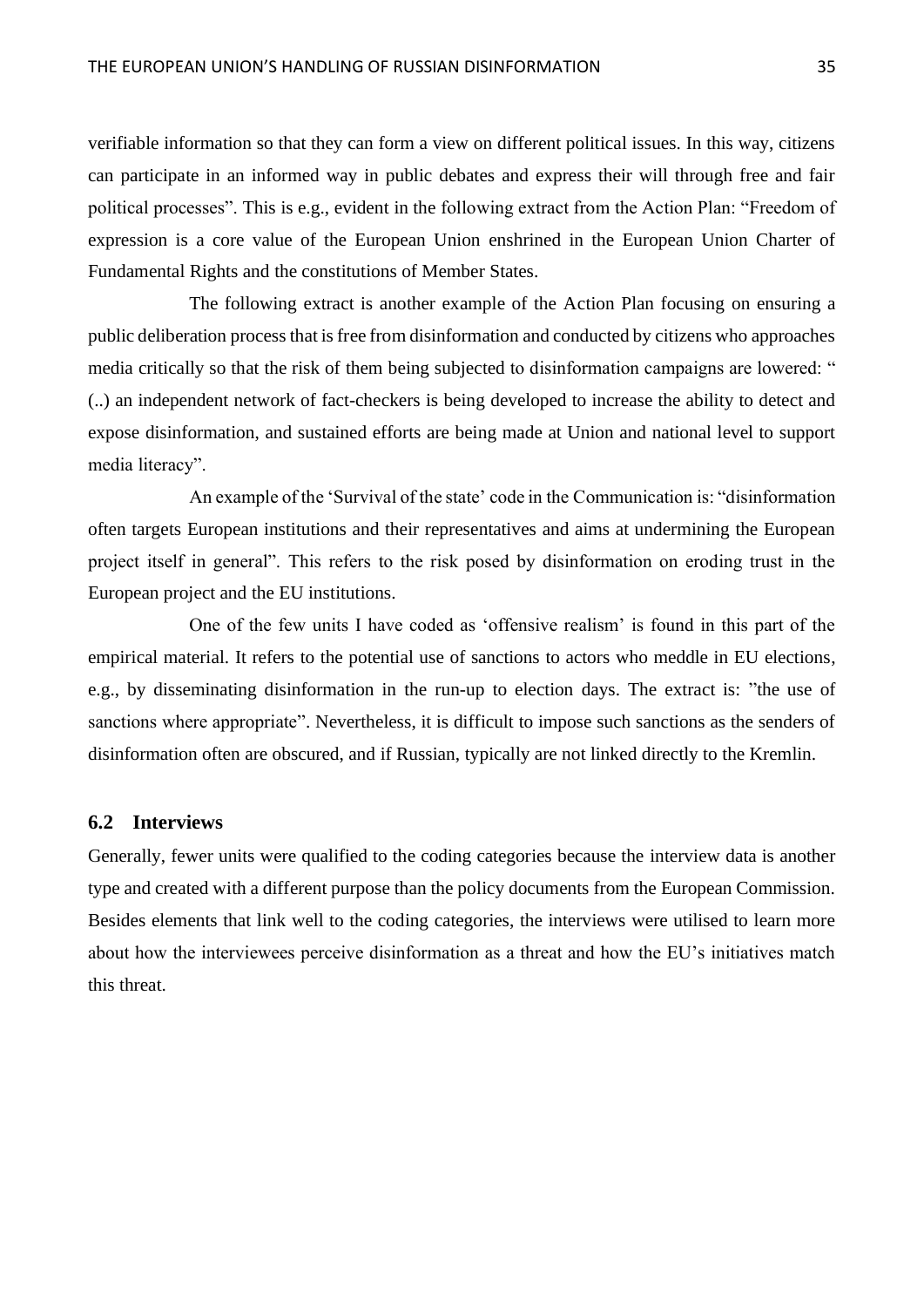verifiable information so that they can form a view on different political issues. In this way, citizens can participate in an informed way in public debates and express their will through free and fair political processes". This is e.g., evident in the following extract from the Action Plan: "Freedom of expression is a core value of the European Union enshrined in the European Union Charter of Fundamental Rights and the constitutions of Member States.

The following extract is another example of the Action Plan focusing on ensuring a public deliberation process that is free from disinformation and conducted by citizens who approaches media critically so that the risk of them being subjected to disinformation campaigns are lowered: " (..) an independent network of fact-checkers is being developed to increase the ability to detect and expose disinformation, and sustained efforts are being made at Union and national level to support media literacy".

An example of the 'Survival of the state' code in the Communication is: "disinformation often targets European institutions and their representatives and aims at undermining the European project itself in general". This refers to the risk posed by disinformation on eroding trust in the European project and the EU institutions.

One of the few units I have coded as 'offensive realism' is found in this part of the empirical material. It refers to the potential use of sanctions to actors who meddle in EU elections, e.g., by disseminating disinformation in the run-up to election days. The extract is: "the use of sanctions where appropriate". Nevertheless, it is difficult to impose such sanctions as the senders of disinformation often are obscured, and if Russian, typically are not linked directly to the Kremlin.

## 6.2 Interviews

Generally, fewer units were qualified to the coding categories because the interview data is another type and created with a different purpose than the policy documents from the European Commission. Besides elements that link well to the coding categories, the interviews were utilised to learn more about how the interviewees perceive disinformation as a threat and how the EU's initiatives match this threat.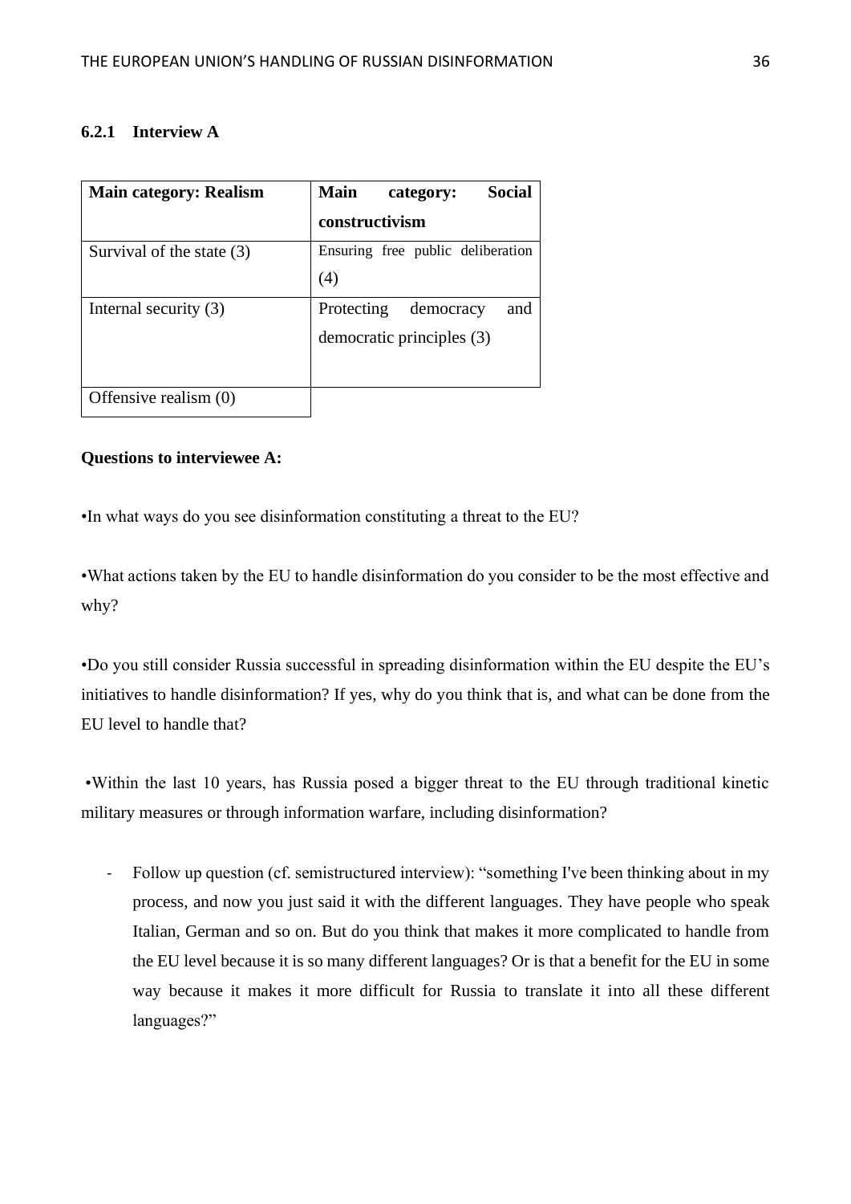### 6.2.1 Interview A

| Main category: Realism | Main category: Social constructivism |
|---|---|
| Survival of the state (3) | Ensuring free public deliberation (4) |
| Internal security (3) | Protecting democracy and democratic principles (3) |
| Offensive realism (0) | |

**Questions to interviewee A:**

•In what ways do you see disinformation constituting a threat to the EU?

•What actions taken by the EU to handle disinformation do you consider to be the most effective and why?

•Do you still consider Russia successful in spreading disinformation within the EU despite the EU's initiatives to handle disinformation? If yes, why do you think that is, and what can be done from the EU level to handle that?

•Within the last 10 years, has Russia posed a bigger threat to the EU through traditional kinetic military measures or through information warfare, including disinformation?

- Follow up question (cf. semistructured interview): "something I've been thinking about in my process, and now you just said it with the different languages. They have people who speak Italian, German and so on. But do you think that makes it more complicated to handle from the EU level because it is so many different languages? Or is that a benefit for the EU in some way because it makes it more difficult for Russia to translate it into all these different languages?"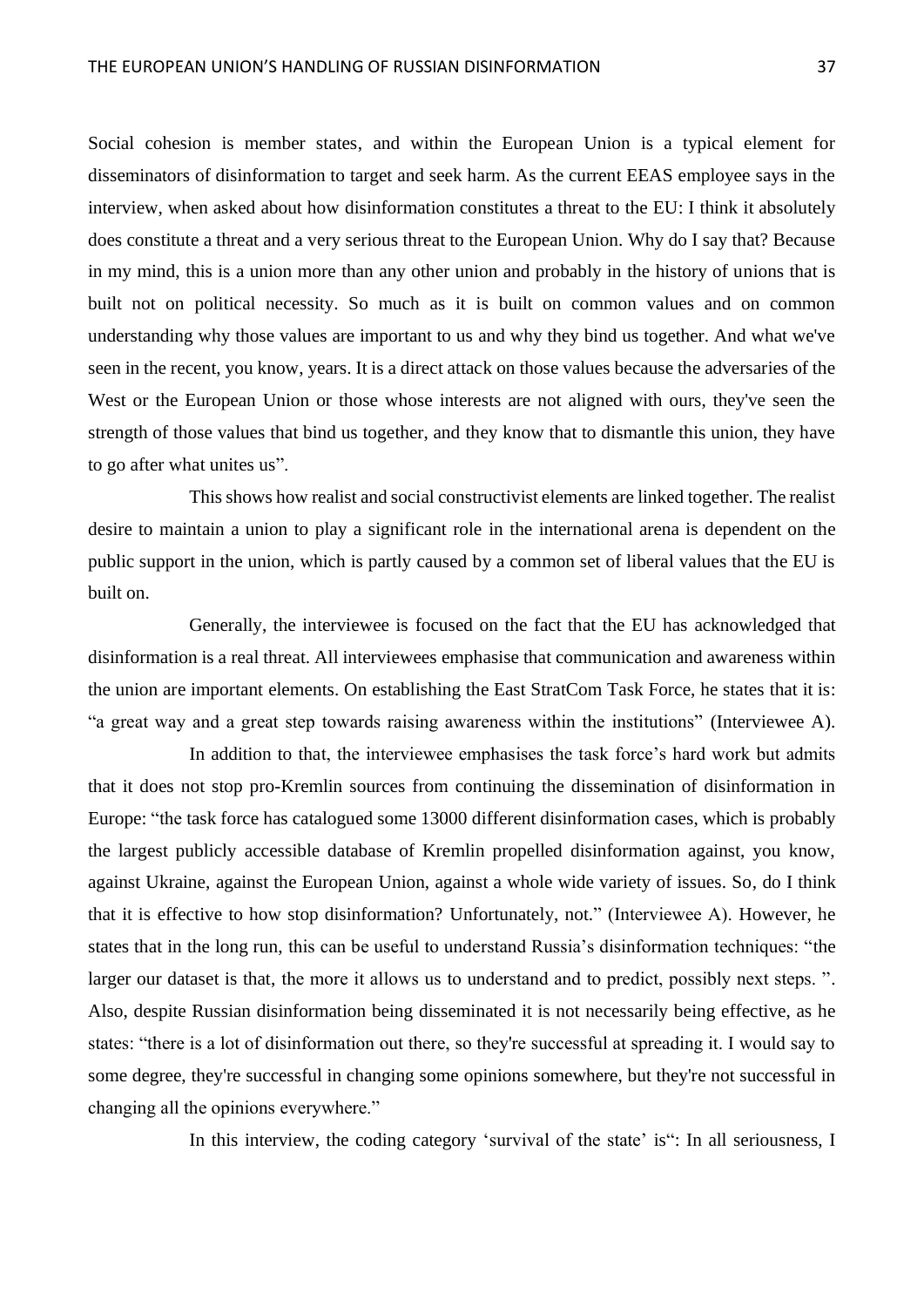Social cohesion is member states, and within the European Union is a typical element for disseminators of disinformation to target and seek harm. As the current EEAS employee says in the interview, when asked about how disinformation constitutes a threat to the EU: I think it absolutely does constitute a threat and a very serious threat to the European Union. Why do I say that? Because in my mind, this is a union more than any other union and probably in the history of unions that is built not on political necessity. So much as it is built on common values and on common understanding why those values are important to us and why they bind us together. And what we've seen in the recent, you know, years. It is a direct attack on those values because the adversaries of the West or the European Union or those whose interests are not aligned with ours, they've seen the strength of those values that bind us together, and they know that to dismantle this union, they have to go after what unites us".

This shows how realist and social constructivist elements are linked together. The realist desire to maintain a union to play a significant role in the international arena is dependent on the public support in the union, which is partly caused by a common set of liberal values that the EU is built on.

Generally, the interviewee is focused on the fact that the EU has acknowledged that disinformation is a real threat. All interviewees emphasise that communication and awareness within the union are important elements. On establishing the East StratCom Task Force, he states that it is: "a great way and a great step towards raising awareness within the institutions" (Interviewee A).

In addition to that, the interviewee emphasises the task force's hard work but admits that it does not stop pro-Kremlin sources from continuing the dissemination of disinformation in Europe: "the task force has catalogued some 13000 different disinformation cases, which is probably the largest publicly accessible database of Kremlin propelled disinformation against, you know, against Ukraine, against the European Union, against a whole wide variety of issues. So, do I think that it is effective to how stop disinformation? Unfortunately, not." (Interviewee A). However, he states that in the long run, this can be useful to understand Russia's disinformation techniques: "the larger our dataset is that, the more it allows us to understand and to predict, possibly next steps. ". Also, despite Russian disinformation being disseminated it is not necessarily being effective, as he states: "there is a lot of disinformation out there, so they're successful at spreading it. I would say to some degree, they're successful in changing some opinions somewhere, but they're not successful in changing all the opinions everywhere."

In this interview, the coding category 'survival of the state' is": In all seriousness, I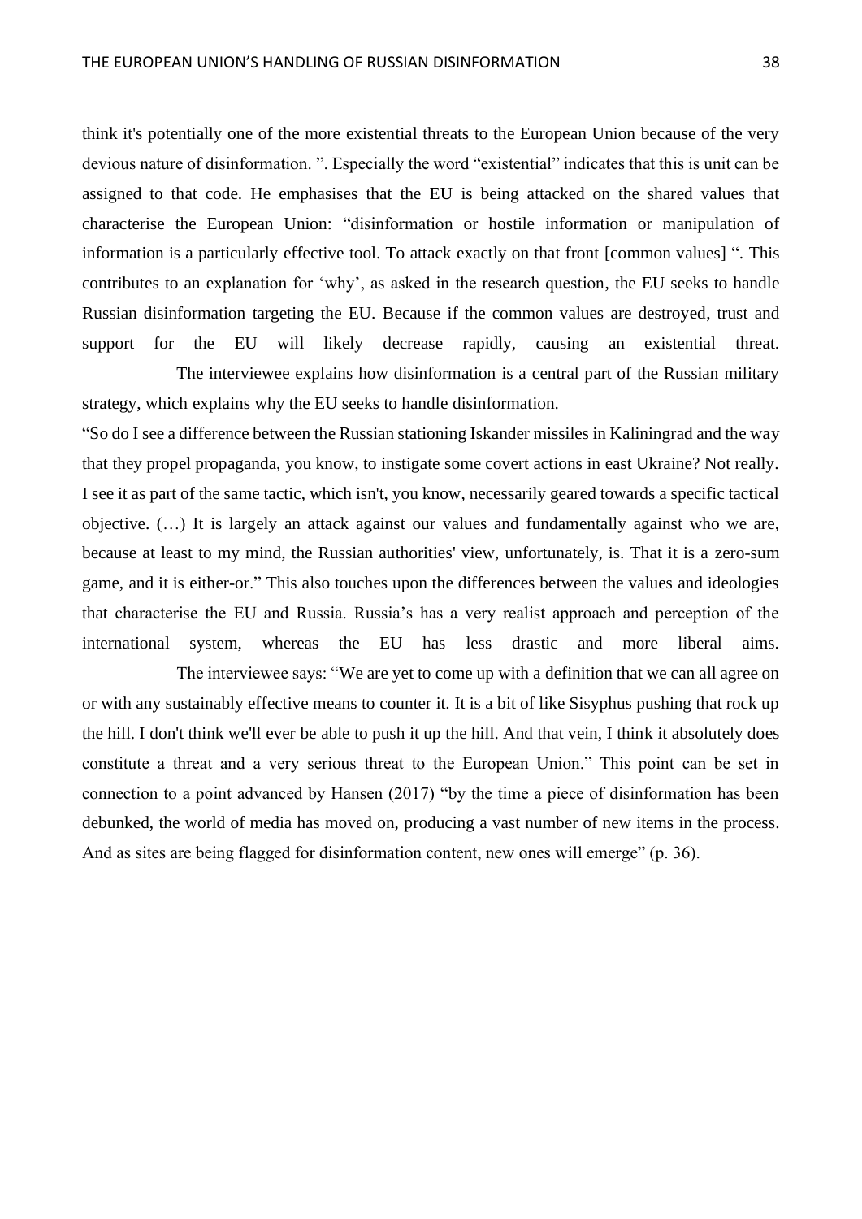think it's potentially one of the more existential threats to the European Union because of the very devious nature of disinformation. ". Especially the word "existential" indicates that this is unit can be assigned to that code. He emphasises that the EU is being attacked on the shared values that characterise the European Union: "disinformation or hostile information or manipulation of information is a particularly effective tool. To attack exactly on that front [common values] ". This contributes to an explanation for 'why', as asked in the research question, the EU seeks to handle Russian disinformation targeting the EU. Because if the common values are destroyed, trust and support for the EU will likely decrease rapidly, causing an existential threat.

The interviewee explains how disinformation is a central part of the Russian military strategy, which explains why the EU seeks to handle disinformation.

"So do I see a difference between the Russian stationing Iskander missiles in Kaliningrad and the way that they propel propaganda, you know, to instigate some covert actions in east Ukraine? Not really. I see it as part of the same tactic, which isn't, you know, necessarily geared towards a specific tactical objective. (…) It is largely an attack against our values and fundamentally against who we are, because at least to my mind, the Russian authorities' view, unfortunately, is. That it is a zero-sum game, and it is either-or." This also touches upon the differences between the values and ideologies that characterise the EU and Russia. Russia's has a very realist approach and perception of the international system, whereas the EU has less drastic and more liberal aims.

The interviewee says: "We are yet to come up with a definition that we can all agree on or with any sustainably effective means to counter it. It is a bit of like Sisyphus pushing that rock up the hill. I don't think we'll ever be able to push it up the hill. And that vein, I think it absolutely does constitute a threat and a very serious threat to the European Union." This point can be set in connection to a point advanced by Hansen (2017) "by the time a piece of disinformation has been debunked, the world of media has moved on, producing a vast number of new items in the process. And as sites are being flagged for disinformation content, new ones will emerge" (p. 36).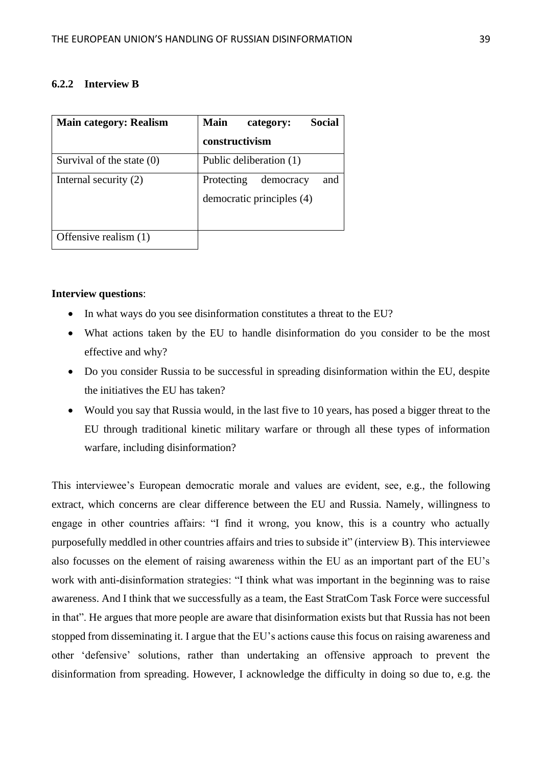### 6.2.2 Interview B

| Main category: Realism | Main category: Social constructivism |
|---|---|
| Survival of the state (0) | Public deliberation (1) |
| Internal security (2) | Protecting democracy and democratic principles (4) |
| Offensive realism (1) | |

**Interview questions**:

- In what ways do you see disinformation constitutes a threat to the EU?
- What actions taken by the EU to handle disinformation do you consider to be the most effective and why?
- Do you consider Russia to be successful in spreading disinformation within the EU, despite the initiatives the EU has taken?
- Would you say that Russia would, in the last five to 10 years, has posed a bigger threat to the EU through traditional kinetic military warfare or through all these types of information warfare, including disinformation?

This interviewee's European democratic morale and values are evident, see, e.g., the following extract, which concerns are clear difference between the EU and Russia. Namely, willingness to engage in other countries affairs: "I find it wrong, you know, this is a country who actually purposefully meddled in other countries affairs and tries to subside it" (interview B). This interviewee also focusses on the element of raising awareness within the EU as an important part of the EU's work with anti-disinformation strategies: "I think what was important in the beginning was to raise awareness. And I think that we successfully as a team, the East StratCom Task Force were successful in that". He argues that more people are aware that disinformation exists but that Russia has not been stopped from disseminating it. I argue that the EU's actions cause this focus on raising awareness and other 'defensive' solutions, rather than undertaking an offensive approach to prevent the disinformation from spreading. However, I acknowledge the difficulty in doing so due to, e.g. the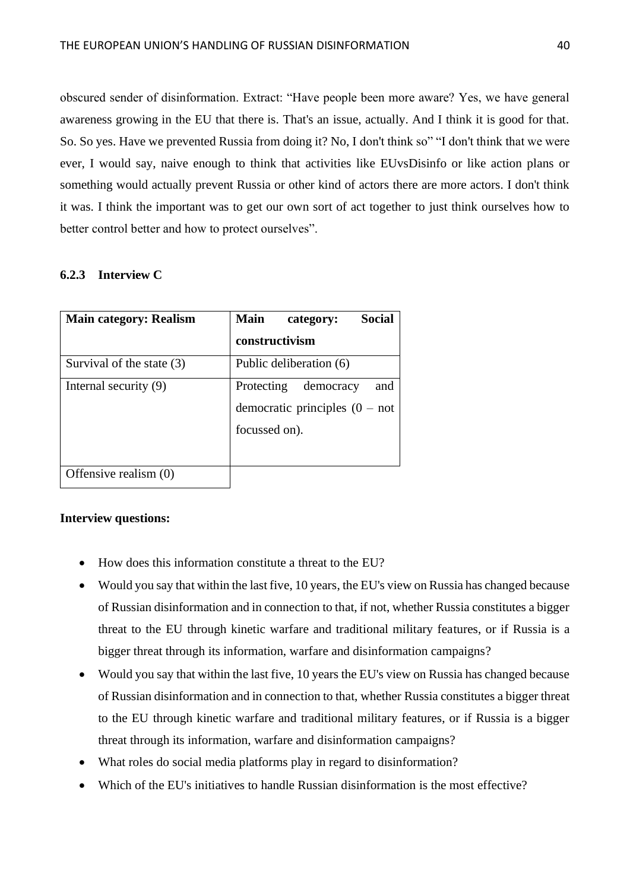obscured sender of disinformation. Extract: “Have people been more aware? Yes, we have general awareness growing in the EU that there is. That's an issue, actually. And I think it is good for that. So. So yes. Have we prevented Russia from doing it? No, I don't think so” “I don't think that we were ever, I would say, naive enough to think that activities like EUvsDisinfo or like action plans or something would actually prevent Russia or other kind of actors there are more actors. I don't think it was. I think the important was to get our own sort of act together to just think ourselves how to better control better and how to protect ourselves”.

### 6.2.3 Interview C

| **Main category: Realism** | **Main category: Social constructivism** |
|---|---|
| Survival of the state (3) | Public deliberation (6) |
| Internal security (9) | Protecting democracy and democratic principles (0 – not focussed on). |
| Offensive realism (0) | |

**Interview questions:**

- How does this information constitute a threat to the EU?
- Would you say that within the last five, 10 years, the EU's view on Russia has changed because of Russian disinformation and in connection to that, if not, whether Russia constitutes a bigger threat to the EU through kinetic warfare and traditional military features, or if Russia is a bigger threat through its information, warfare and disinformation campaigns?
- Would you say that within the last five, 10 years the EU's view on Russia has changed because of Russian disinformation and in connection to that, whether Russia constitutes a bigger threat to the EU through kinetic warfare and traditional military features, or if Russia is a bigger threat through its information, warfare and disinformation campaigns?
- What roles do social media platforms play in regard to disinformation?
- Which of the EU's initiatives to handle Russian disinformation is the most effective?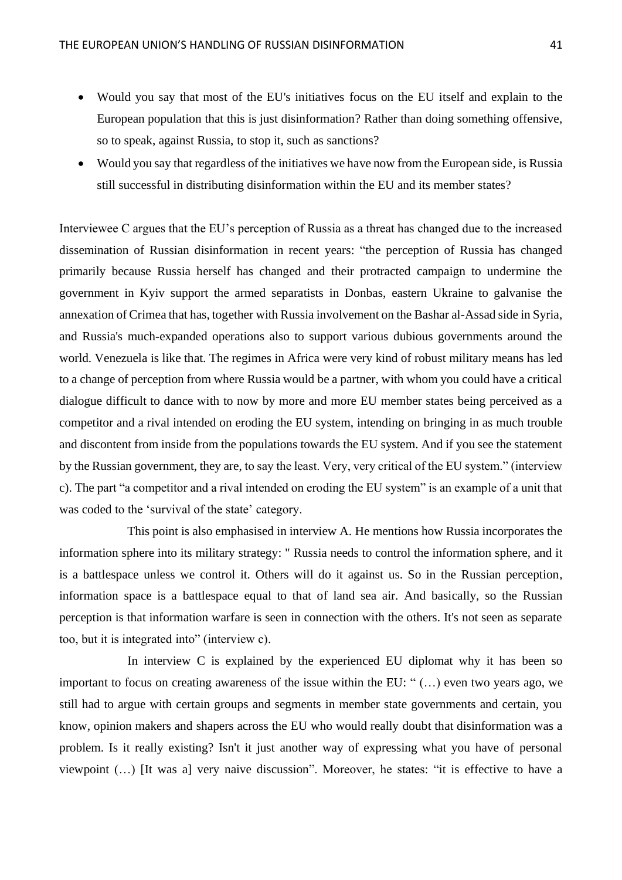- Would you say that most of the EU's initiatives focus on the EU itself and explain to the European population that this is just disinformation? Rather than doing something offensive, so to speak, against Russia, to stop it, such as sanctions?
- Would you say that regardless of the initiatives we have now from the European side, is Russia still successful in distributing disinformation within the EU and its member states?

Interviewee C argues that the EU's perception of Russia as a threat has changed due to the increased dissemination of Russian disinformation in recent years: "the perception of Russia has changed primarily because Russia herself has changed and their protracted campaign to undermine the government in Kyiv support the armed separatists in Donbas, eastern Ukraine to galvanise the annexation of Crimea that has, together with Russia involvement on the Bashar al-Assad side in Syria, and Russia's much-expanded operations also to support various dubious governments around the world. Venezuela is like that. The regimes in Africa were very kind of robust military means has led to a change of perception from where Russia would be a partner, with whom you could have a critical dialogue difficult to dance with to now by more and more EU member states being perceived as a competitor and a rival intended on eroding the EU system, intending on bringing in as much trouble and discontent from inside from the populations towards the EU system. And if you see the statement by the Russian government, they are, to say the least. Very, very critical of the EU system." (interview c). The part "a competitor and a rival intended on eroding the EU system" is an example of a unit that was coded to the 'survival of the state' category.

This point is also emphasised in interview A. He mentions how Russia incorporates the information sphere into its military strategy: " Russia needs to control the information sphere, and it is a battlespace unless we control it. Others will do it against us. So in the Russian perception, information space is a battlespace equal to that of land sea air. And basically, so the Russian perception is that information warfare is seen in connection with the others. It's not seen as separate too, but it is integrated into" (interview c).

In interview C is explained by the experienced EU diplomat why it has been so important to focus on creating awareness of the issue within the EU: " (…) even two years ago, we still had to argue with certain groups and segments in member state governments and certain, you know, opinion makers and shapers across the EU who would really doubt that disinformation was a problem. Is it really existing? Isn't it just another way of expressing what you have of personal viewpoint (…) [It was a] very naive discussion". Moreover, he states: "it is effective to have a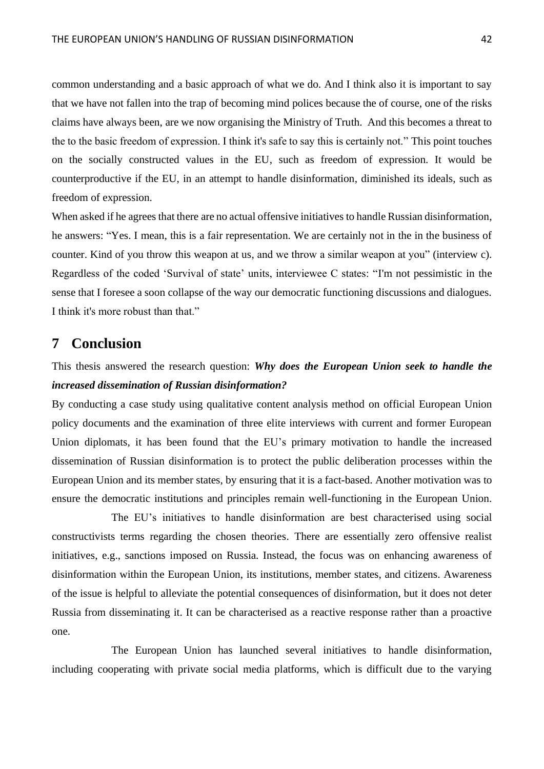common understanding and a basic approach of what we do. And I think also it is important to say that we have not fallen into the trap of becoming mind polices because the of course, one of the risks claims have always been, are we now organising the Ministry of Truth. And this becomes a threat to the to the basic freedom of expression. I think it's safe to say this is certainly not." This point touches on the socially constructed values in the EU, such as freedom of expression. It would be counterproductive if the EU, in an attempt to handle disinformation, diminished its ideals, such as freedom of expression.

When asked if he agrees that there are no actual offensive initiatives to handle Russian disinformation, he answers: "Yes. I mean, this is a fair representation. We are certainly not in the in the business of counter. Kind of you throw this weapon at us, and we throw a similar weapon at you" (interview c). Regardless of the coded 'Survival of state' units, interviewee C states: "I'm not pessimistic in the sense that I foresee a soon collapse of the way our democratic functioning discussions and dialogues. I think it's more robust than that."

# 7 Conclusion

This thesis answered the research question: ***Why does the European Union seek to handle the increased dissemination of Russian disinformation?***

By conducting a case study using qualitative content analysis method on official European Union policy documents and the examination of three elite interviews with current and former European Union diplomats, it has been found that the EU's primary motivation to handle the increased dissemination of Russian disinformation is to protect the public deliberation processes within the European Union and its member states, by ensuring that it is a fact-based. Another motivation was to ensure the democratic institutions and principles remain well-functioning in the European Union.

The EU's initiatives to handle disinformation are best characterised using social constructivists terms regarding the chosen theories. There are essentially zero offensive realist initiatives, e.g., sanctions imposed on Russia. Instead, the focus was on enhancing awareness of disinformation within the European Union, its institutions, member states, and citizens. Awareness of the issue is helpful to alleviate the potential consequences of disinformation, but it does not deter Russia from disseminating it. It can be characterised as a reactive response rather than a proactive one.

The European Union has launched several initiatives to handle disinformation, including cooperating with private social media platforms, which is difficult due to the varying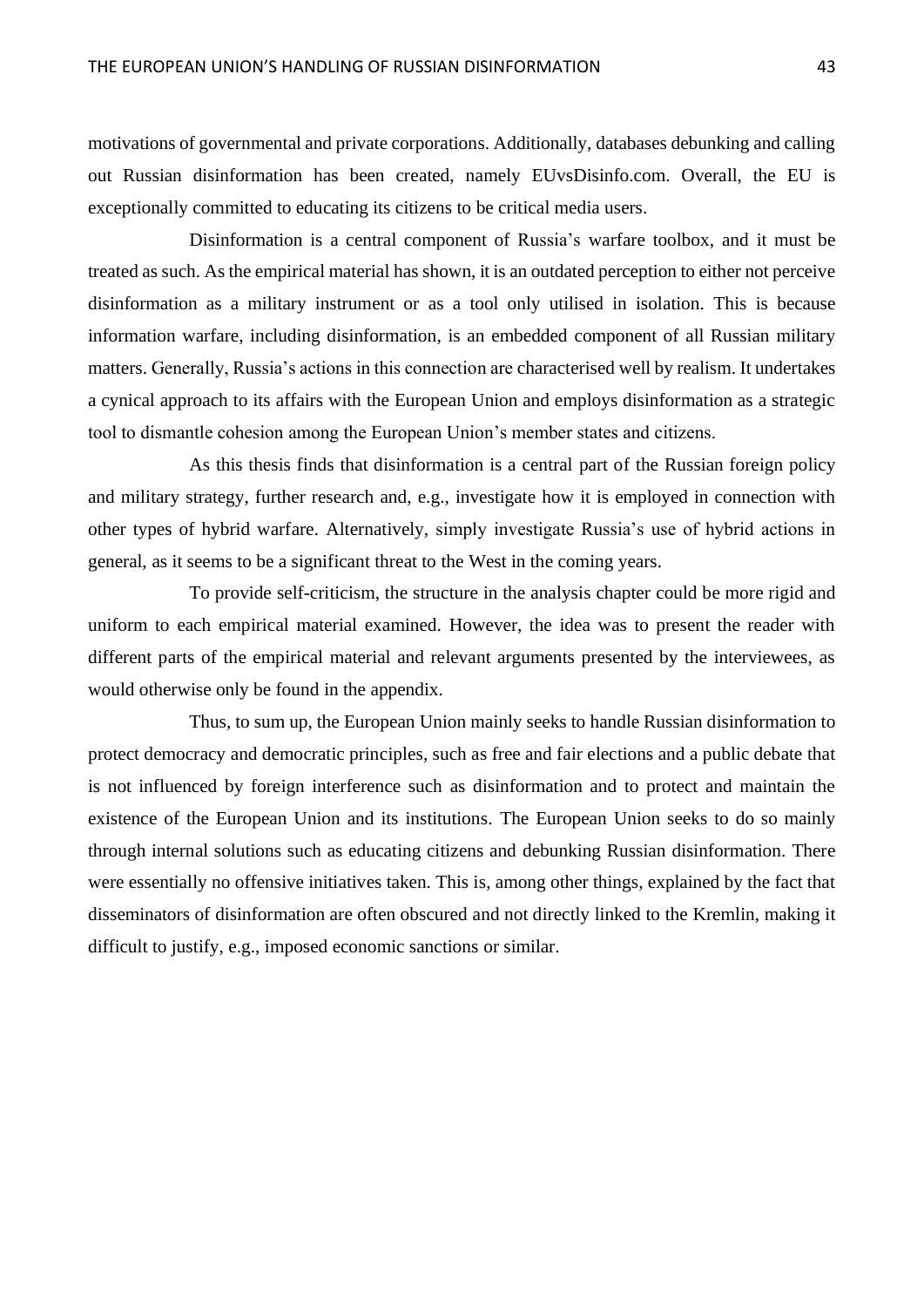motivations of governmental and private corporations. Additionally, databases debunking and calling out Russian disinformation has been created, namely EUvsDisinfo.com. Overall, the EU is exceptionally committed to educating its citizens to be critical media users.

Disinformation is a central component of Russia's warfare toolbox, and it must be treated as such. As the empirical material has shown, it is an outdated perception to either not perceive disinformation as a military instrument or as a tool only utilised in isolation. This is because information warfare, including disinformation, is an embedded component of all Russian military matters. Generally, Russia's actions in this connection are characterised well by realism. It undertakes a cynical approach to its affairs with the European Union and employs disinformation as a strategic tool to dismantle cohesion among the European Union's member states and citizens.

As this thesis finds that disinformation is a central part of the Russian foreign policy and military strategy, further research and, e.g., investigate how it is employed in connection with other types of hybrid warfare. Alternatively, simply investigate Russia's use of hybrid actions in general, as it seems to be a significant threat to the West in the coming years.

To provide self-criticism, the structure in the analysis chapter could be more rigid and uniform to each empirical material examined. However, the idea was to present the reader with different parts of the empirical material and relevant arguments presented by the interviewees, as would otherwise only be found in the appendix.

Thus, to sum up, the European Union mainly seeks to handle Russian disinformation to protect democracy and democratic principles, such as free and fair elections and a public debate that is not influenced by foreign interference such as disinformation and to protect and maintain the existence of the European Union and its institutions. The European Union seeks to do so mainly through internal solutions such as educating citizens and debunking Russian disinformation. There were essentially no offensive initiatives taken. This is, among other things, explained by the fact that disseminators of disinformation are often obscured and not directly linked to the Kremlin, making it difficult to justify, e.g., imposed economic sanctions or similar.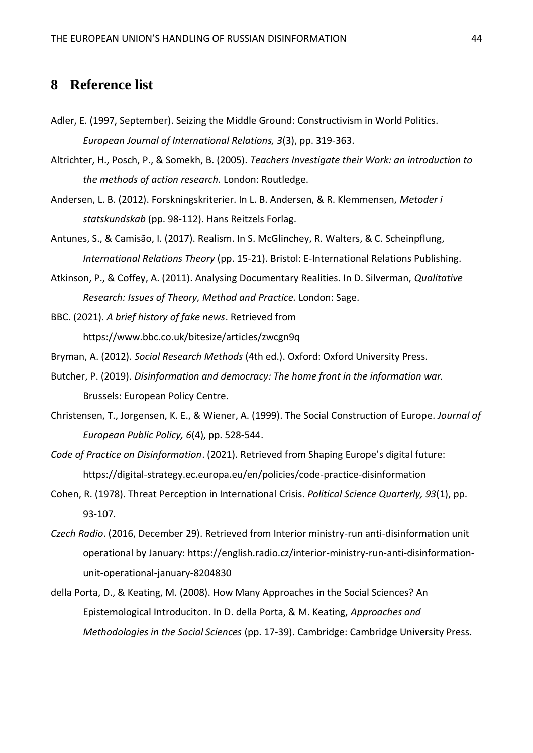# 8 Reference list

Adler, E. (1997, September). Seizing the Middle Ground: Constructivism in World Politics. *European Journal of International Relations, 3*(3), pp. 319-363.

Altrichter, H., Posch, P., & Somekh, B. (2005). *Teachers Investigate their Work: an introduction to the methods of action research.* London: Routledge.

Andersen, L. B. (2012). Forskningskriterier. In L. B. Andersen, & R. Klemmensen, *Metoder i statskundskab* (pp. 98-112). Hans Reitzels Forlag.

Antunes, S., & Camisão, I. (2017). Realism. In S. McGlinchey, R. Walters, & C. Scheinpflung, *International Relations Theory* (pp. 15-21). Bristol: E-International Relations Publishing.

Atkinson, P., & Coffey, A. (2011). Analysing Documentary Realities. In D. Silverman, *Qualitative Research: Issues of Theory, Method and Practice.* London: Sage.

BBC. (2021). *A brief history of fake news*. Retrieved from https://www.bbc.co.uk/bitesize/articles/zwcgn9q

Bryman, A. (2012). *Social Research Methods* (4th ed.). Oxford: Oxford University Press.

Butcher, P. (2019). *Disinformation and democracy: The home front in the information war.* Brussels: European Policy Centre.

Christensen, T., Jorgensen, K. E., & Wiener, A. (1999). The Social Construction of Europe. *Journal of European Public Policy, 6*(4), pp. 528-544.

*Code of Practice on Disinformation*. (2021). Retrieved from Shaping Europe's digital future: https://digital-strategy.ec.europa.eu/en/policies/code-practice-disinformation

Cohen, R. (1978). Threat Perception in International Crisis. *Political Science Quarterly, 93*(1), pp. 93-107.

*Czech Radio*. (2016, December 29). Retrieved from Interior ministry-run anti-disinformation unit operational by January: https://english.radio.cz/interior-ministry-run-anti-disinformation-unit-operational-january-8204830

della Porta, D., & Keating, M. (2008). How Many Approaches in the Social Sciences? An Epistemological Introduciton. In D. della Porta, & M. Keating, *Approaches and Methodologies in the Social Sciences* (pp. 17-39). Cambridge: Cambridge University Press.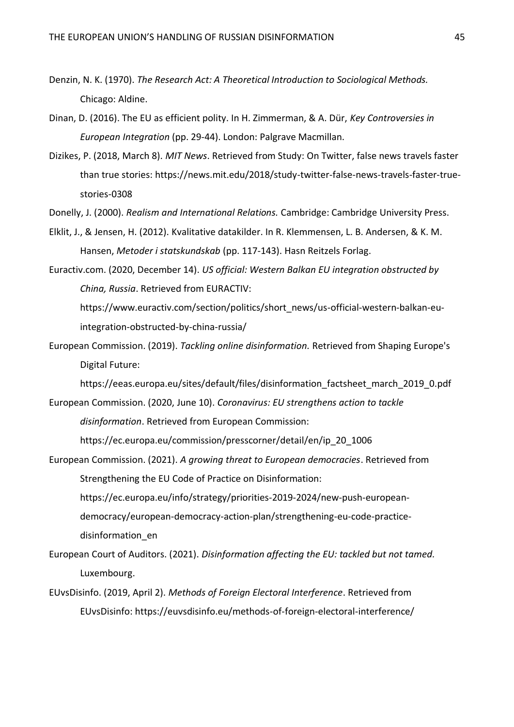Denzin, N. K. (1970). *The Research Act: A Theoretical Introduction to Sociological Methods.* Chicago: Aldine.

Dinan, D. (2016). The EU as efficient polity. In H. Zimmerman, & A. Dür, *Key Controversies in European Integration* (pp. 29-44). London: Palgrave Macmillan.

Dizikes, P. (2018, March 8). *MIT News*. Retrieved from Study: On Twitter, false news travels faster than true stories: https://news.mit.edu/2018/study-twitter-false-news-travels-faster-true-stories-0308

Donelly, J. (2000). *Realism and International Relations.* Cambridge: Cambridge University Press.

Elklit, J., & Jensen, H. (2012). Kvalitative datakilder. In R. Klemmensen, L. B. Andersen, & K. M. Hansen, *Metoder i statskundskab* (pp. 117-143). Hasn Reitzels Forlag.

Euractiv.com. (2020, December 14). *US official: Western Balkan EU integration obstructed by China, Russia*. Retrieved from EURACTIV: https://www.euractiv.com/section/politics/short_news/us-official-western-balkan-eu-integration-obstructed-by-china-russia/

European Commission. (2019). *Tackling online disinformation.* Retrieved from Shaping Europe's Digital Future: https://eeas.europa.eu/sites/default/files/disinformation_factsheet_march_2019_0.pdf

European Commission. (2020, June 10). *Coronavirus: EU strengthens action to tackle disinformation*. Retrieved from European Commission: https://ec.europa.eu/commission/presscorner/detail/en/ip_20_1006

European Commission. (2021). *A growing threat to European democracies*. Retrieved from Strengthening the EU Code of Practice on Disinformation: https://ec.europa.eu/info/strategy/priorities-2019-2024/new-push-european-democracy/european-democracy-action-plan/strengthening-eu-code-practice-disinformation_en

European Court of Auditors. (2021). *Disinformation affecting the EU: tackled but not tamed.* Luxembourg.

EUvsDisinfo. (2019, April 2). *Methods of Foreign Electoral Interference*. Retrieved from EUvsDisinfo: https://euvsdisinfo.eu/methods-of-foreign-electoral-interference/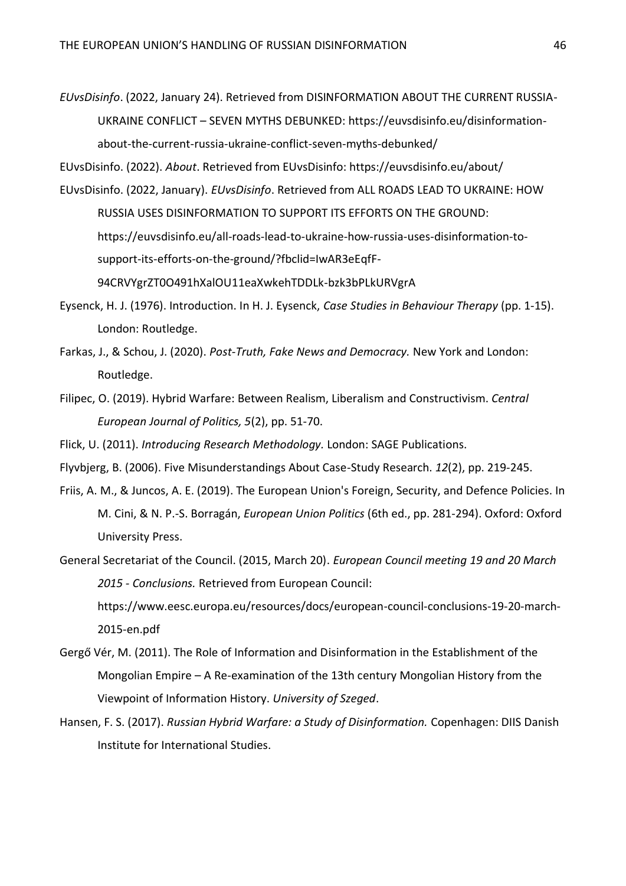*EUvsDisinfo*. (2022, January 24). Retrieved from DISINFORMATION ABOUT THE CURRENT RUSSIA-UKRAINE CONFLICT – SEVEN MYTHS DEBUNKED: https://euvsdisinfo.eu/disinformation-about-the-current-russia-ukraine-conflict-seven-myths-debunked/

EUvsDisinfo. (2022). *About*. Retrieved from EUvsDisinfo: https://euvsdisinfo.eu/about/

EUvsDisinfo. (2022, January). *EUvsDisinfo*. Retrieved from ALL ROADS LEAD TO UKRAINE: HOW RUSSIA USES DISINFORMATION TO SUPPORT ITS EFFORTS ON THE GROUND: https://euvsdisinfo.eu/all-roads-lead-to-ukraine-how-russia-uses-disinformation-to-support-its-efforts-on-the-ground/?fbclid=IwAR3eEqfF-94CRVYgrZT0O491hXalOU11eaXwkehTDDLk-bzk3bPLkURVgrA

Eysenck, H. J. (1976). Introduction. In H. J. Eysenck, *Case Studies in Behaviour Therapy* (pp. 1-15). London: Routledge.

Farkas, J., & Schou, J. (2020). *Post-Truth, Fake News and Democracy.* New York and London: Routledge.

Filipec, O. (2019). Hybrid Warfare: Between Realism, Liberalism and Constructivism. *Central European Journal of Politics, 5*(2), pp. 51-70.

Flick, U. (2011). *Introducing Research Methodology.* London: SAGE Publications.

Flyvbjerg, B. (2006). Five Misunderstandings About Case-Study Research. *12*(2), pp. 219-245.

Friis, A. M., & Juncos, A. E. (2019). The European Union's Foreign, Security, and Defence Policies. In M. Cini, & N. P.-S. Borragán, *European Union Politics* (6th ed., pp. 281-294). Oxford: Oxford University Press.

General Secretariat of the Council. (2015, March 20). *European Council meeting 19 and 20 March 2015 - Conclusions.* Retrieved from European Council: https://www.eesc.europa.eu/resources/docs/european-council-conclusions-19-20-march-2015-en.pdf

Gergő Vér, M. (2011). The Role of Information and Disinformation in the Establishment of the Mongolian Empire – A Re-examination of the 13th century Mongolian History from the Viewpoint of Information History. *University of Szeged*.

Hansen, F. S. (2017). *Russian Hybrid Warfare: a Study of Disinformation.* Copenhagen: DIIS Danish Institute for International Studies.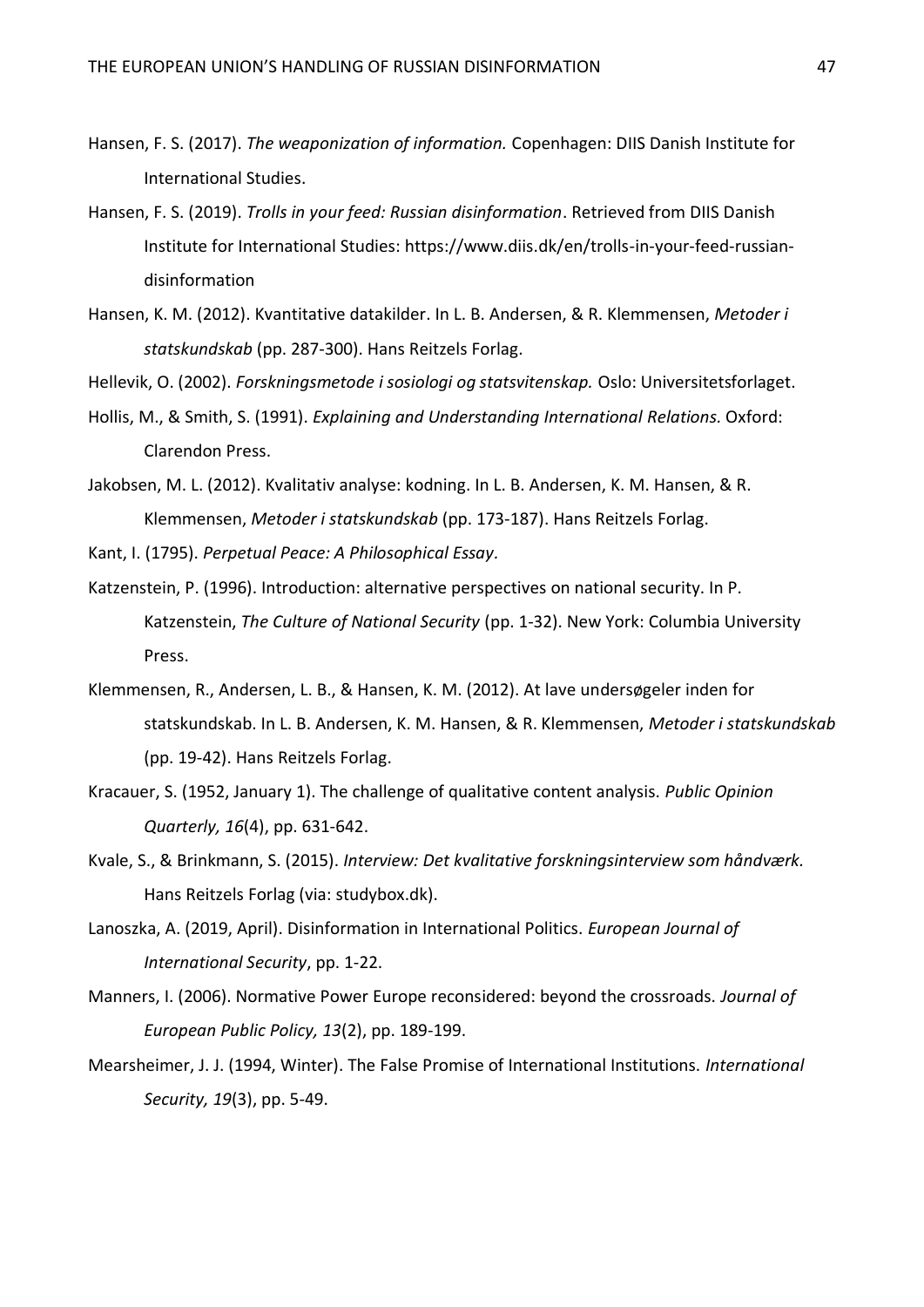Hansen, F. S. (2017). *The weaponization of information.* Copenhagen: DIIS Danish Institute for International Studies.

Hansen, F. S. (2019). *Trolls in your feed: Russian disinformation*. Retrieved from DIIS Danish Institute for International Studies: https://www.diis.dk/en/trolls-in-your-feed-russian-disinformation

Hansen, K. M. (2012). Kvantitative datakilder. In L. B. Andersen, & R. Klemmensen, *Metoder i statskundskab* (pp. 287-300). Hans Reitzels Forlag.

Hellevik, O. (2002). *Forskningsmetode i sosiologi og statsvitenskap.* Oslo: Universitetsforlaget.

Hollis, M., & Smith, S. (1991). *Explaining and Understanding International Relations.* Oxford: Clarendon Press.

Jakobsen, M. L. (2012). Kvalitativ analyse: kodning. In L. B. Andersen, K. M. Hansen, & R. Klemmensen, *Metoder i statskundskab* (pp. 173-187). Hans Reitzels Forlag.

Kant, I. (1795). *Perpetual Peace: A Philosophical Essay*.

Katzenstein, P. (1996). Introduction: alternative perspectives on national security. In P. Katzenstein, *The Culture of National Security* (pp. 1-32). New York: Columbia University Press.

Klemmensen, R., Andersen, L. B., & Hansen, K. M. (2012). At lave undersøgeler inden for statskundskab. In L. B. Andersen, K. M. Hansen, & R. Klemmensen, *Metoder i statskundskab* (pp. 19-42). Hans Reitzels Forlag.

Kracauer, S. (1952, January 1). The challenge of qualitative content analysis. *Public Opinion Quarterly, 16*(4), pp. 631-642.

Kvale, S., & Brinkmann, S. (2015). *Interview: Det kvalitative forskningsinterview som håndværk.* Hans Reitzels Forlag (via: studybox.dk).

Lanoszka, A. (2019, April). Disinformation in International Politics. *European Journal of International Security*, pp. 1-22.

Manners, I. (2006). Normative Power Europe reconsidered: beyond the crossroads. *Journal of European Public Policy, 13*(2), pp. 189-199.

Mearsheimer, J. J. (1994, Winter). The False Promise of International Institutions. *International Security, 19*(3), pp. 5-49.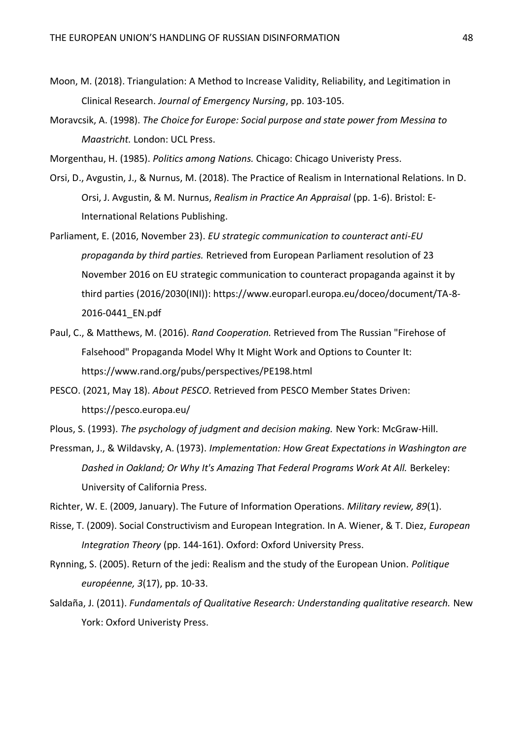Moon, M. (2018). Triangulation: A Method to Increase Validity, Reliability, and Legitimation in Clinical Research. *Journal of Emergency Nursing*, pp. 103-105.

Moravcsik, A. (1998). *The Choice for Europe: Social purpose and state power from Messina to Maastricht.* London: UCL Press.

Morgenthau, H. (1985). *Politics among Nations.* Chicago: Chicago Univeristy Press.

Orsi, D., Avgustin, J., & Nurnus, M. (2018). The Practice of Realism in International Relations. In D. Orsi, J. Avgustin, & M. Nurnus, *Realism in Practice An Appraisal* (pp. 1-6). Bristol: E-International Relations Publishing.

Parliament, E. (2016, November 23). *EU strategic communication to counteract anti-EU propaganda by third parties.* Retrieved from European Parliament resolution of 23 November 2016 on EU strategic communication to counteract propaganda against it by third parties (2016/2030(INI)): https://www.europarl.europa.eu/doceo/document/TA-8-2016-0441_EN.pdf

Paul, C., & Matthews, M. (2016). *Rand Cooperation.* Retrieved from The Russian "Firehose of Falsehood" Propaganda Model Why It Might Work and Options to Counter It: https://www.rand.org/pubs/perspectives/PE198.html

PESCO. (2021, May 18). *About PESCO.* Retrieved from PESCO Member States Driven: https://pesco.europa.eu/

Plous, S. (1993). *The psychology of judgment and decision making.* New York: McGraw-Hill.

Pressman, J., & Wildavsky, A. (1973). *Implementation: How Great Expectations in Washington are Dashed in Oakland; Or Why It's Amazing That Federal Programs Work At All.* Berkeley: University of California Press.

Richter, W. E. (2009, January). The Future of Information Operations. *Military review, 89*(1).

Risse, T. (2009). Social Constructivism and European Integration. In A. Wiener, & T. Diez, *European Integration Theory* (pp. 144-161). Oxford: Oxford University Press.

Rynning, S. (2005). Return of the jedi: Realism and the study of the European Union. *Politique européenne, 3*(17), pp. 10-33.

Saldaña, J. (2011). *Fundamentals of Qualitative Research: Understanding qualitative research.* New York: Oxford Univeristy Press.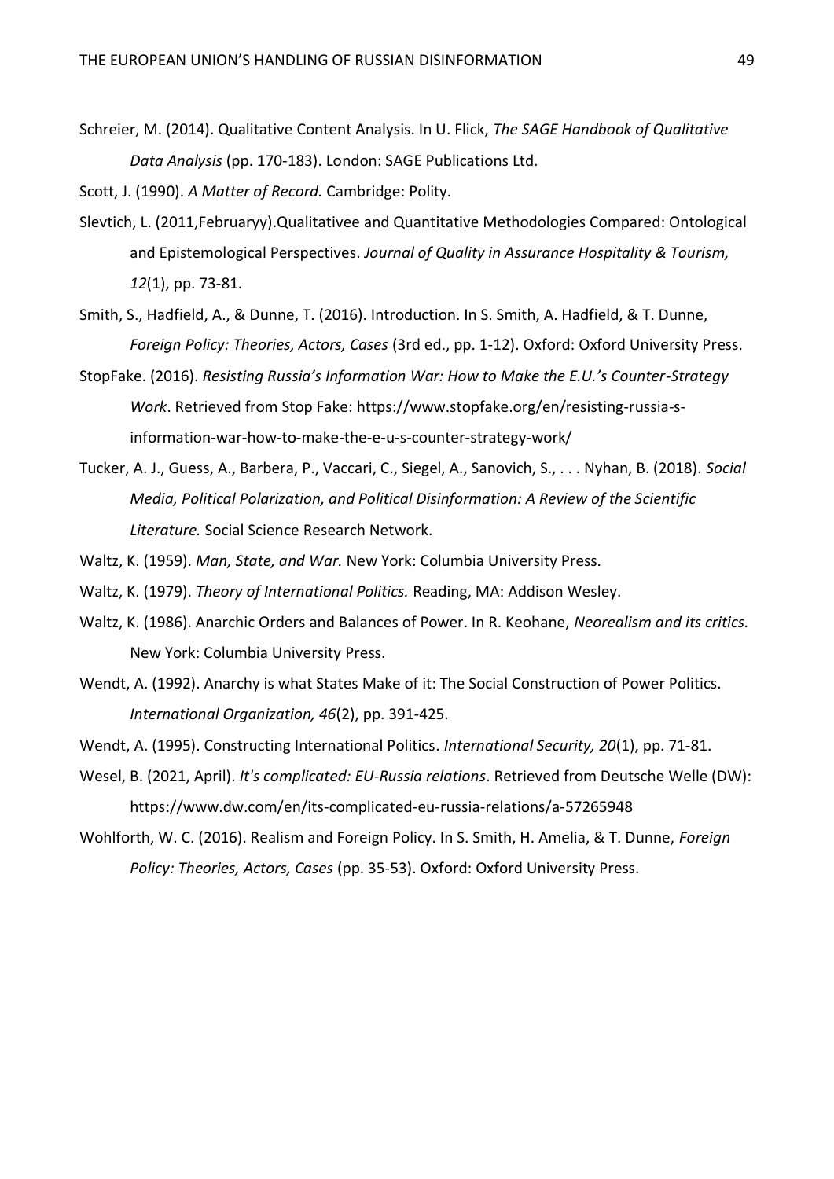Schreier, M. (2014). Qualitative Content Analysis. In U. Flick, *The SAGE Handbook of Qualitative Data Analysis* (pp. 170-183). London: SAGE Publications Ltd.

Scott, J. (1990). *A Matter of Record.* Cambridge: Polity.

Slevtich, L. (2011,Februaryy).Qualitativee and Quantitative Methodologies Compared: Ontological and Epistemological Perspectives. *Journal of Quality in Assurance Hospitality & Tourism, 12*(1), pp. 73-81.

Smith, S., Hadfield, A., & Dunne, T. (2016). Introduction. In S. Smith, A. Hadfield, & T. Dunne, *Foreign Policy: Theories, Actors, Cases* (3rd ed., pp. 1-12). Oxford: Oxford University Press.

StopFake. (2016). *Resisting Russia's Information War: How to Make the E.U.'s Counter-Strategy Work*. Retrieved from Stop Fake: https://www.stopfake.org/en/resisting-russia-s-information-war-how-to-make-the-e-u-s-counter-strategy-work/

Tucker, A. J., Guess, A., Barbera, P., Vaccari, C., Siegel, A., Sanovich, S., . . . Nyhan, B. (2018). *Social Media, Political Polarization, and Political Disinformation: A Review of the Scientific Literature.* Social Science Research Network.

Waltz, K. (1959). *Man, State, and War.* New York: Columbia University Press.

Waltz, K. (1979). *Theory of International Politics.* Reading, MA: Addison Wesley.

Waltz, K. (1986). Anarchic Orders and Balances of Power. In R. Keohane, *Neorealism and its critics.* New York: Columbia University Press.

Wendt, A. (1992). Anarchy is what States Make of it: The Social Construction of Power Politics. *International Organization, 46*(2), pp. 391-425.

Wendt, A. (1995). Constructing International Politics. *International Security, 20*(1), pp. 71-81.

Wesel, B. (2021, April). *It's complicated: EU-Russia relations*. Retrieved from Deutsche Welle (DW): https://www.dw.com/en/its-complicated-eu-russia-relations/a-57265948

Wohlforth, W. C. (2016). Realism and Foreign Policy. In S. Smith, H. Amelia, & T. Dunne, *Foreign Policy: Theories, Actors, Cases* (pp. 35-53). Oxford: Oxford University Press.